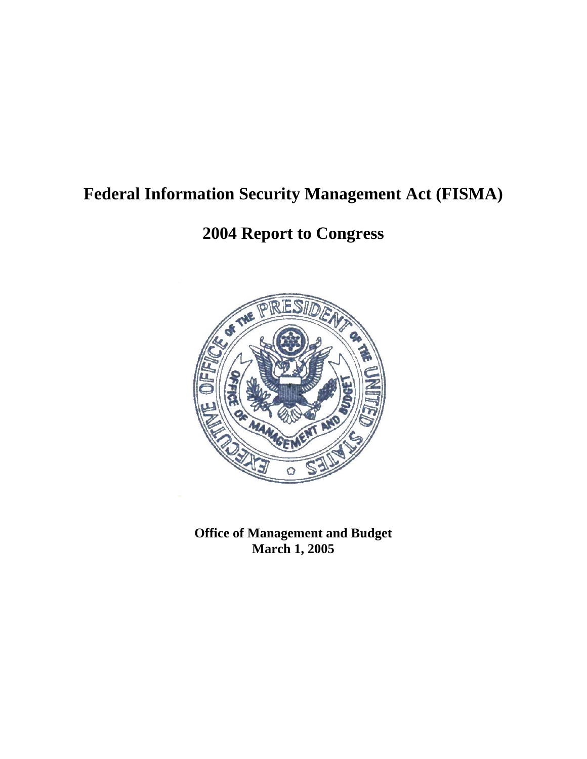# Federal Information Security Management Act (FISMA)

# 2004 Report to Congress

**Office of Management and Budget**
**March 1, 2005**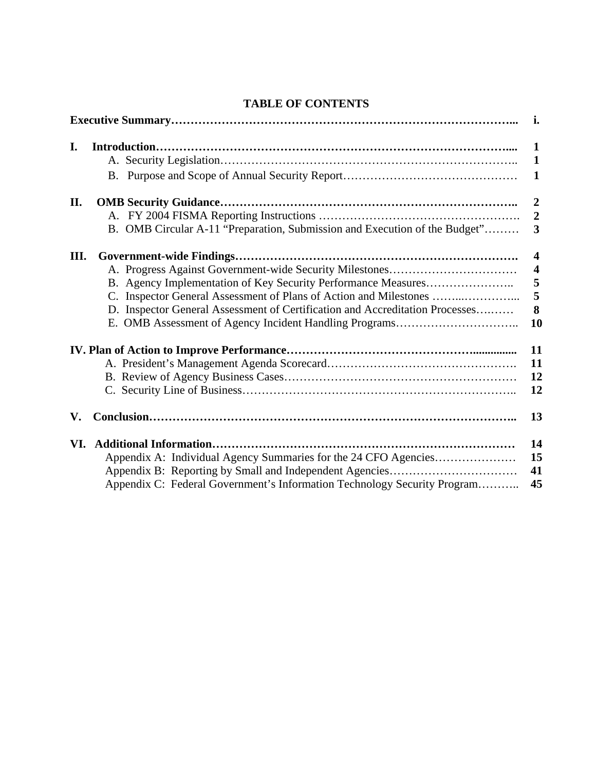# TABLE OF CONTENTS

| | |
|---|---|
| **Executive Summary** | **i.** |
| **I. Introduction** | **1** |
| A. Security Legislation | 1 |
| B. Purpose and Scope of Annual Security Report | 1 |
| **II. OMB Security Guidance** | **2** |
| A. FY 2004 FISMA Reporting Instructions | 2 |
| B. OMB Circular A-11 "Preparation, Submission and Execution of the Budget" | 3 |
| **III. Government-wide Findings** | **4** |
| A. Progress Against Government-wide Security Milestones | 4 |
| B. Agency Implementation of Key Security Performance Measures | 5 |
| C. Inspector General Assessment of Plans of Action and Milestones | 5 |
| D. Inspector General Assessment of Certification and Accreditation Processes | 8 |
| E. OMB Assessment of Agency Incident Handling Programs | 10 |
| **IV. Plan of Action to Improve Performance** | **11** |
| A. President's Management Agenda Scorecard | 11 |
| B. Review of Agency Business Cases | 12 |
| C. Security Line of Business | 12 |
| **V. Conclusion** | **13** |
| **VI. Additional Information** | **14** |
| Appendix A: Individual Agency Summaries for the 24 CFO Agencies | 15 |
| Appendix B: Reporting by Small and Independent Agencies | 41 |
| Appendix C: Federal Government's Information Technology Security Program | 45 |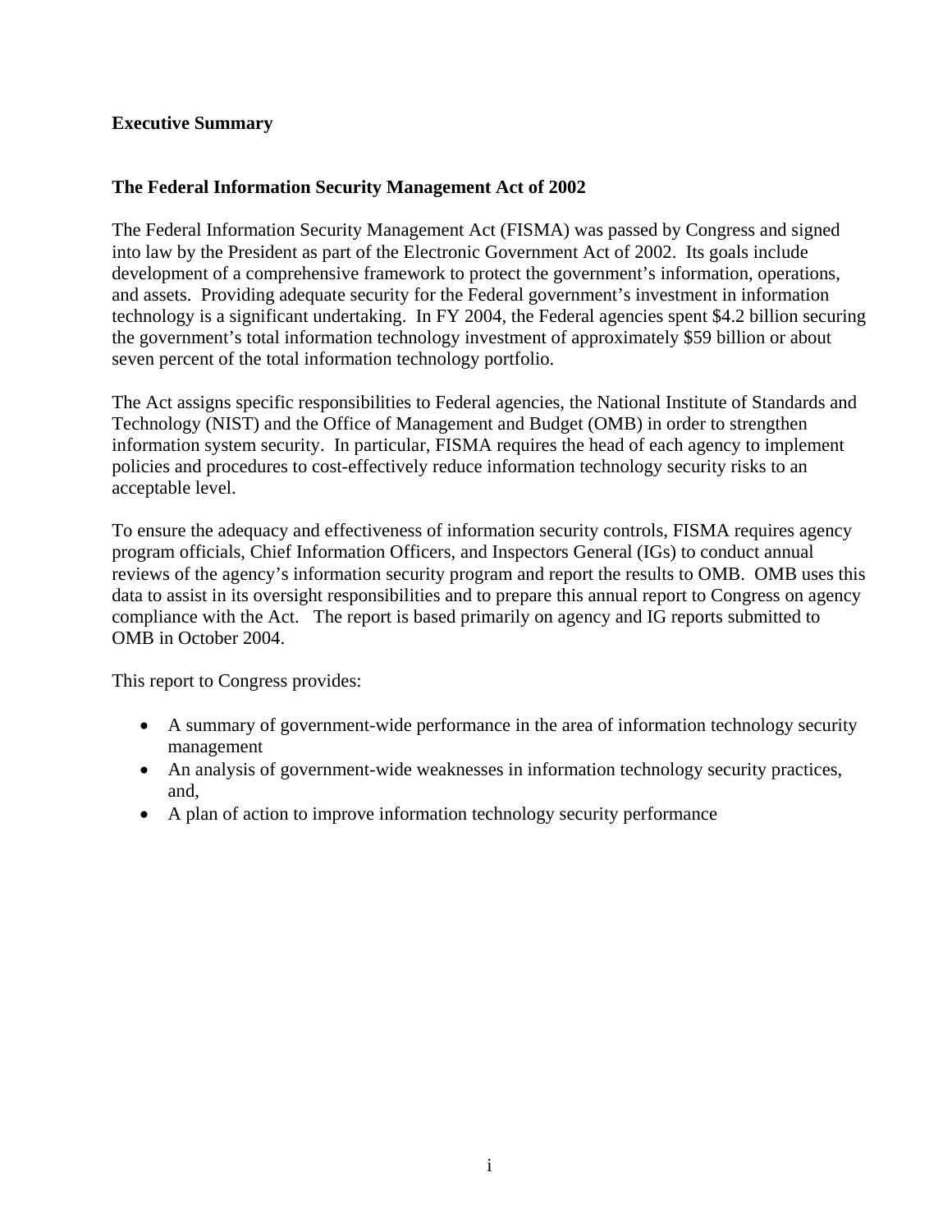## Executive Summary

### The Federal Information Security Management Act of 2002

The Federal Information Security Management Act (FISMA) was passed by Congress and signed into law by the President as part of the Electronic Government Act of 2002. Its goals include development of a comprehensive framework to protect the government's information, operations, and assets. Providing adequate security for the Federal government's investment in information technology is a significant undertaking. In FY 2004, the Federal agencies spent $4.2 billion securing the government's total information technology investment of approximately $59 billion or about seven percent of the total information technology portfolio.

The Act assigns specific responsibilities to Federal agencies, the National Institute of Standards and Technology (NIST) and the Office of Management and Budget (OMB) in order to strengthen information system security. In particular, FISMA requires the head of each agency to implement policies and procedures to cost-effectively reduce information technology security risks to an acceptable level.

To ensure the adequacy and effectiveness of information security controls, FISMA requires agency program officials, Chief Information Officers, and Inspectors General (IGs) to conduct annual reviews of the agency's information security program and report the results to OMB. OMB uses this data to assist in its oversight responsibilities and to prepare this annual report to Congress on agency compliance with the Act. The report is based primarily on agency and IG reports submitted to OMB in October 2004.

This report to Congress provides:

- A summary of government-wide performance in the area of information technology security management
- An analysis of government-wide weaknesses in information technology security practices, and,
- A plan of action to improve information technology security performance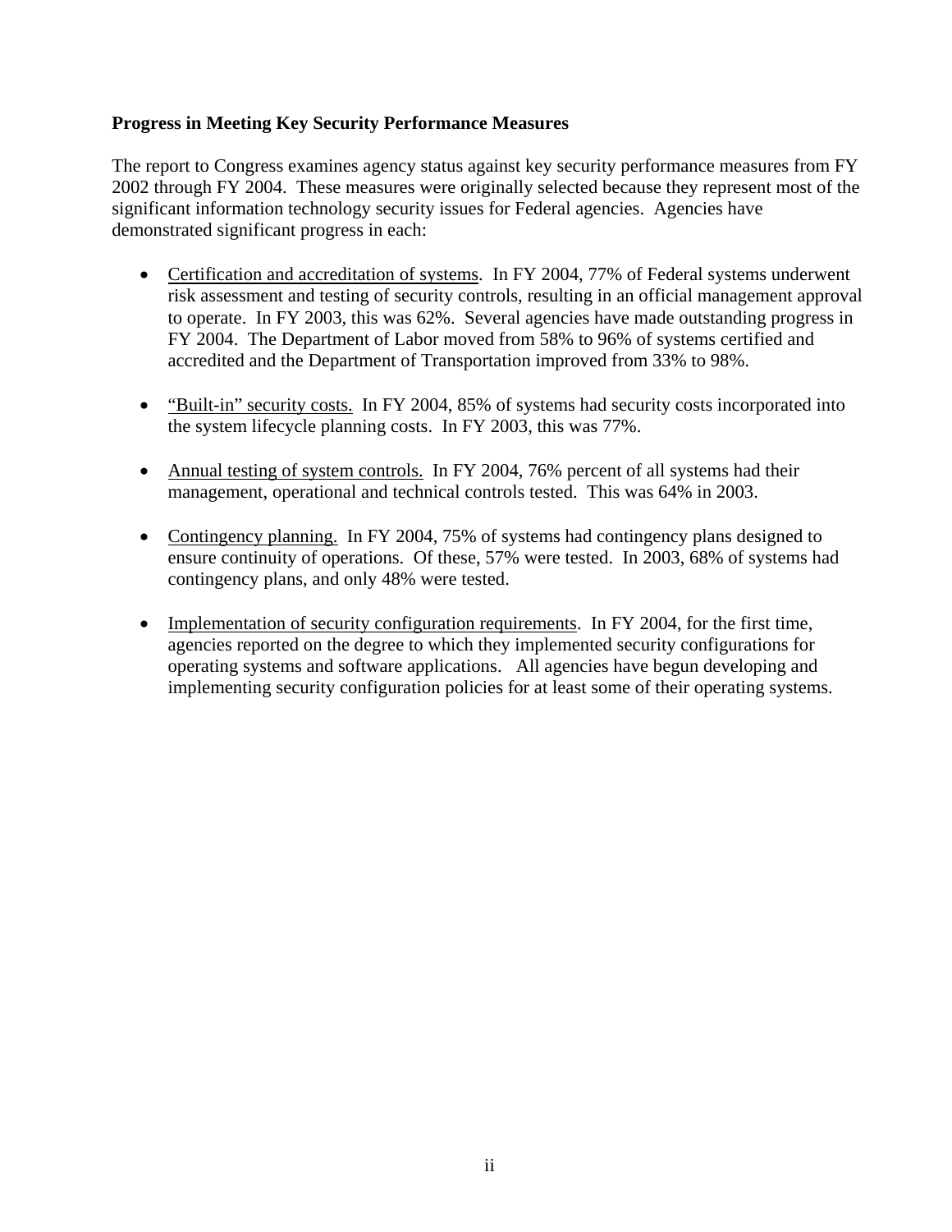**Progress in Meeting Key Security Performance Measures**

The report to Congress examines agency status against key security performance measures from FY 2002 through FY 2004. These measures were originally selected because they represent most of the significant information technology security issues for Federal agencies. Agencies have demonstrated significant progress in each:

- Certification and accreditation of systems. In FY 2004, 77% of Federal systems underwent risk assessment and testing of security controls, resulting in an official management approval to operate. In FY 2003, this was 62%. Several agencies have made outstanding progress in FY 2004. The Department of Labor moved from 58% to 96% of systems certified and accredited and the Department of Transportation improved from 33% to 98%.

- "Built-in" security costs. In FY 2004, 85% of systems had security costs incorporated into the system lifecycle planning costs. In FY 2003, this was 77%.

- Annual testing of system controls. In FY 2004, 76% percent of all systems had their management, operational and technical controls tested. This was 64% in 2003.

- Contingency planning. In FY 2004, 75% of systems had contingency plans designed to ensure continuity of operations. Of these, 57% were tested. In 2003, 68% of systems had contingency plans, and only 48% were tested.

- Implementation of security configuration requirements. In FY 2004, for the first time, agencies reported on the degree to which they implemented security configurations for operating systems and software applications. All agencies have begun developing and implementing security configuration policies for at least some of their operating systems.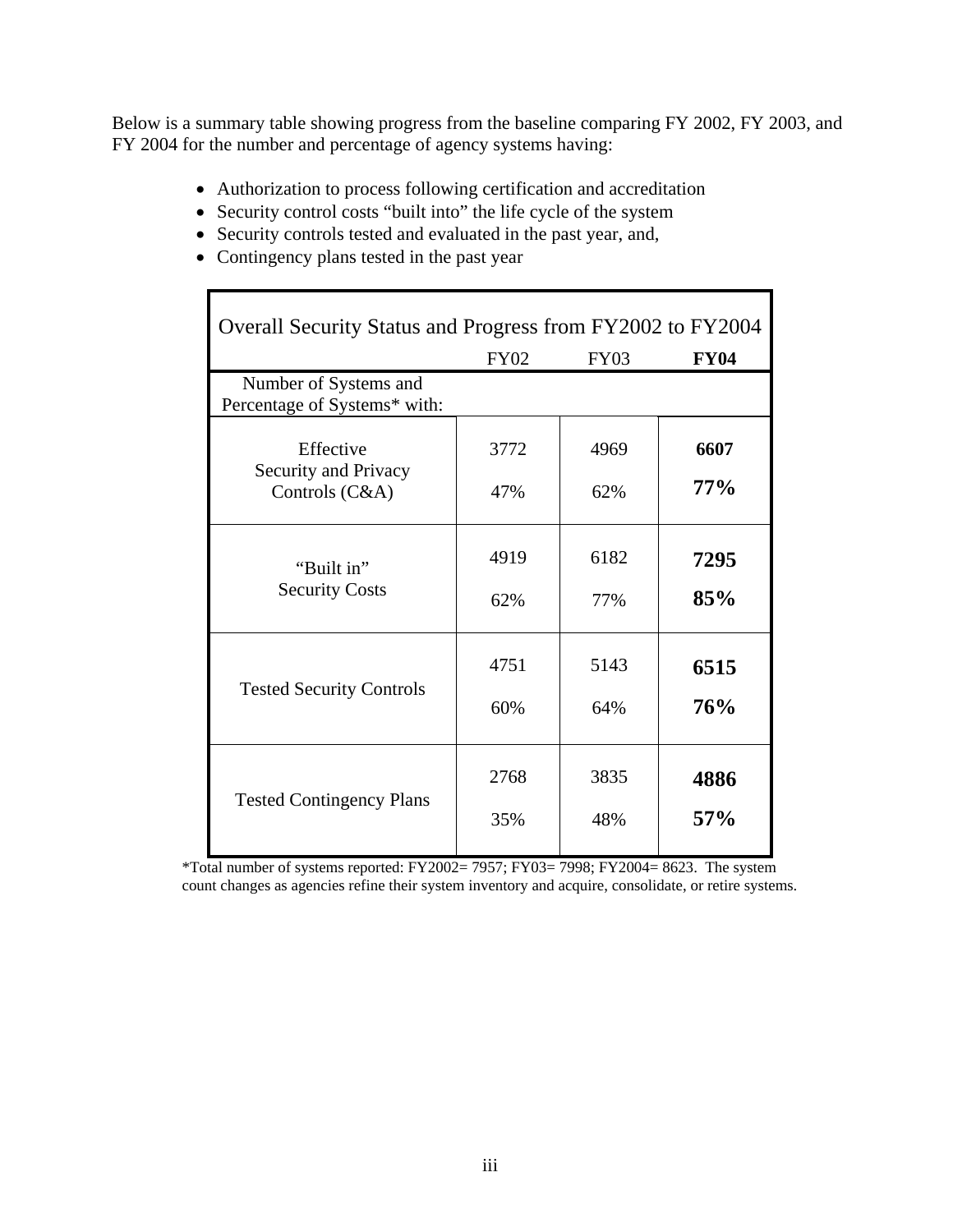Below is a summary table showing progress from the baseline comparing FY 2002, FY 2003, and FY 2004 for the number and percentage of agency systems having:

- Authorization to process following certification and accreditation
- Security control costs "built into" the life cycle of the system
- Security controls tested and evaluated in the past year, and,
- Contingency plans tested in the past year

| Overall Security Status and Progress from FY2002 to FY2004 | FY02 | FY03 | **FY04** |
|---|---|---|---|
| Number of Systems and Percentage of Systems* with: | | | |
| Effective Security and Privacy Controls (C&A) | 3772<br>47% | 4969<br>62% | **6607**<br>**77%** |
| "Built in" Security Costs | 4919<br>62% | 6182<br>77% | **7295**<br>**85%** |
| Tested Security Controls | 4751<br>60% | 5143<br>64% | **6515**<br>**76%** |
| Tested Contingency Plans | 2768<br>35% | 3835<br>48% | **4886**<br>**57%** |

*Total number of systems reported: FY2002= 7957; FY03= 7998; FY2004= 8623. The system count changes as agencies refine their system inventory and acquire, consolidate, or retire systems.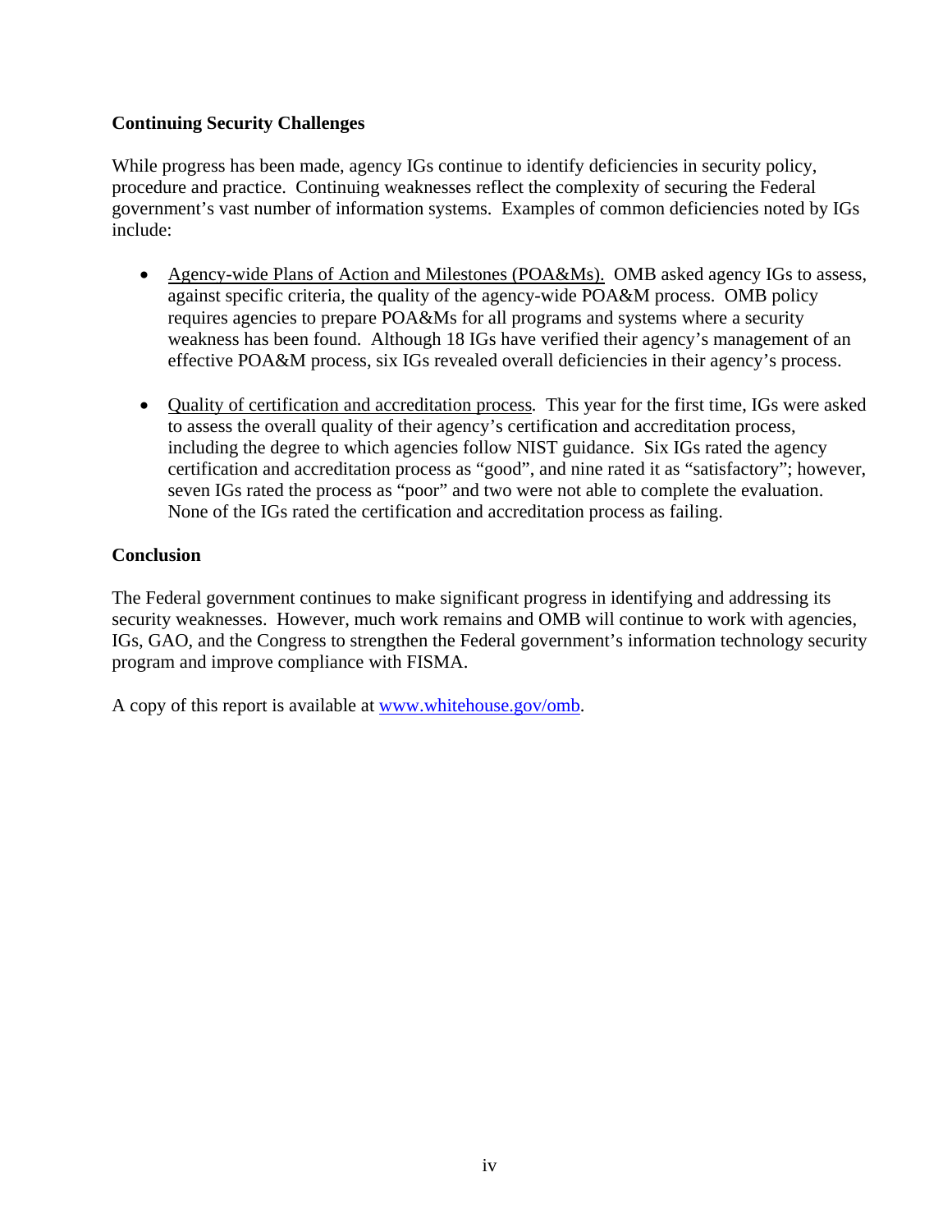**Continuing Security Challenges**

While progress has been made, agency IGs continue to identify deficiencies in security policy, procedure and practice. Continuing weaknesses reflect the complexity of securing the Federal government's vast number of information systems. Examples of common deficiencies noted by IGs include:

- Agency-wide Plans of Action and Milestones (POA&Ms). OMB asked agency IGs to assess, against specific criteria, the quality of the agency-wide POA&M process. OMB policy requires agencies to prepare POA&Ms for all programs and systems where a security weakness has been found. Although 18 IGs have verified their agency's management of an effective POA&M process, six IGs revealed overall deficiencies in their agency's process.

- Quality of certification and accreditation process. This year for the first time, IGs were asked to assess the overall quality of their agency's certification and accreditation process, including the degree to which agencies follow NIST guidance. Six IGs rated the agency certification and accreditation process as "good", and nine rated it as "satisfactory"; however, seven IGs rated the process as "poor" and two were not able to complete the evaluation. None of the IGs rated the certification and accreditation process as failing.

**Conclusion**

The Federal government continues to make significant progress in identifying and addressing its security weaknesses. However, much work remains and OMB will continue to work with agencies, IGs, GAO, and the Congress to strengthen the Federal government's information technology security program and improve compliance with FISMA.

A copy of this report is available at www.whitehouse.gov/omb.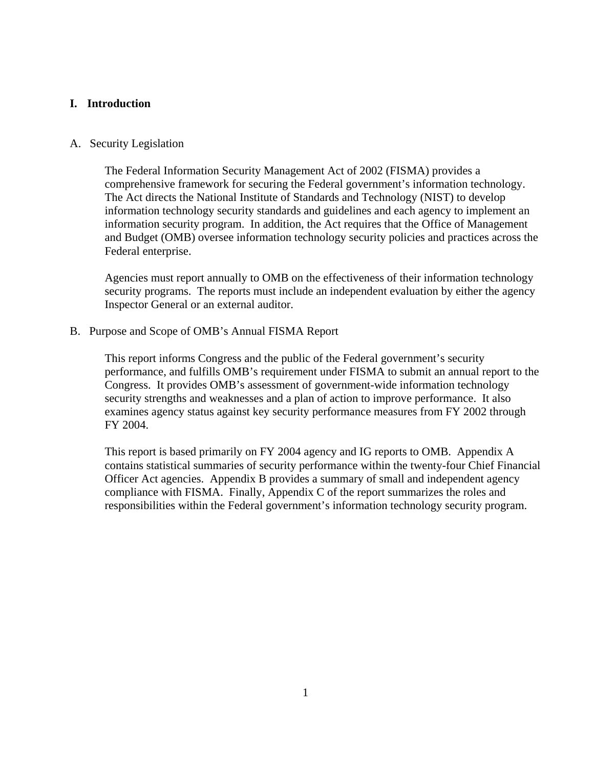## I. Introduction

### A. Security Legislation

The Federal Information Security Management Act of 2002 (FISMA) provides a comprehensive framework for securing the Federal government's information technology. The Act directs the National Institute of Standards and Technology (NIST) to develop information technology security standards and guidelines and each agency to implement an information security program. In addition, the Act requires that the Office of Management and Budget (OMB) oversee information technology security policies and practices across the Federal enterprise.

Agencies must report annually to OMB on the effectiveness of their information technology security programs. The reports must include an independent evaluation by either the agency Inspector General or an external auditor.

### B. Purpose and Scope of OMB's Annual FISMA Report

This report informs Congress and the public of the Federal government's security performance, and fulfills OMB's requirement under FISMA to submit an annual report to the Congress. It provides OMB's assessment of government-wide information technology security strengths and weaknesses and a plan of action to improve performance. It also examines agency status against key security performance measures from FY 2002 through FY 2004.

This report is based primarily on FY 2004 agency and IG reports to OMB. Appendix A contains statistical summaries of security performance within the twenty-four Chief Financial Officer Act agencies. Appendix B provides a summary of small and independent agency compliance with FISMA. Finally, Appendix C of the report summarizes the roles and responsibilities within the Federal government's information technology security program.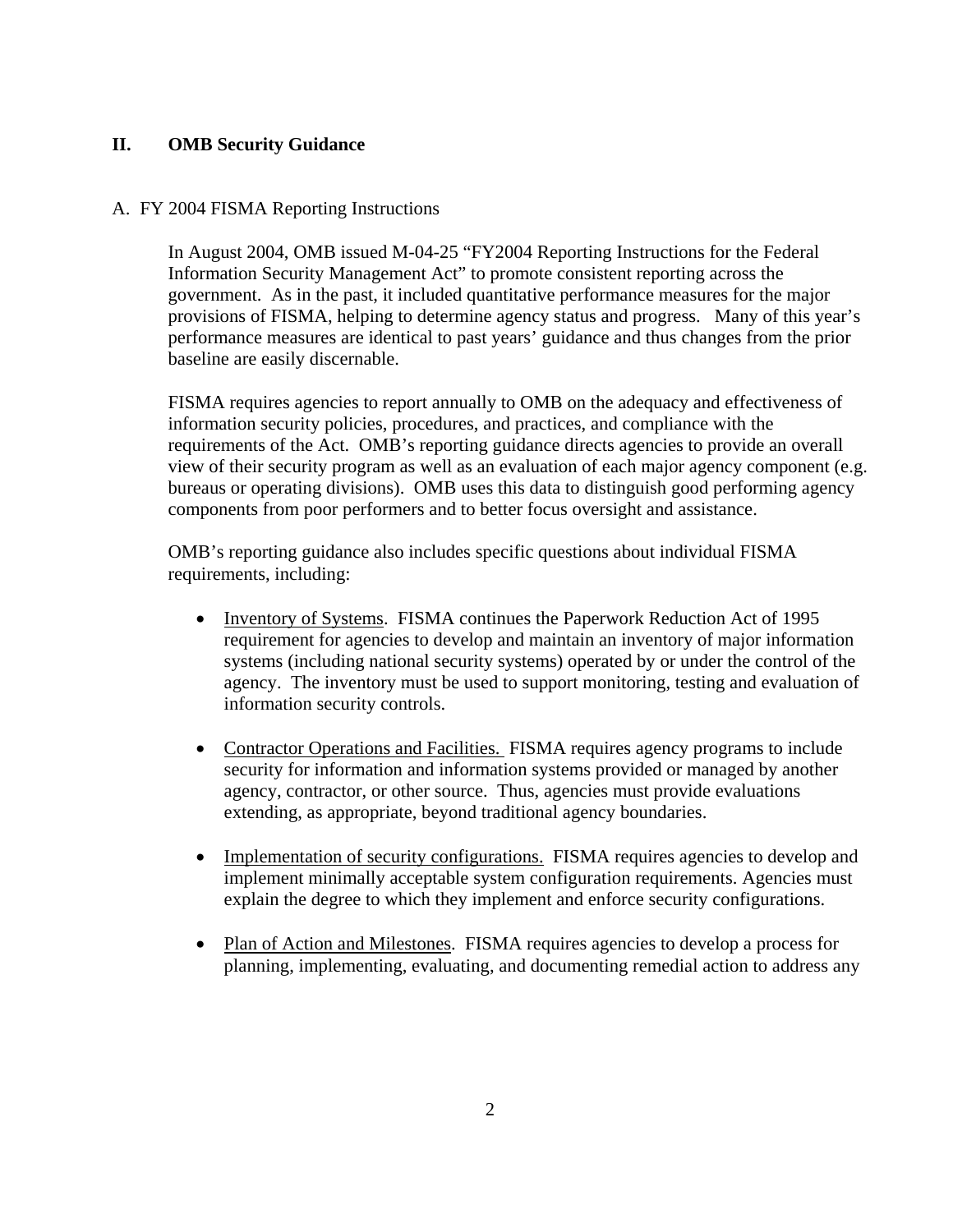## II. OMB Security Guidance

### A. FY 2004 FISMA Reporting Instructions

In August 2004, OMB issued M-04-25 "FY2004 Reporting Instructions for the Federal Information Security Management Act" to promote consistent reporting across the government. As in the past, it included quantitative performance measures for the major provisions of FISMA, helping to determine agency status and progress. Many of this year's performance measures are identical to past years' guidance and thus changes from the prior baseline are easily discernable.

FISMA requires agencies to report annually to OMB on the adequacy and effectiveness of information security policies, procedures, and practices, and compliance with the requirements of the Act. OMB's reporting guidance directs agencies to provide an overall view of their security program as well as an evaluation of each major agency component (e.g. bureaus or operating divisions). OMB uses this data to distinguish good performing agency components from poor performers and to better focus oversight and assistance.

OMB's reporting guidance also includes specific questions about individual FISMA requirements, including:

- <u>Inventory of Systems</u>. FISMA continues the Paperwork Reduction Act of 1995 requirement for agencies to develop and maintain an inventory of major information systems (including national security systems) operated by or under the control of the agency. The inventory must be used to support monitoring, testing and evaluation of information security controls.

- <u>Contractor Operations and Facilities.</u> FISMA requires agency programs to include security for information and information systems provided or managed by another agency, contractor, or other source. Thus, agencies must provide evaluations extending, as appropriate, beyond traditional agency boundaries.

- <u>Implementation of security configurations.</u> FISMA requires agencies to develop and implement minimally acceptable system configuration requirements. Agencies must explain the degree to which they implement and enforce security configurations.

- <u>Plan of Action and Milestones</u>. FISMA requires agencies to develop a process for planning, implementing, evaluating, and documenting remedial action to address any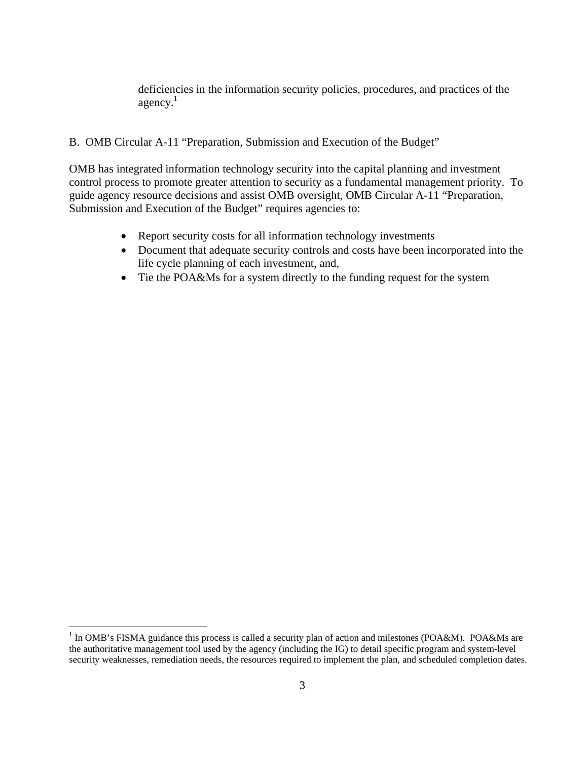deficiencies in the information security policies, procedures, and practices of the agency.[1]

## B. OMB Circular A-11 "Preparation, Submission and Execution of the Budget"

OMB has integrated information technology security into the capital planning and investment control process to promote greater attention to security as a fundamental management priority. To guide agency resource decisions and assist OMB oversight, OMB Circular A-11 "Preparation, Submission and Execution of the Budget" requires agencies to:

- Report security costs for all information technology investments
- Document that adequate security controls and costs have been incorporated into the life cycle planning of each investment, and,
- Tie the POA&Ms for a system directly to the funding request for the system

[1] In OMB's FISMA guidance this process is called a security plan of action and milestones (POA&M). POA&Ms are the authoritative management tool used by the agency (including the IG) to detail specific program and system-level security weaknesses, remediation needs, the resources required to implement the plan, and scheduled completion dates.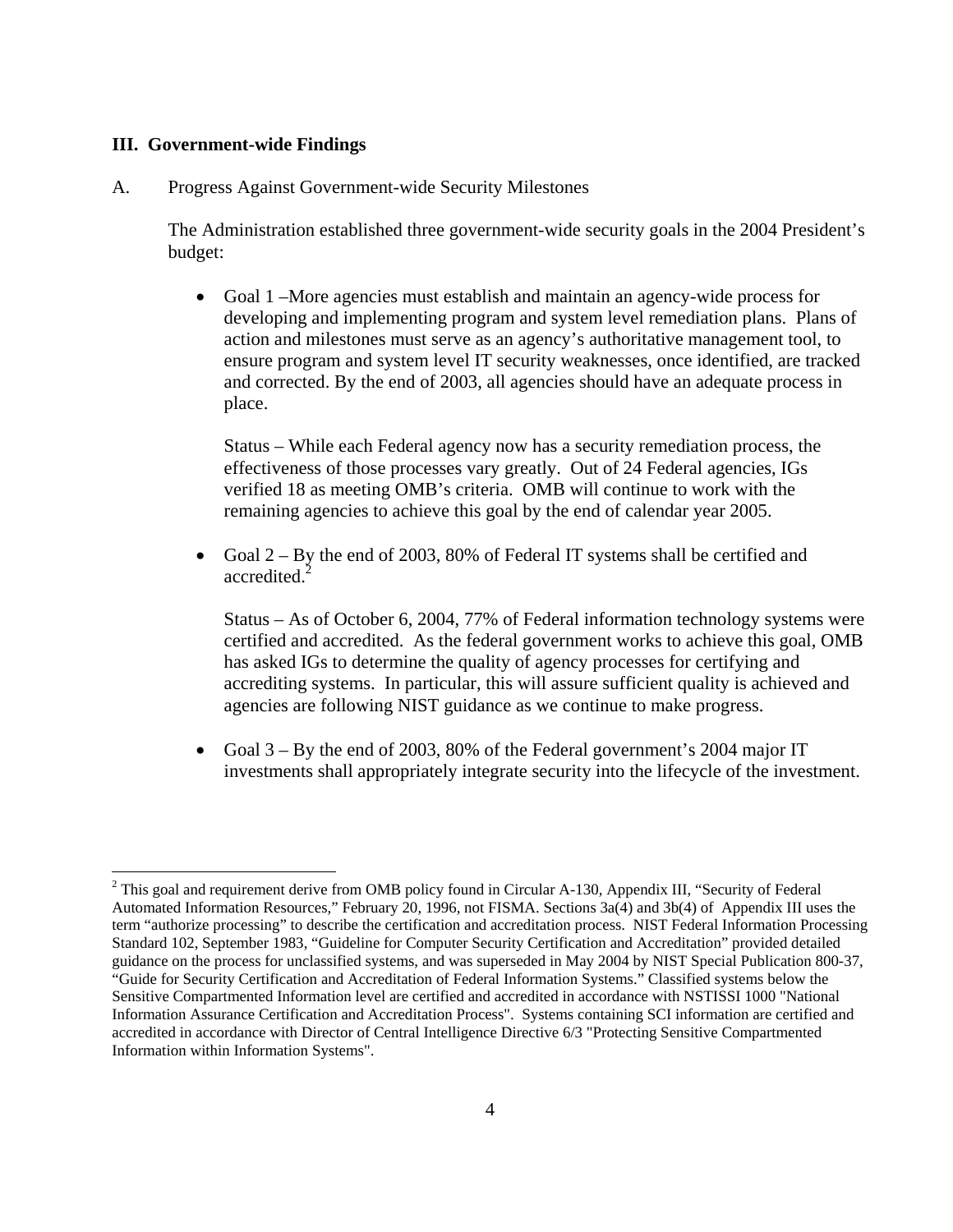## III. Government-wide Findings

A. Progress Against Government-wide Security Milestones

The Administration established three government-wide security goals in the 2004 President's budget:

- Goal 1 –More agencies must establish and maintain an agency-wide process for developing and implementing program and system level remediation plans. Plans of action and milestones must serve as an agency's authoritative management tool, to ensure program and system level IT security weaknesses, once identified, are tracked and corrected. By the end of 2003, all agencies should have an adequate process in place.

  Status – While each Federal agency now has a security remediation process, the effectiveness of those processes vary greatly. Out of 24 Federal agencies, IGs verified 18 as meeting OMB's criteria. OMB will continue to work with the remaining agencies to achieve this goal by the end of calendar year 2005.

- Goal 2 – By the end of 2003, 80% of Federal IT systems shall be certified and accredited.[2]

  Status – As of October 6, 2004, 77% of Federal information technology systems were certified and accredited. As the federal government works to achieve this goal, OMB has asked IGs to determine the quality of agency processes for certifying and accrediting systems. In particular, this will assure sufficient quality is achieved and agencies are following NIST guidance as we continue to make progress.

- Goal 3 – By the end of 2003, 80% of the Federal government's 2004 major IT investments shall appropriately integrate security into the lifecycle of the investment.

---

[2] This goal and requirement derive from OMB policy found in Circular A-130, Appendix III, "Security of Federal Automated Information Resources," February 20, 1996, not FISMA. Sections 3a(4) and 3b(4) of Appendix III uses the term "authorize processing" to describe the certification and accreditation process. NIST Federal Information Processing Standard 102, September 1983, "Guideline for Computer Security Certification and Accreditation" provided detailed guidance on the process for unclassified systems, and was superseded in May 2004 by NIST Special Publication 800-37, "Guide for Security Certification and Accreditation of Federal Information Systems." Classified systems below the Sensitive Compartmented Information level are certified and accredited in accordance with NSTISSI 1000 "National Information Assurance Certification and Accreditation Process". Systems containing SCI information are certified and accredited in accordance with Director of Central Intelligence Directive 6/3 "Protecting Sensitive Compartmented Information within Information Systems".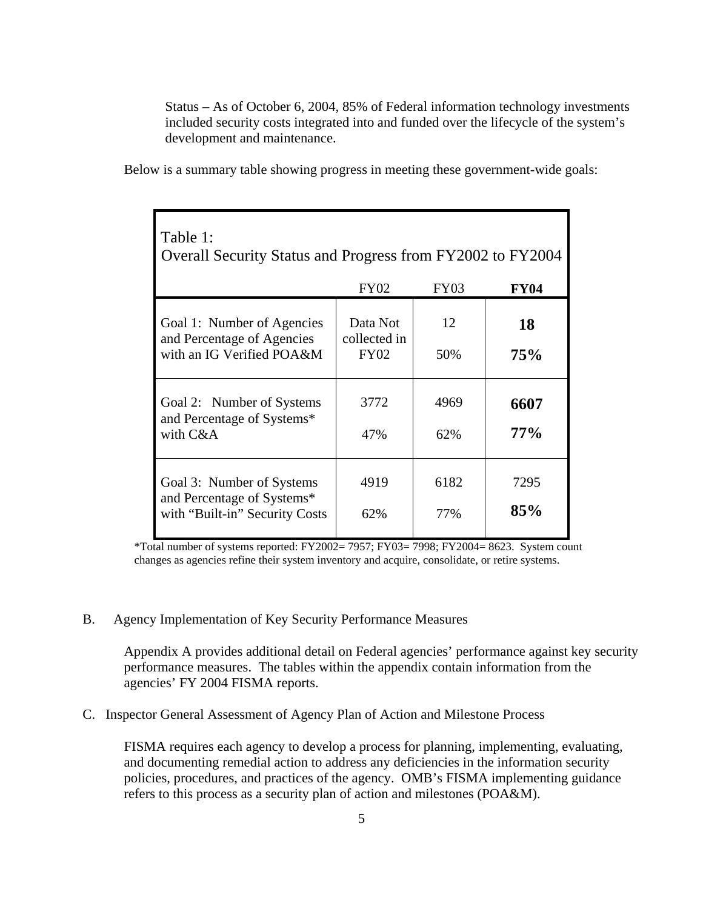Status – As of October 6, 2004, 85% of Federal information technology investments included security costs integrated into and funded over the lifecycle of the system's development and maintenance.

Below is a summary table showing progress in meeting these government-wide goals:

**Table 1:**
**Overall Security Status and Progress from FY2002 to FY2004**

| | FY02 | FY03 | **FY04** |
|---|---|---|---|
| Goal 1: Number of Agencies and Percentage of Agencies with an IG Verified POA&M | Data Not collected in FY02 | 12<br>50% | **18**<br>**75%** |
| Goal 2: Number of Systems and Percentage of Systems* with C&A | 3772<br>47% | 4969<br>62% | **6607**<br>**77%** |
| Goal 3: Number of Systems and Percentage of Systems* with "Built-in" Security Costs | 4919<br>62% | 6182<br>77% | 7295<br>**85%** |

*Total number of systems reported: FY2002= 7957; FY03= 7998; FY2004= 8623. System count changes as agencies refine their system inventory and acquire, consolidate, or retire systems.

## B. Agency Implementation of Key Security Performance Measures

Appendix A provides additional detail on Federal agencies' performance against key security performance measures. The tables within the appendix contain information from the agencies' FY 2004 FISMA reports.

## C. Inspector General Assessment of Agency Plan of Action and Milestone Process

FISMA requires each agency to develop a process for planning, implementing, evaluating, and documenting remedial action to address any deficiencies in the information security policies, procedures, and practices of the agency. OMB's FISMA implementing guidance refers to this process as a security plan of action and milestones (POA&M).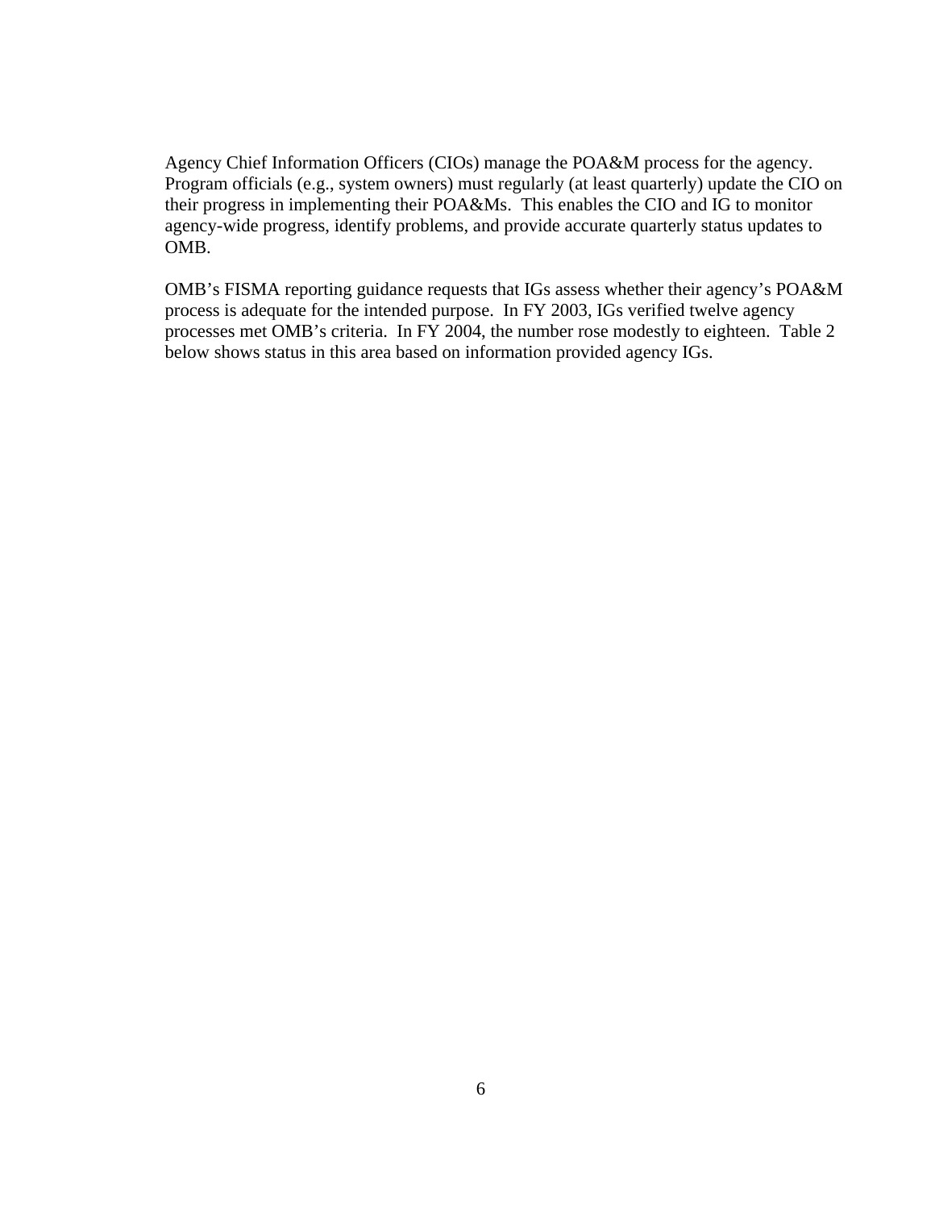Agency Chief Information Officers (CIOs) manage the POA&M process for the agency. Program officials (e.g., system owners) must regularly (at least quarterly) update the CIO on their progress in implementing their POA&Ms. This enables the CIO and IG to monitor agency-wide progress, identify problems, and provide accurate quarterly status updates to OMB.

OMB's FISMA reporting guidance requests that IGs assess whether their agency's POA&M process is adequate for the intended purpose. In FY 2003, IGs verified twelve agency processes met OMB's criteria. In FY 2004, the number rose modestly to eighteen. Table 2 below shows status in this area based on information provided agency IGs.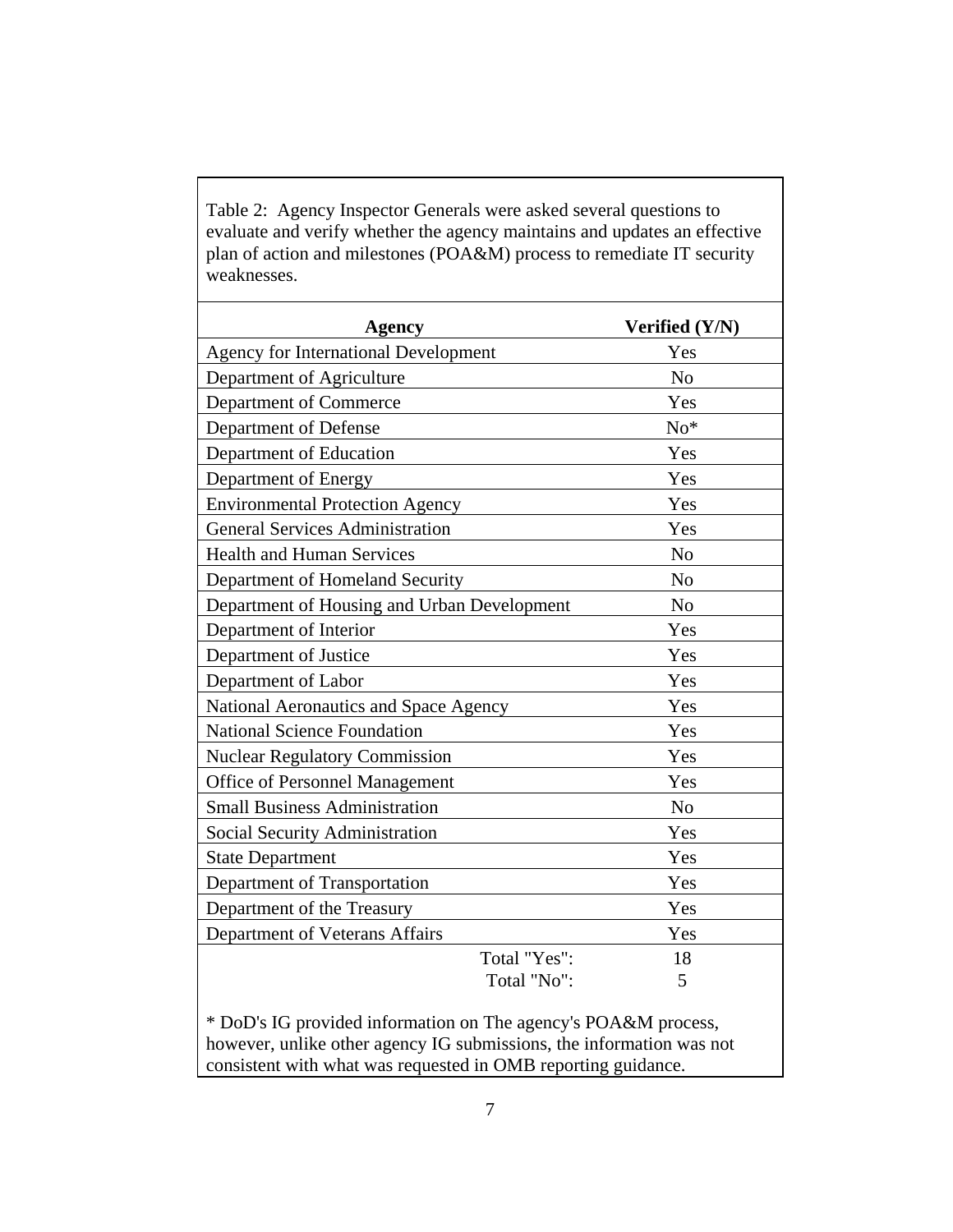Table 2: Agency Inspector Generals were asked several questions to evaluate and verify whether the agency maintains and updates an effective plan of action and milestones (POA&M) process to remediate IT security weaknesses.

| Agency | Verified (Y/N) |
|---|---|
| Agency for International Development | Yes |
| Department of Agriculture | No |
| Department of Commerce | Yes |
| Department of Defense | No* |
| Department of Education | Yes |
| Department of Energy | Yes |
| Environmental Protection Agency | Yes |
| General Services Administration | Yes |
| Health and Human Services | No |
| Department of Homeland Security | No |
| Department of Housing and Urban Development | No |
| Department of Interior | Yes |
| Department of Justice | Yes |
| Department of Labor | Yes |
| National Aeronautics and Space Agency | Yes |
| National Science Foundation | Yes |
| Nuclear Regulatory Commission | Yes |
| Office of Personnel Management | Yes |
| Small Business Administration | No |
| Social Security Administration | Yes |
| State Department | Yes |
| Department of Transportation | Yes |
| Department of the Treasury | Yes |
| Department of Veterans Affairs | Yes |
| Total "Yes": | 18 |
| Total "No": | 5 |

* DoD's IG provided information on The agency's POA&M process, however, unlike other agency IG submissions, the information was not consistent with what was requested in OMB reporting guidance.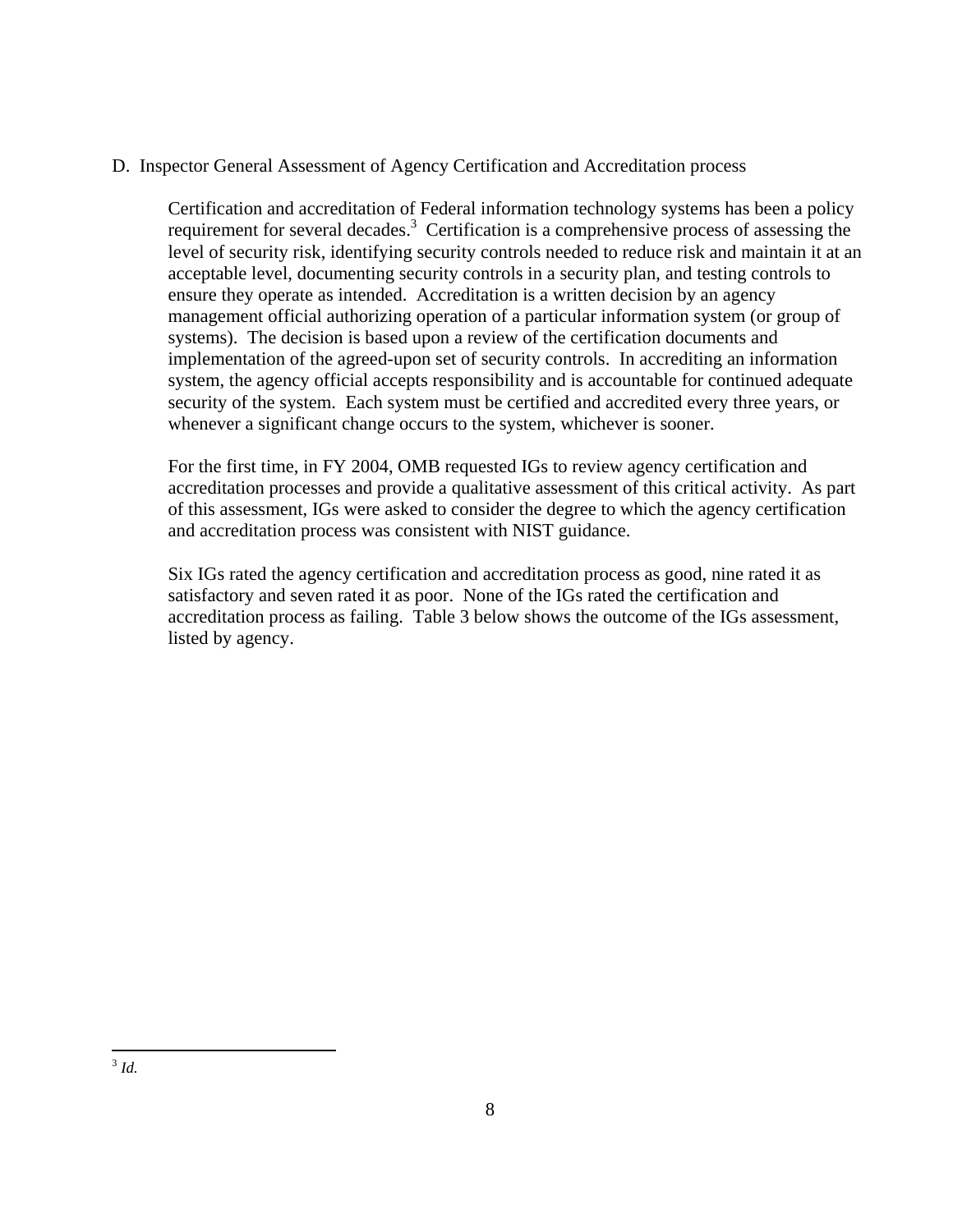D. Inspector General Assessment of Agency Certification and Accreditation process

Certification and accreditation of Federal information technology systems has been a policy requirement for several decades.[3] Certification is a comprehensive process of assessing the level of security risk, identifying security controls needed to reduce risk and maintain it at an acceptable level, documenting security controls in a security plan, and testing controls to ensure they operate as intended. Accreditation is a written decision by an agency management official authorizing operation of a particular information system (or group of systems). The decision is based upon a review of the certification documents and implementation of the agreed-upon set of security controls. In accrediting an information system, the agency official accepts responsibility and is accountable for continued adequate security of the system. Each system must be certified and accredited every three years, or whenever a significant change occurs to the system, whichever is sooner.

For the first time, in FY 2004, OMB requested IGs to review agency certification and accreditation processes and provide a qualitative assessment of this critical activity. As part of this assessment, IGs were asked to consider the degree to which the agency certification and accreditation process was consistent with NIST guidance.

Six IGs rated the agency certification and accreditation process as good, nine rated it as satisfactory and seven rated it as poor. None of the IGs rated the certification and accreditation process as failing. Table 3 below shows the outcome of the IGs assessment, listed by agency.

[3] *Id.*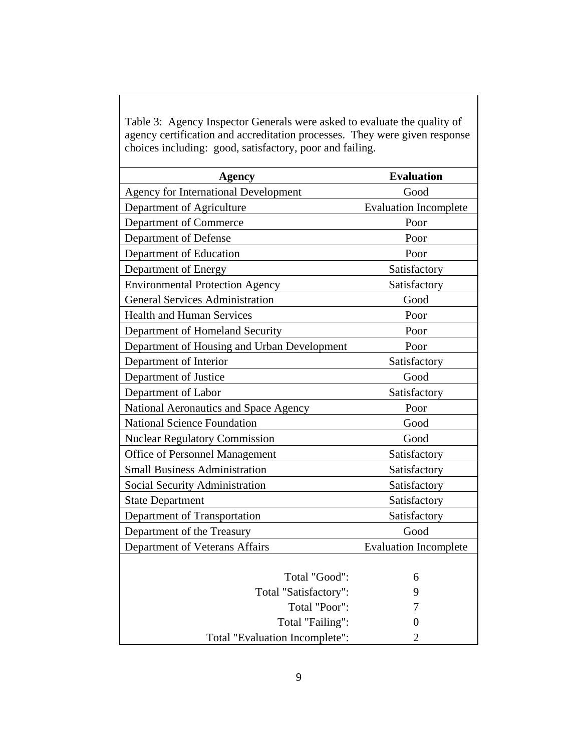Table 3: Agency Inspector Generals were asked to evaluate the quality of agency certification and accreditation processes. They were given response choices including: good, satisfactory, poor and failing.

| Agency | Evaluation |
|---|---|
| Agency for International Development | Good |
| Department of Agriculture | Evaluation Incomplete |
| Department of Commerce | Poor |
| Department of Defense | Poor |
| Department of Education | Poor |
| Department of Energy | Satisfactory |
| Environmental Protection Agency | Satisfactory |
| General Services Administration | Good |
| Health and Human Services | Poor |
| Department of Homeland Security | Poor |
| Department of Housing and Urban Development | Poor |
| Department of Interior | Satisfactory |
| Department of Justice | Good |
| Department of Labor | Satisfactory |
| National Aeronautics and Space Agency | Poor |
| National Science Foundation | Good |
| Nuclear Regulatory Commission | Good |
| Office of Personnel Management | Satisfactory |
| Small Business Administration | Satisfactory |
| Social Security Administration | Satisfactory |
| State Department | Satisfactory |
| Department of Transportation | Satisfactory |
| Department of the Treasury | Good |
| Department of Veterans Affairs | Evaluation Incomplete |
| Total "Good": | 6 |
| Total "Satisfactory": | 9 |
| Total "Poor": | 7 |
| Total "Failing": | 0 |
| Total "Evaluation Incomplete": | 2 |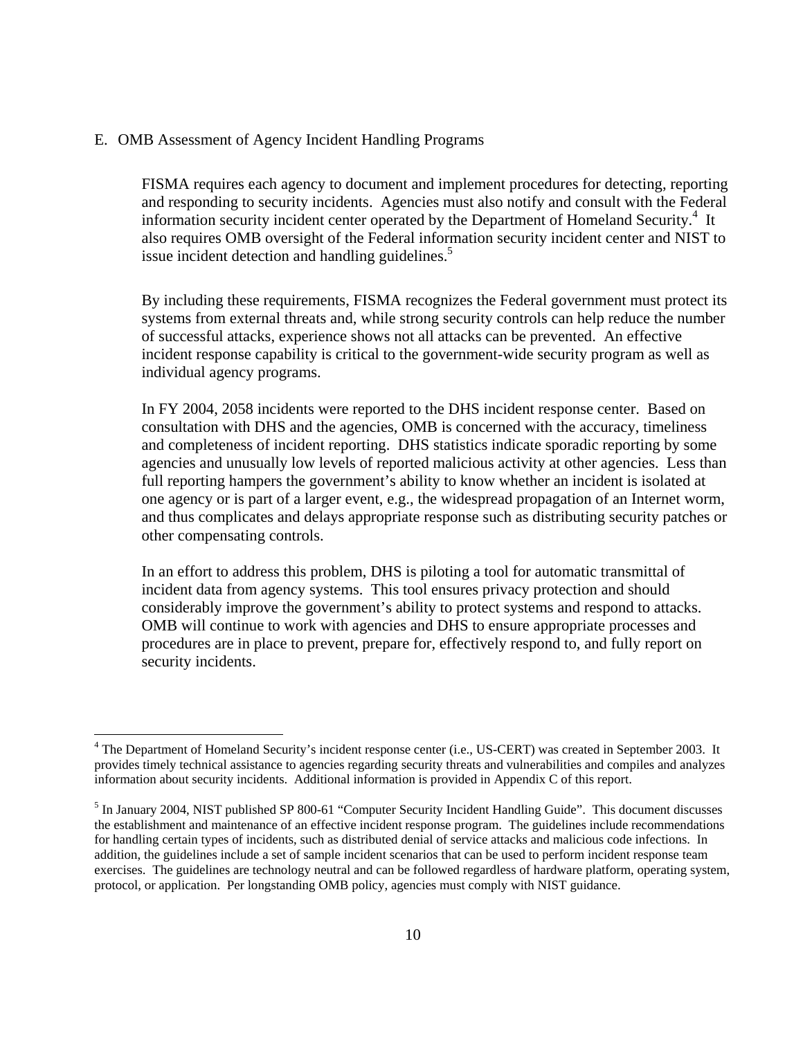## E. OMB Assessment of Agency Incident Handling Programs

FISMA requires each agency to document and implement procedures for detecting, reporting and responding to security incidents. Agencies must also notify and consult with the Federal information security incident center operated by the Department of Homeland Security.[4] It also requires OMB oversight of the Federal information security incident center and NIST to issue incident detection and handling guidelines.[5]

By including these requirements, FISMA recognizes the Federal government must protect its systems from external threats and, while strong security controls can help reduce the number of successful attacks, experience shows not all attacks can be prevented. An effective incident response capability is critical to the government-wide security program as well as individual agency programs.

In FY 2004, 2058 incidents were reported to the DHS incident response center. Based on consultation with DHS and the agencies, OMB is concerned with the accuracy, timeliness and completeness of incident reporting. DHS statistics indicate sporadic reporting by some agencies and unusually low levels of reported malicious activity at other agencies. Less than full reporting hampers the government's ability to know whether an incident is isolated at one agency or is part of a larger event, e.g., the widespread propagation of an Internet worm, and thus complicates and delays appropriate response such as distributing security patches or other compensating controls.

In an effort to address this problem, DHS is piloting a tool for automatic transmittal of incident data from agency systems. This tool ensures privacy protection and should considerably improve the government's ability to protect systems and respond to attacks. OMB will continue to work with agencies and DHS to ensure appropriate processes and procedures are in place to prevent, prepare for, effectively respond to, and fully report on security incidents.

---

[4] The Department of Homeland Security's incident response center (i.e., US-CERT) was created in September 2003. It provides timely technical assistance to agencies regarding security threats and vulnerabilities and compiles and analyzes information about security incidents. Additional information is provided in Appendix C of this report.

[5] In January 2004, NIST published SP 800-61 "Computer Security Incident Handling Guide". This document discusses the establishment and maintenance of an effective incident response program. The guidelines include recommendations for handling certain types of incidents, such as distributed denial of service attacks and malicious code infections. In addition, the guidelines include a set of sample incident scenarios that can be used to perform incident response team exercises. The guidelines are technology neutral and can be followed regardless of hardware platform, operating system, protocol, or application. Per longstanding OMB policy, agencies must comply with NIST guidance.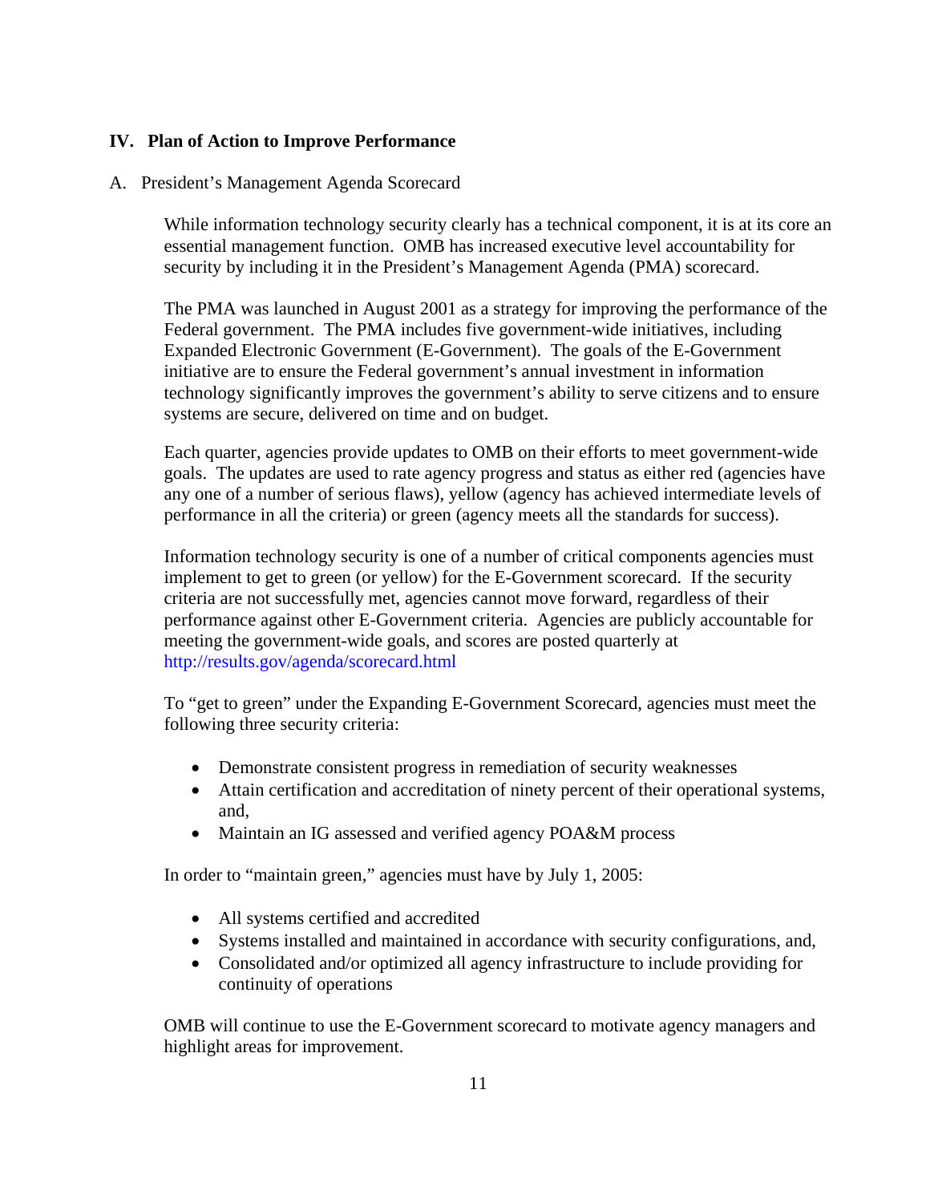## IV. Plan of Action to Improve Performance

### A. President's Management Agenda Scorecard

While information technology security clearly has a technical component, it is at its core an essential management function. OMB has increased executive level accountability for security by including it in the President's Management Agenda (PMA) scorecard.

The PMA was launched in August 2001 as a strategy for improving the performance of the Federal government. The PMA includes five government-wide initiatives, including Expanded Electronic Government (E-Government). The goals of the E-Government initiative are to ensure the Federal government's annual investment in information technology significantly improves the government's ability to serve citizens and to ensure systems are secure, delivered on time and on budget.

Each quarter, agencies provide updates to OMB on their efforts to meet government-wide goals. The updates are used to rate agency progress and status as either red (agencies have any one of a number of serious flaws), yellow (agency has achieved intermediate levels of performance in all the criteria) or green (agency meets all the standards for success).

Information technology security is one of a number of critical components agencies must implement to get to green (or yellow) for the E-Government scorecard. If the security criteria are not successfully met, agencies cannot move forward, regardless of their performance against other E-Government criteria. Agencies are publicly accountable for meeting the government-wide goals, and scores are posted quarterly at http://results.gov/agenda/scorecard.html

To "get to green" under the Expanding E-Government Scorecard, agencies must meet the following three security criteria:

- Demonstrate consistent progress in remediation of security weaknesses
- Attain certification and accreditation of ninety percent of their operational systems, and,
- Maintain an IG assessed and verified agency POA&M process

In order to "maintain green," agencies must have by July 1, 2005:

- All systems certified and accredited
- Systems installed and maintained in accordance with security configurations, and,
- Consolidated and/or optimized all agency infrastructure to include providing for continuity of operations

OMB will continue to use the E-Government scorecard to motivate agency managers and highlight areas for improvement.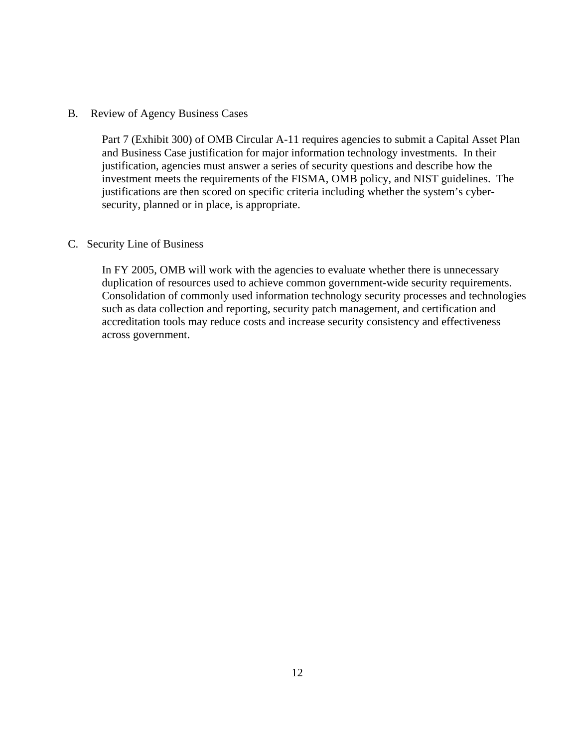### B. Review of Agency Business Cases

Part 7 (Exhibit 300) of OMB Circular A-11 requires agencies to submit a Capital Asset Plan and Business Case justification for major information technology investments. In their justification, agencies must answer a series of security questions and describe how the investment meets the requirements of the FISMA, OMB policy, and NIST guidelines. The justifications are then scored on specific criteria including whether the system's cyber-security, planned or in place, is appropriate.

### C. Security Line of Business

In FY 2005, OMB will work with the agencies to evaluate whether there is unnecessary duplication of resources used to achieve common government-wide security requirements. Consolidation of commonly used information technology security processes and technologies such as data collection and reporting, security patch management, and certification and accreditation tools may reduce costs and increase security consistency and effectiveness across government.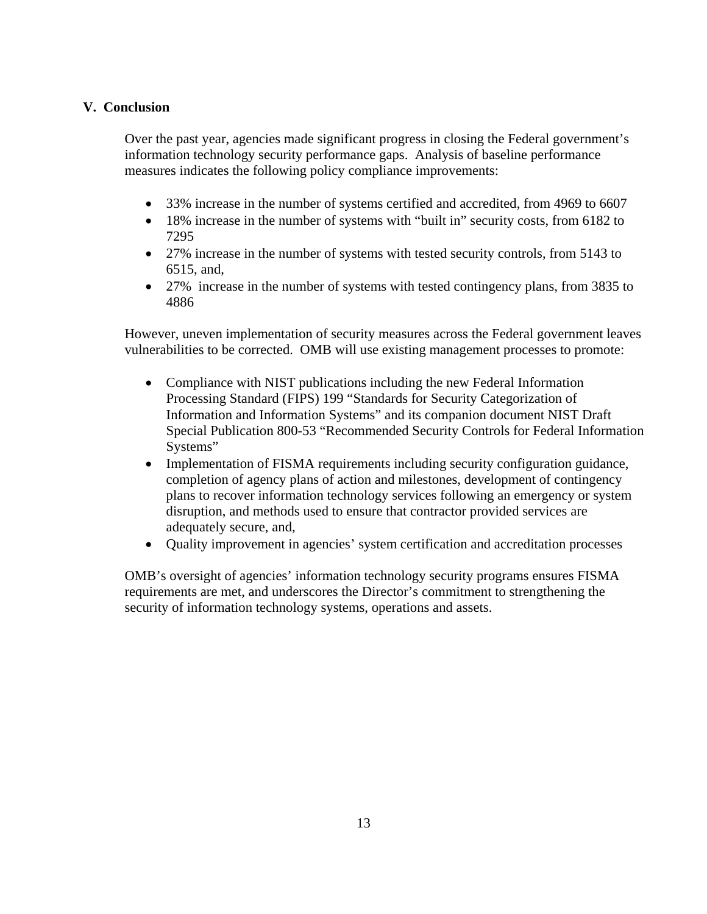## V. Conclusion

Over the past year, agencies made significant progress in closing the Federal government's information technology security performance gaps. Analysis of baseline performance measures indicates the following policy compliance improvements:

- 33% increase in the number of systems certified and accredited, from 4969 to 6607
- 18% increase in the number of systems with "built in" security costs, from 6182 to 7295
- 27% increase in the number of systems with tested security controls, from 5143 to 6515, and,
- 27% increase in the number of systems with tested contingency plans, from 3835 to 4886

However, uneven implementation of security measures across the Federal government leaves vulnerabilities to be corrected. OMB will use existing management processes to promote:

- Compliance with NIST publications including the new Federal Information Processing Standard (FIPS) 199 "Standards for Security Categorization of Information and Information Systems" and its companion document NIST Draft Special Publication 800-53 "Recommended Security Controls for Federal Information Systems"
- Implementation of FISMA requirements including security configuration guidance, completion of agency plans of action and milestones, development of contingency plans to recover information technology services following an emergency or system disruption, and methods used to ensure that contractor provided services are adequately secure, and,
- Quality improvement in agencies' system certification and accreditation processes

OMB's oversight of agencies' information technology security programs ensures FISMA requirements are met, and underscores the Director's commitment to strengthening the security of information technology systems, operations and assets.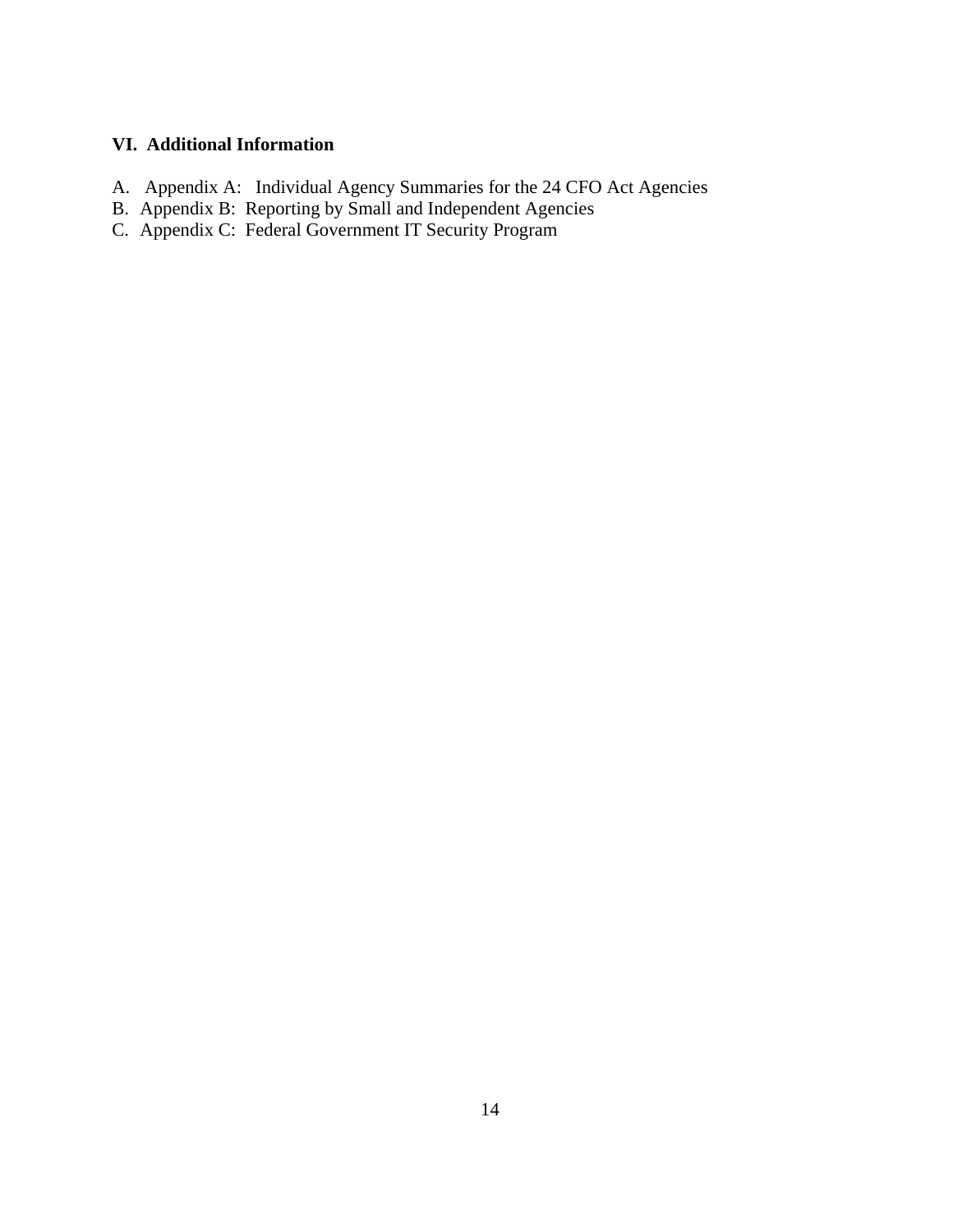## VI. Additional Information

A. Appendix A: Individual Agency Summaries for the 24 CFO Act Agencies
B. Appendix B: Reporting by Small and Independent Agencies
C. Appendix C: Federal Government IT Security Program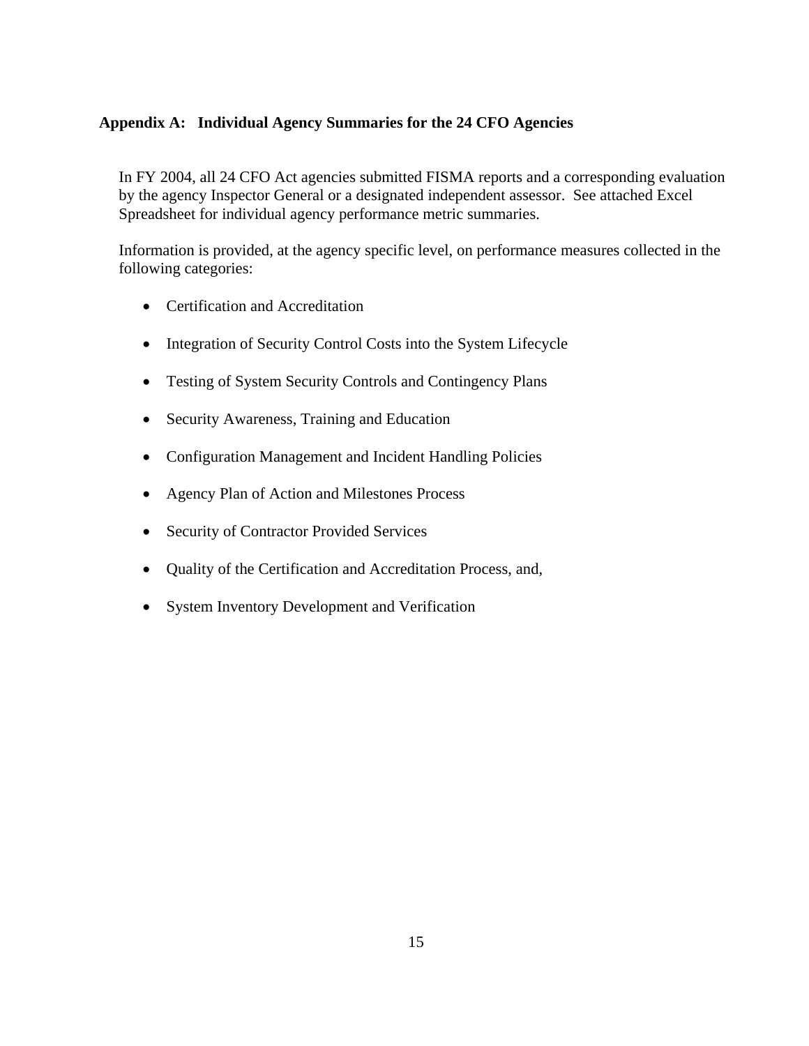## Appendix A: Individual Agency Summaries for the 24 CFO Agencies

In FY 2004, all 24 CFO Act agencies submitted FISMA reports and a corresponding evaluation by the agency Inspector General or a designated independent assessor. See attached Excel Spreadsheet for individual agency performance metric summaries.

Information is provided, at the agency specific level, on performance measures collected in the following categories:

- Certification and Accreditation
- Integration of Security Control Costs into the System Lifecycle
- Testing of System Security Controls and Contingency Plans
- Security Awareness, Training and Education
- Configuration Management and Incident Handling Policies
- Agency Plan of Action and Milestones Process
- Security of Contractor Provided Services
- Quality of the Certification and Accreditation Process, and,
- System Inventory Development and Verification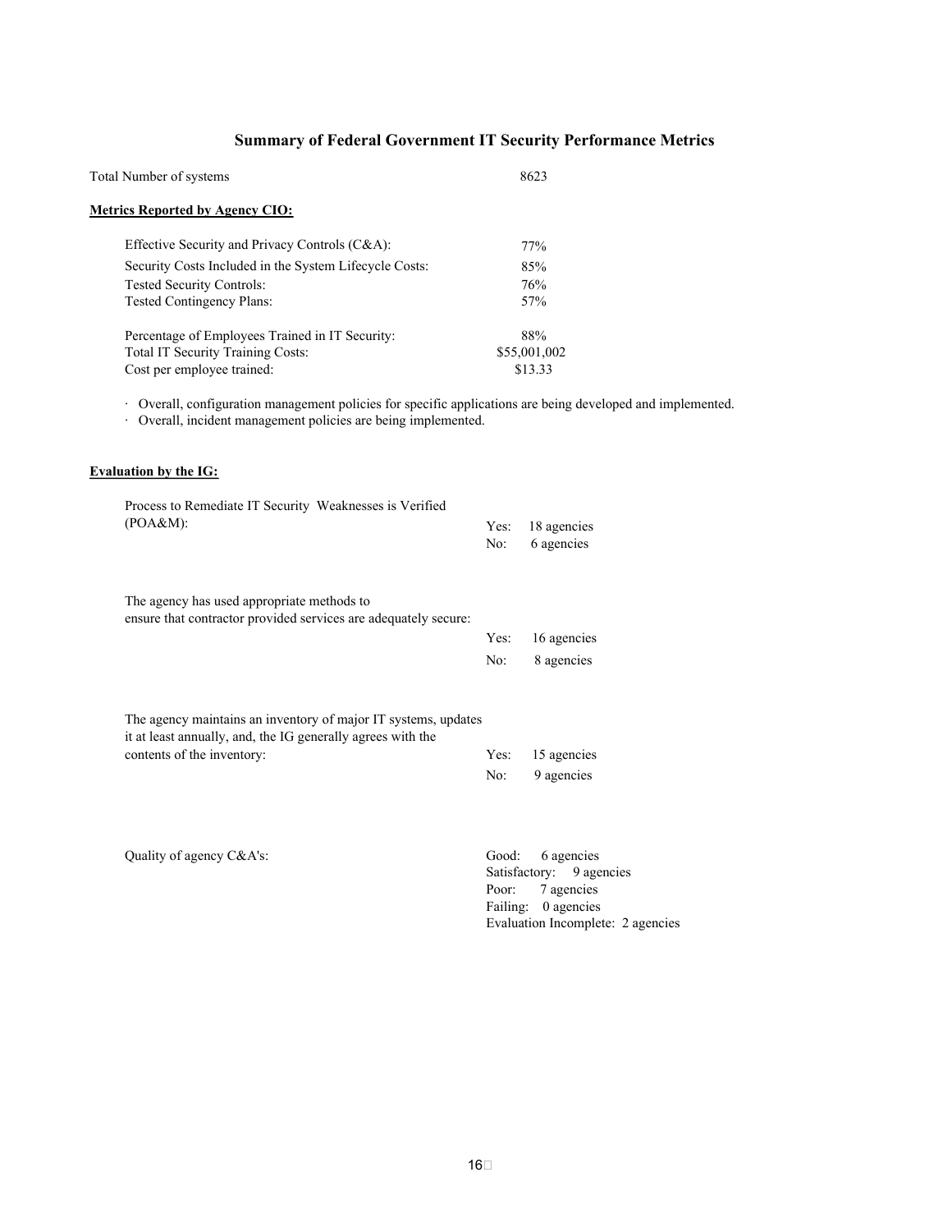## Summary of Federal Government IT Security Performance Metrics

Total Number of systems 8623

**Metrics Reported by Agency CIO:**

| | |
|---|---|
| Effective Security and Privacy Controls (C&A): | 77% |
| Security Costs Included in the System Lifecycle Costs: | 85% |
| Tested Security Controls: | 76% |
| Tested Contingency Plans: | 57% |
| Percentage of Employees Trained in IT Security: | 88% |
| Total IT Security Training Costs: | $55,001,002 |
| Cost per employee trained: | $13.33 |

- Overall, configuration management policies for specific applications are being developed and implemented.
- Overall, incident management policies are being implemented.

**Evaluation by the IG:**

| | |
|---|---|
| Process to Remediate IT Security Weaknesses is Verified (POA&M): | Yes: 18 agencies<br>No: 6 agencies |
| The agency has used appropriate methods to ensure that contractor provided services are adequately secure: | Yes: 16 agencies<br>No: 8 agencies |
| The agency maintains an inventory of major IT systems, updates it at least annually, and, the IG generally agrees with the contents of the inventory: | Yes: 15 agencies<br>No: 9 agencies |
| Quality of agency C&A's: | Good: 6 agencies<br>Satisfactory: 9 agencies<br>Poor: 7 agencies<br>Failing: 0 agencies<br>Evaluation Incomplete: 2 agencies |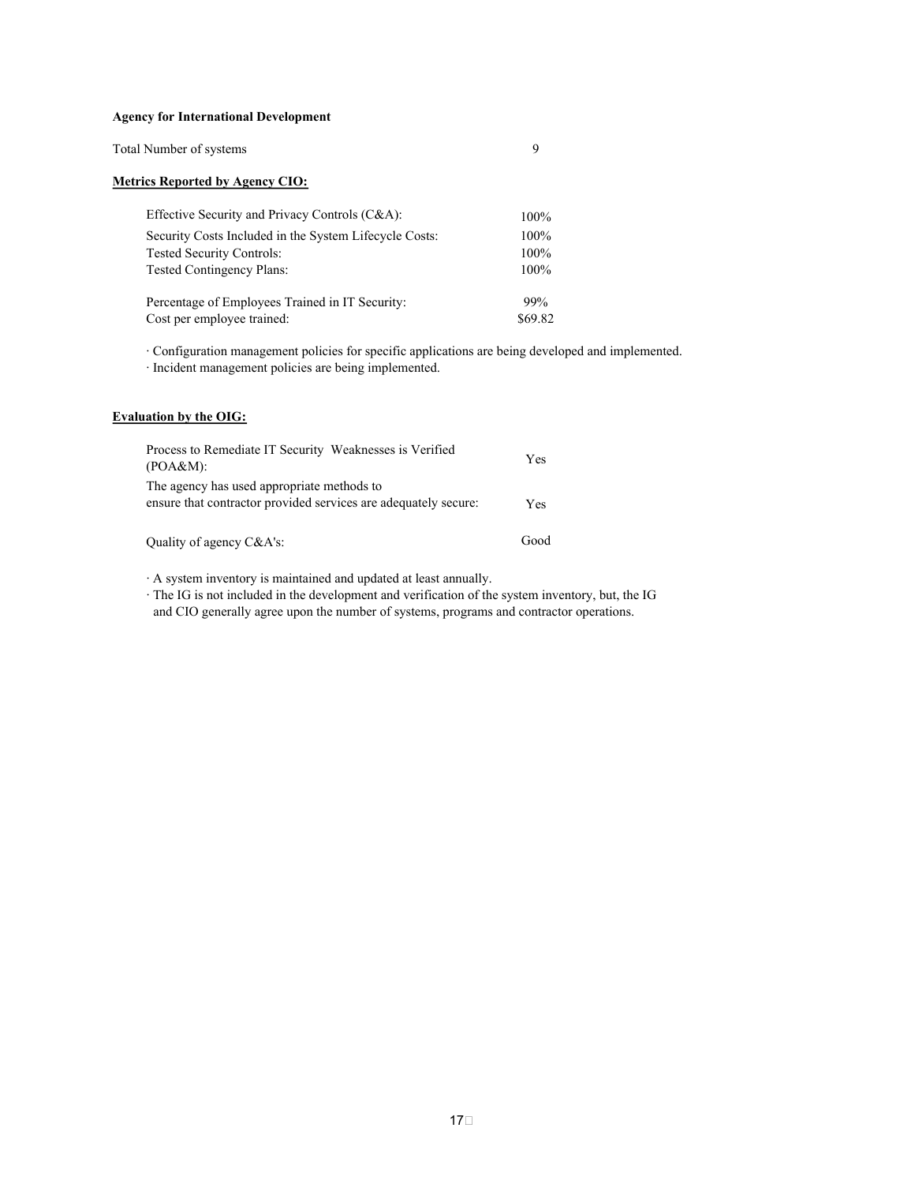**Agency for International Development**

| Total Number of systems | 9 |
|---|---|

**Metrics Reported by Agency CIO:**

| Metric | Value |
|---|---|
| Effective Security and Privacy Controls (C&A): | 100% |
| Security Costs Included in the System Lifecycle Costs: | 100% |
| Tested Security Controls: | 100% |
| Tested Contingency Plans: | 100% |
| Percentage of Employees Trained in IT Security: | 99% |
| Cost per employee trained: | $69.82 |

· Configuration management policies for specific applications are being developed and implemented.
· Incident management policies are being implemented.

**Evaluation by the OIG:**

| Evaluation | Result |
|---|---|
| Process to Remediate IT Security Weaknesses is Verified (POA&M): | Yes |
| The agency has used appropriate methods to ensure that contractor provided services are adequately secure: | Yes |
| Quality of agency C&A's: | Good |

· A system inventory is maintained and updated at least annually.
· The IG is not included in the development and verification of the system inventory, but, the IG and CIO generally agree upon the number of systems, programs and contractor operations.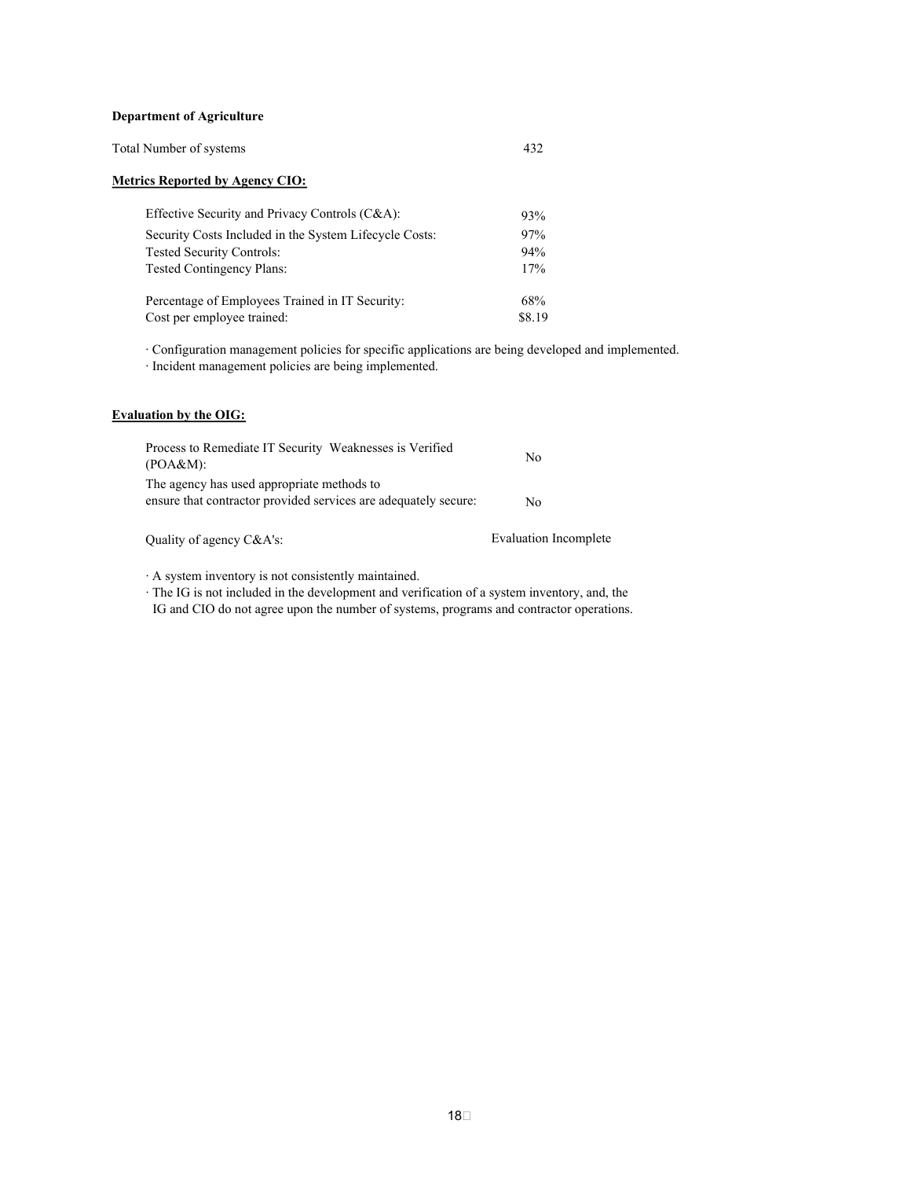**Department of Agriculture**

| Total Number of systems | 432 |
|---|---|

**Metrics Reported by Agency CIO:**

| Metric | Value |
|---|---|
| Effective Security and Privacy Controls (C&A): | 93% |
| Security Costs Included in the System Lifecycle Costs: | 97% |
| Tested Security Controls: | 94% |
| Tested Contingency Plans: | 17% |
| Percentage of Employees Trained in IT Security: | 68% |
| Cost per employee trained: | $8.19 |

· Configuration management policies for specific applications are being developed and implemented.
· Incident management policies are being implemented.

**Evaluation by the OIG:**

| Evaluation | Result |
|---|---|
| Process to Remediate IT Security Weaknesses is Verified (POA&M): | No |
| The agency has used appropriate methods to ensure that contractor provided services are adequately secure: | No |
| Quality of agency C&A's: | Evaluation Incomplete |

· A system inventory is not consistently maintained.
· The IG is not included in the development and verification of a system inventory, and, the IG and CIO do not agree upon the number of systems, programs and contractor operations.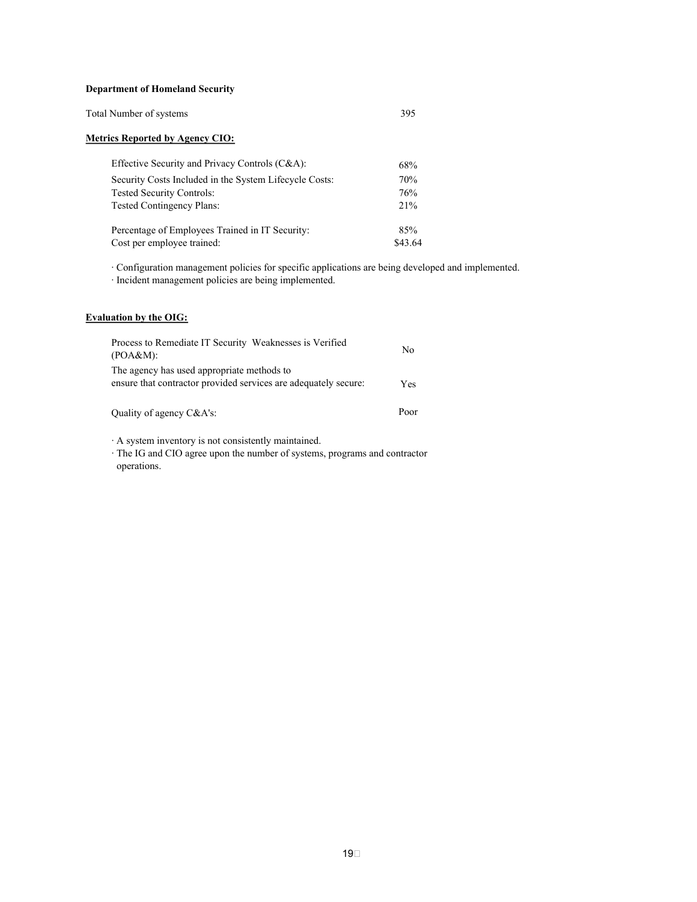**Department of Homeland Security**

| Total Number of systems | 395 |
|---|---|

**Metrics Reported by Agency CIO:**

| Metric | Value |
|---|---|
| Effective Security and Privacy Controls (C&A): | 68% |
| Security Costs Included in the System Lifecycle Costs: | 70% |
| Tested Security Controls: | 76% |
| Tested Contingency Plans: | 21% |
| Percentage of Employees Trained in IT Security: | 85% |
| Cost per employee trained: | $43.64 |

· Configuration management policies for specific applications are being developed and implemented.
· Incident management policies are being implemented.

**Evaluation by the OIG:**

| Evaluation | Result |
|---|---|
| Process to Remediate IT Security Weaknesses is Verified (POA&M): | No |
| The agency has used appropriate methods to ensure that contractor provided services are adequately secure: | Yes |
| Quality of agency C&A's: | Poor |

· A system inventory is not consistently maintained.
· The IG and CIO agree upon the number of systems, programs and contractor operations.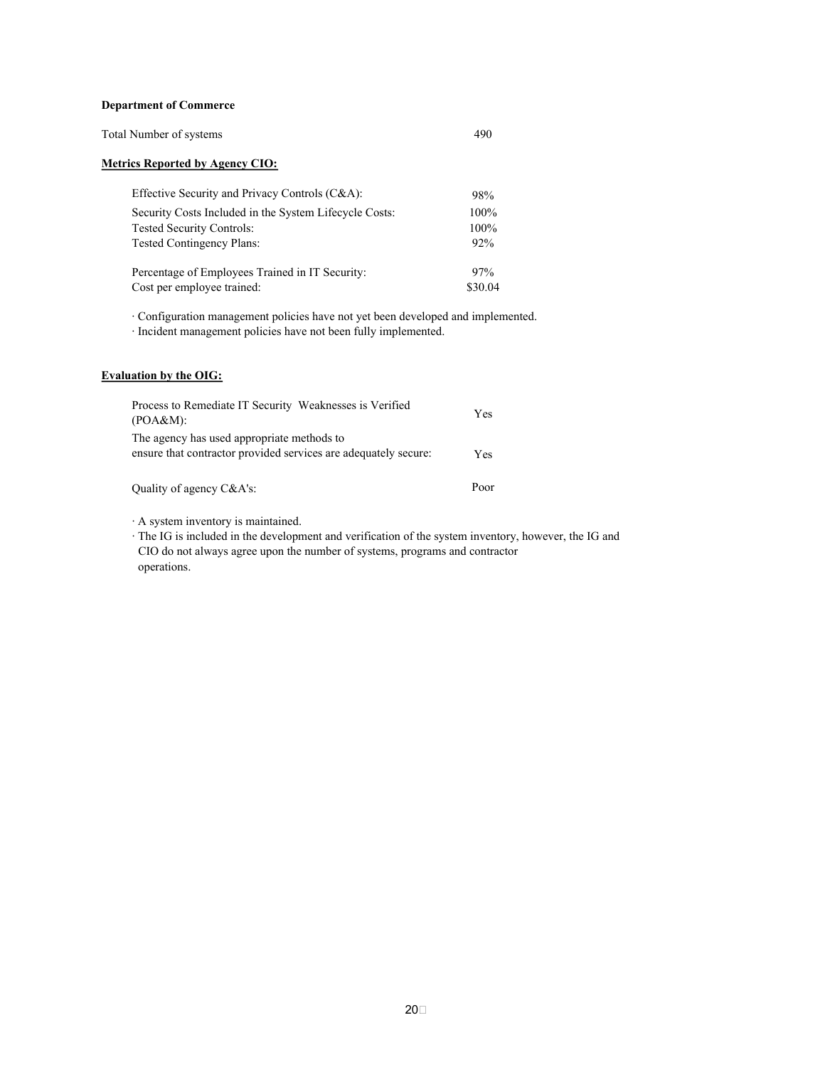**Department of Commerce**

Total Number of systems 490

**Metrics Reported by Agency CIO:**

| | |
|---|---|
| Effective Security and Privacy Controls (C&A): | 98% |
| Security Costs Included in the System Lifecycle Costs: | 100% |
| Tested Security Controls: | 100% |
| Tested Contingency Plans: | 92% |
| Percentage of Employees Trained in IT Security: | 97% |
| Cost per employee trained: | $30.04 |

· Configuration management policies have not yet been developed and implemented.
· Incident management policies have not been fully implemented.

**Evaluation by the OIG:**

| | |
|---|---|
| Process to Remediate IT Security Weaknesses is Verified (POA&M): | Yes |
| The agency has used appropriate methods to ensure that contractor provided services are adequately secure: | Yes |
| Quality of agency C&A's: | Poor |

· A system inventory is maintained.
· The IG is included in the development and verification of the system inventory, however, the IG and CIO do not always agree upon the number of systems, programs and contractor operations.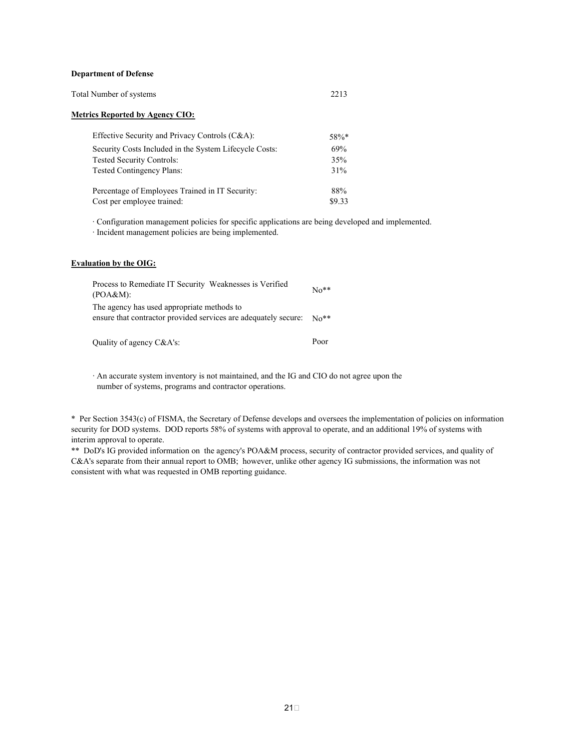**Department of Defense**

Total Number of systems 2213

**Metrics Reported by Agency CIO:**

| | |
|---|---|
| Effective Security and Privacy Controls (C&A): | 58%* |
| Security Costs Included in the System Lifecycle Costs: | 69% |
| Tested Security Controls: | 35% |
| Tested Contingency Plans: | 31% |
| Percentage of Employees Trained in IT Security: | 88% |
| Cost per employee trained: | $9.33 |

· Configuration management policies for specific applications are being developed and implemented.
· Incident management policies are being implemented.

**Evaluation by the OIG:**

| | |
|---|---|
| Process to Remediate IT Security Weaknesses is Verified (POA&M): | No** |
| The agency has used appropriate methods to ensure that contractor provided services are adequately secure: | No** |
| Quality of agency C&A's: | Poor |

· An accurate system inventory is not maintained, and the IG and CIO do not agree upon the number of systems, programs and contractor operations.

* Per Section 3543(c) of FISMA, the Secretary of Defense develops and oversees the implementation of policies on information security for DOD systems. DOD reports 58% of systems with approval to operate, and an additional 19% of systems with interim approval to operate.
** DoD's IG provided information on the agency's POA&M process, security of contractor provided services, and quality of C&A's separate from their annual report to OMB; however, unlike other agency IG submissions, the information was not consistent with what was requested in OMB reporting guidance.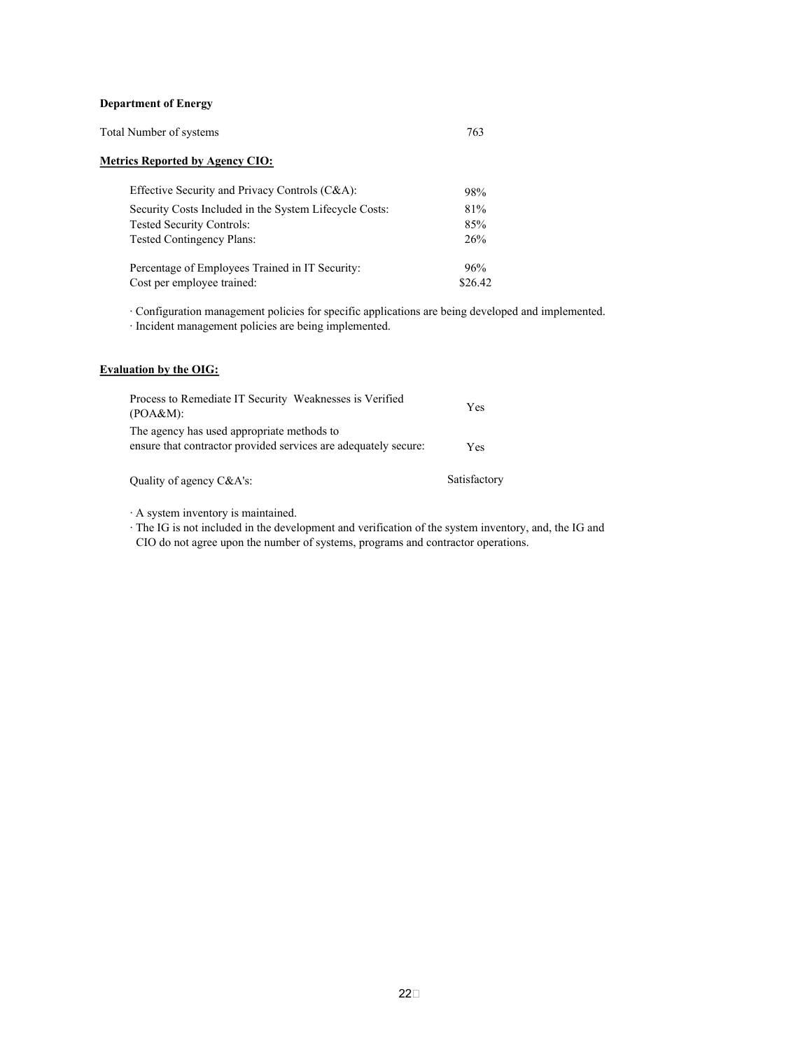**Department of Energy**

| Total Number of systems | 763 |
|---|---|

**Metrics Reported by Agency CIO:**

| | |
|---|---|
| Effective Security and Privacy Controls (C&A): | 98% |
| Security Costs Included in the System Lifecycle Costs: | 81% |
| Tested Security Controls: | 85% |
| Tested Contingency Plans: | 26% |
| Percentage of Employees Trained in IT Security: | 96% |
| Cost per employee trained: | $26.42 |

· Configuration management policies for specific applications are being developed and implemented.
· Incident management policies are being implemented.

**Evaluation by the OIG:**

| | |
|---|---|
| Process to Remediate IT Security Weaknesses is Verified (POA&M): | Yes |
| The agency has used appropriate methods to ensure that contractor provided services are adequately secure: | Yes |
| Quality of agency C&A's: | Satisfactory |

· A system inventory is maintained.
· The IG is not included in the development and verification of the system inventory, and, the IG and CIO do not agree upon the number of systems, programs and contractor operations.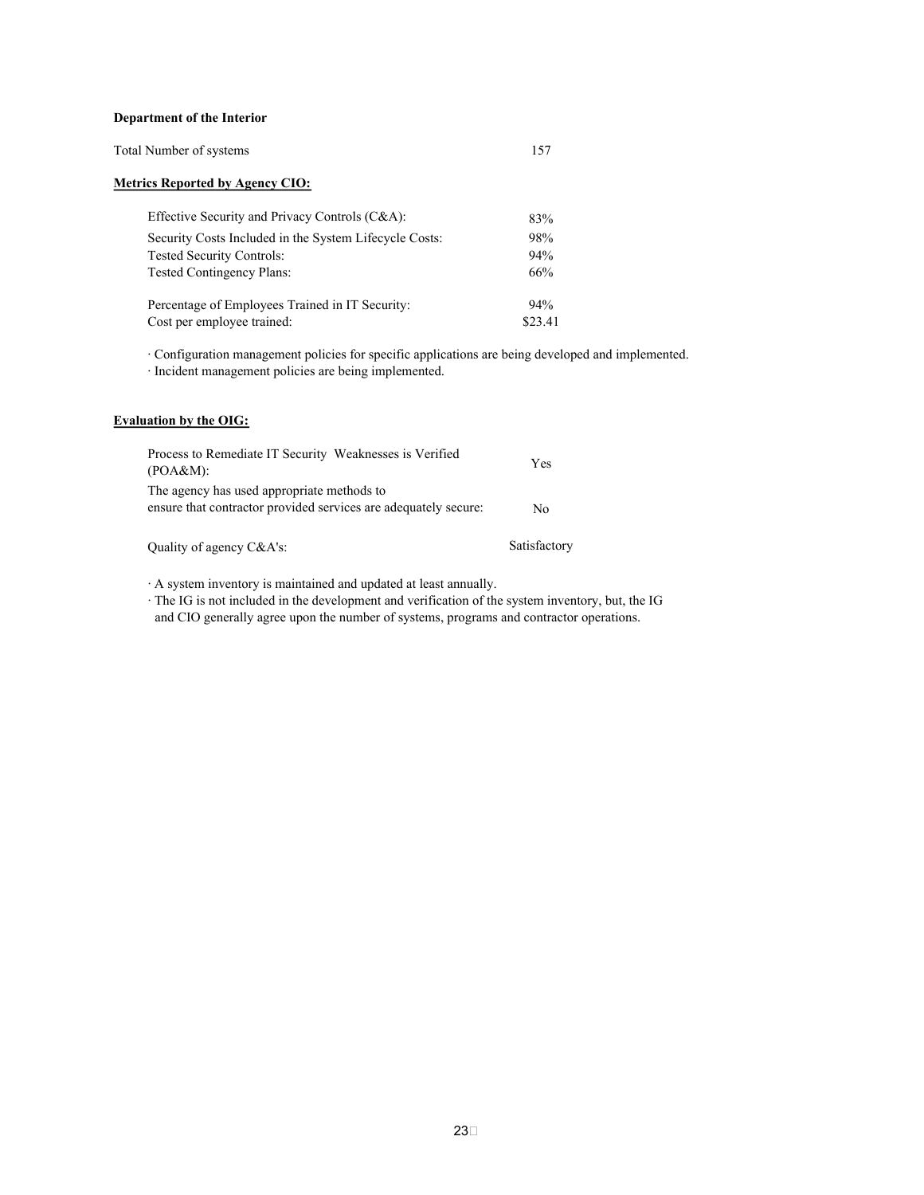**Department of the Interior**

| Total Number of systems | 157 |
|---|---|

**Metrics Reported by Agency CIO:**

| Metric | Value |
|---|---|
| Effective Security and Privacy Controls (C&A): | 83% |
| Security Costs Included in the System Lifecycle Costs: | 98% |
| Tested Security Controls: | 94% |
| Tested Contingency Plans: | 66% |
| Percentage of Employees Trained in IT Security: | 94% |
| Cost per employee trained: | $23.41 |

· Configuration management policies for specific applications are being developed and implemented.
· Incident management policies are being implemented.

**Evaluation by the OIG:**

| Evaluation | Result |
|---|---|
| Process to Remediate IT Security Weaknesses is Verified (POA&M): | Yes |
| The agency has used appropriate methods to ensure that contractor provided services are adequately secure: | No |
| Quality of agency C&A's: | Satisfactory |

· A system inventory is maintained and updated at least annually.
· The IG is not included in the development and verification of the system inventory, but, the IG and CIO generally agree upon the number of systems, programs and contractor operations.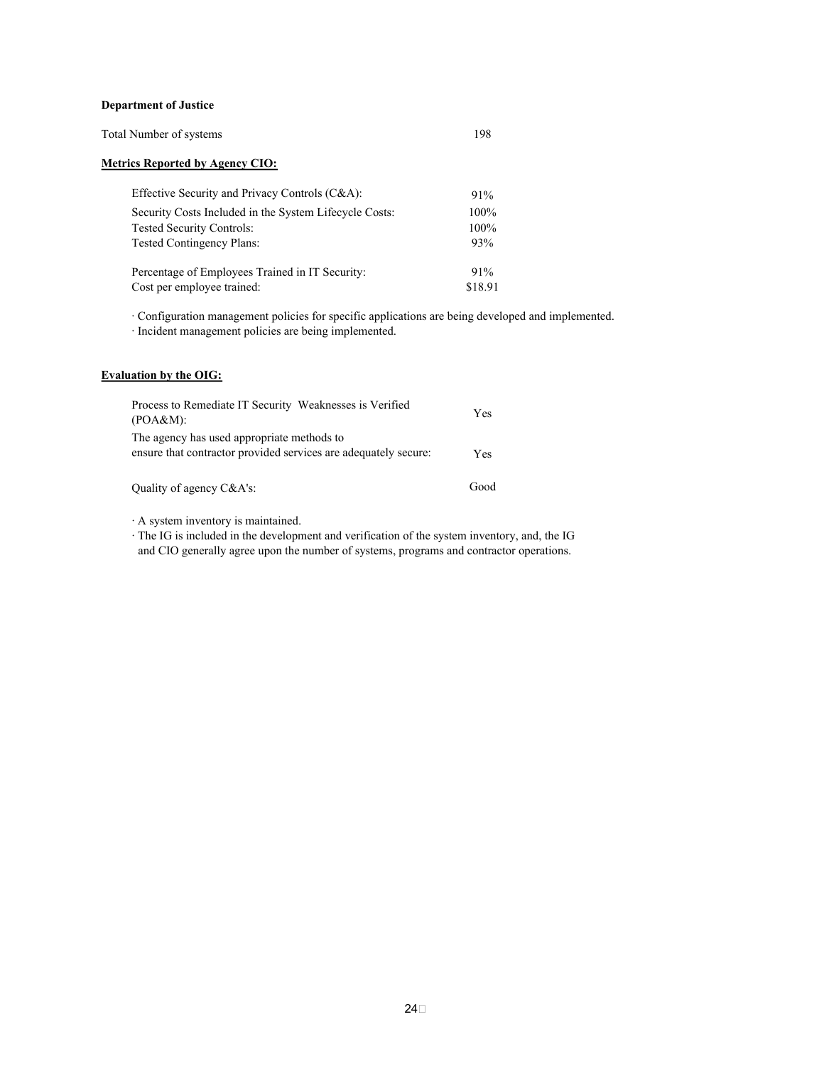**Department of Justice**

| Total Number of systems | 198 |
|---|---|

**Metrics Reported by Agency CIO:**

| Metric | Value |
|---|---|
| Effective Security and Privacy Controls (C&A): | 91% |
| Security Costs Included in the System Lifecycle Costs: | 100% |
| Tested Security Controls: | 100% |
| Tested Contingency Plans: | 93% |
| Percentage of Employees Trained in IT Security: | 91% |
| Cost per employee trained: | $18.91 |

· Configuration management policies for specific applications are being developed and implemented.
· Incident management policies are being implemented.

**Evaluation by the OIG:**

| Evaluation | Result |
|---|---|
| Process to Remediate IT Security Weaknesses is Verified (POA&M): | Yes |
| The agency has used appropriate methods to ensure that contractor provided services are adequately secure: | Yes |
| Quality of agency C&A's: | Good |

· A system inventory is maintained.
· The IG is included in the development and verification of the system inventory, and, the IG and CIO generally agree upon the number of systems, programs and contractor operations.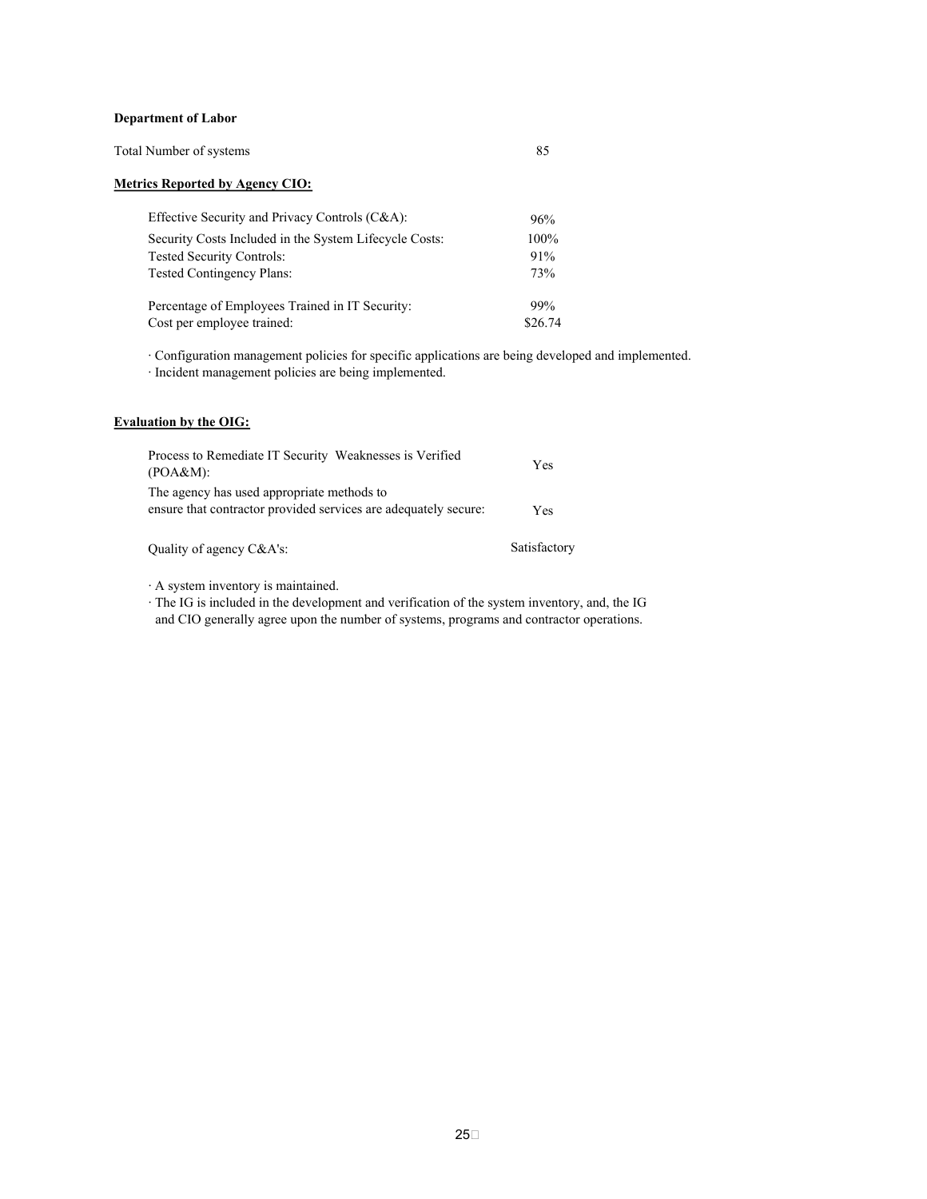**Department of Labor**

Total Number of systems 85

**Metrics Reported by Agency CIO:**

| | |
|---|---|
| Effective Security and Privacy Controls (C&A): | 96% |
| Security Costs Included in the System Lifecycle Costs: | 100% |
| Tested Security Controls: | 91% |
| Tested Contingency Plans: | 73% |
| Percentage of Employees Trained in IT Security: | 99% |
| Cost per employee trained: | $26.74 |

· Configuration management policies for specific applications are being developed and implemented.
· Incident management policies are being implemented.

**Evaluation by the OIG:**

| | |
|---|---|
| Process to Remediate IT Security Weaknesses is Verified (POA&M): | Yes |
| The agency has used appropriate methods to ensure that contractor provided services are adequately secure: | Yes |
| Quality of agency C&A's: | Satisfactory |

· A system inventory is maintained.
· The IG is included in the development and verification of the system inventory, and, the IG and CIO generally agree upon the number of systems, programs and contractor operations.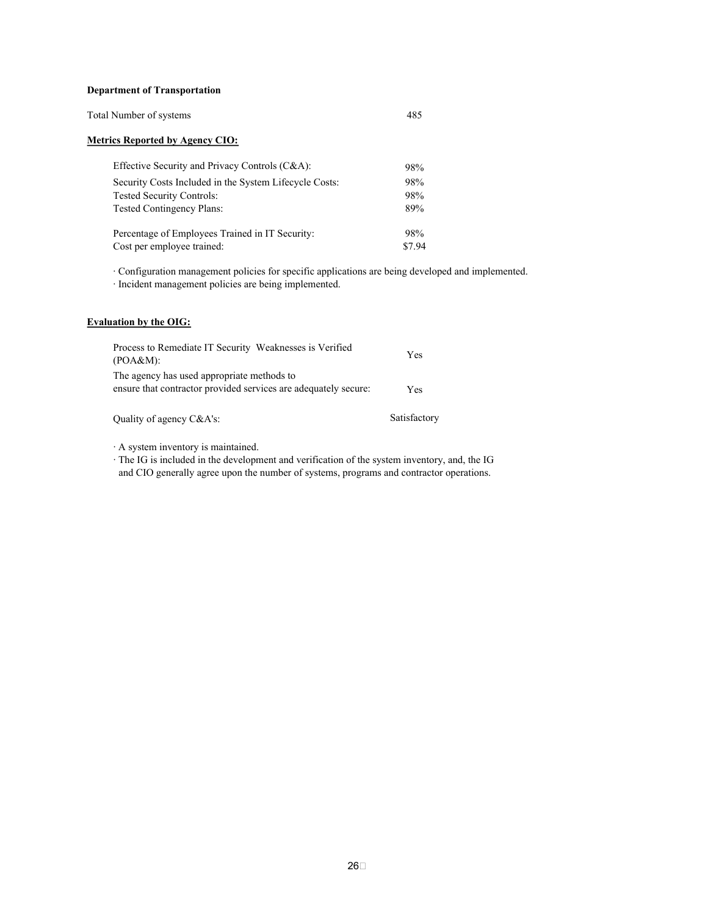**Department of Transportation**

Total Number of systems 485

**Metrics Reported by Agency CIO:**

| | |
|---|---|
| Effective Security and Privacy Controls (C&A): | 98% |
| Security Costs Included in the System Lifecycle Costs: | 98% |
| Tested Security Controls: | 98% |
| Tested Contingency Plans: | 89% |
| Percentage of Employees Trained in IT Security: | 98% |
| Cost per employee trained: | $7.94 |

· Configuration management policies for specific applications are being developed and implemented.
· Incident management policies are being implemented.

**Evaluation by the OIG:**

| | |
|---|---|
| Process to Remediate IT Security Weaknesses is Verified (POA&M): | Yes |
| The agency has used appropriate methods to ensure that contractor provided services are adequately secure: | Yes |
| Quality of agency C&A's: | Satisfactory |

· A system inventory is maintained.
· The IG is included in the development and verification of the system inventory, and, the IG and CIO generally agree upon the number of systems, programs and contractor operations.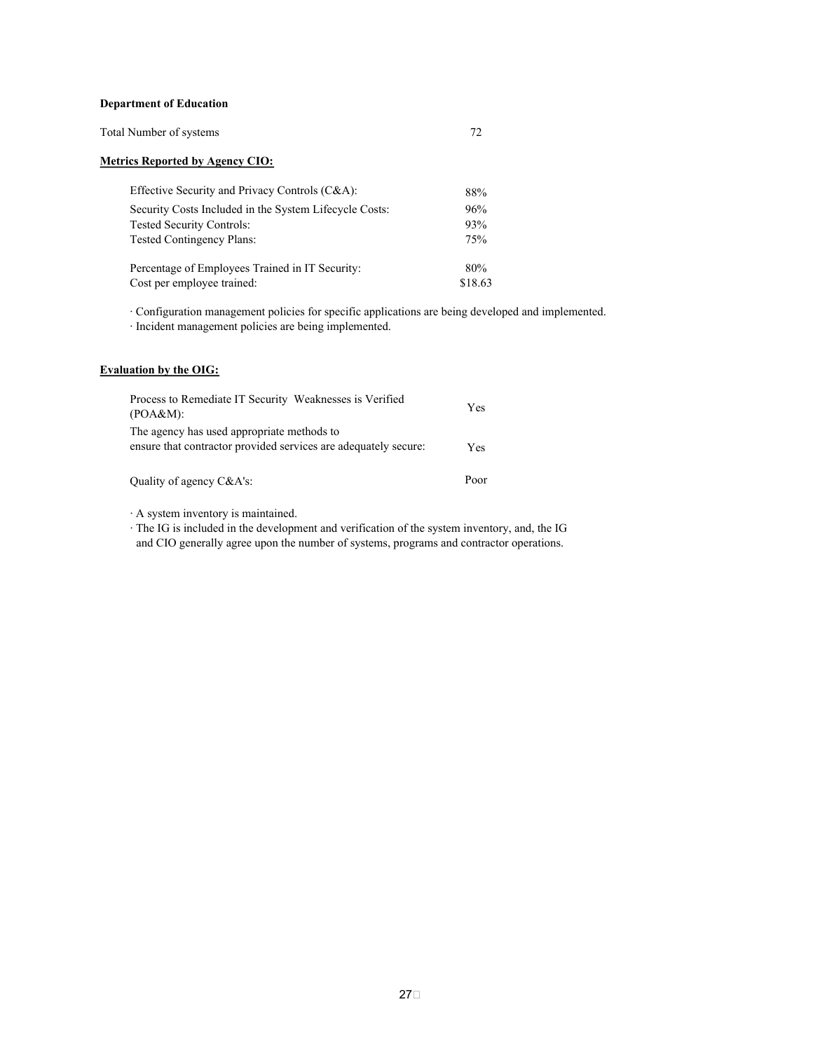**Department of Education**

Total Number of systems 72

**Metrics Reported by Agency CIO:**

| | |
|---|---|
| Effective Security and Privacy Controls (C&A): | 88% |
| Security Costs Included in the System Lifecycle Costs: | 96% |
| Tested Security Controls: | 93% |
| Tested Contingency Plans: | 75% |
| Percentage of Employees Trained in IT Security: | 80% |
| Cost per employee trained: | $18.63 |

· Configuration management policies for specific applications are being developed and implemented.
· Incident management policies are being implemented.

**Evaluation by the OIG:**

| | |
|---|---|
| Process to Remediate IT Security Weaknesses is Verified (POA&M): | Yes |
| The agency has used appropriate methods to ensure that contractor provided services are adequately secure: | Yes |
| Quality of agency C&A's: | Poor |

· A system inventory is maintained.
· The IG is included in the development and verification of the system inventory, and, the IG and CIO generally agree upon the number of systems, programs and contractor operations.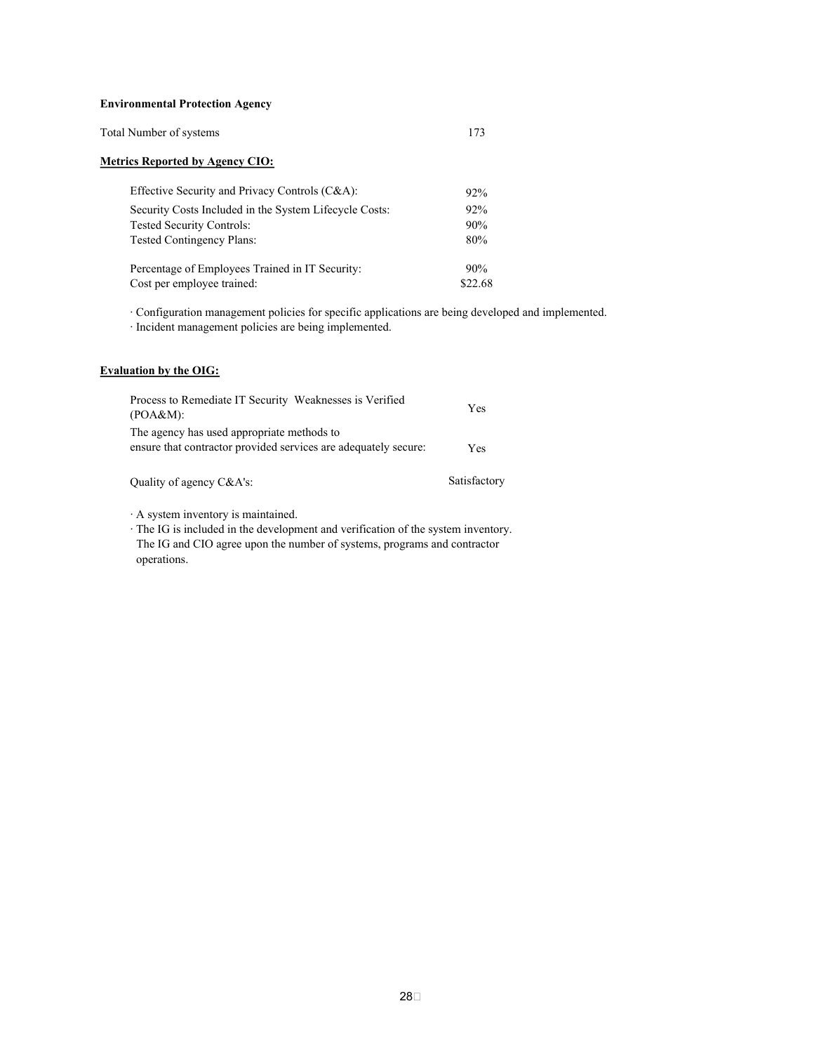**Environmental Protection Agency**

| Total Number of systems | 173 |
|---|---|

**Metrics Reported by Agency CIO:**

| Metric | Value |
|---|---|
| Effective Security and Privacy Controls (C&A): | 92% |
| Security Costs Included in the System Lifecycle Costs: | 92% |
| Tested Security Controls: | 90% |
| Tested Contingency Plans: | 80% |
| Percentage of Employees Trained in IT Security: | 90% |
| Cost per employee trained: | $22.68 |

· Configuration management policies for specific applications are being developed and implemented.
· Incident management policies are being implemented.

**Evaluation by the OIG:**

| Item | Evaluation |
|---|---|
| Process to Remediate IT Security Weaknesses is Verified (POA&M): | Yes |
| The agency has used appropriate methods to ensure that contractor provided services are adequately secure: | Yes |
| Quality of agency C&A's: | Satisfactory |

· A system inventory is maintained.
· The IG is included in the development and verification of the system inventory. The IG and CIO agree upon the number of systems, programs and contractor operations.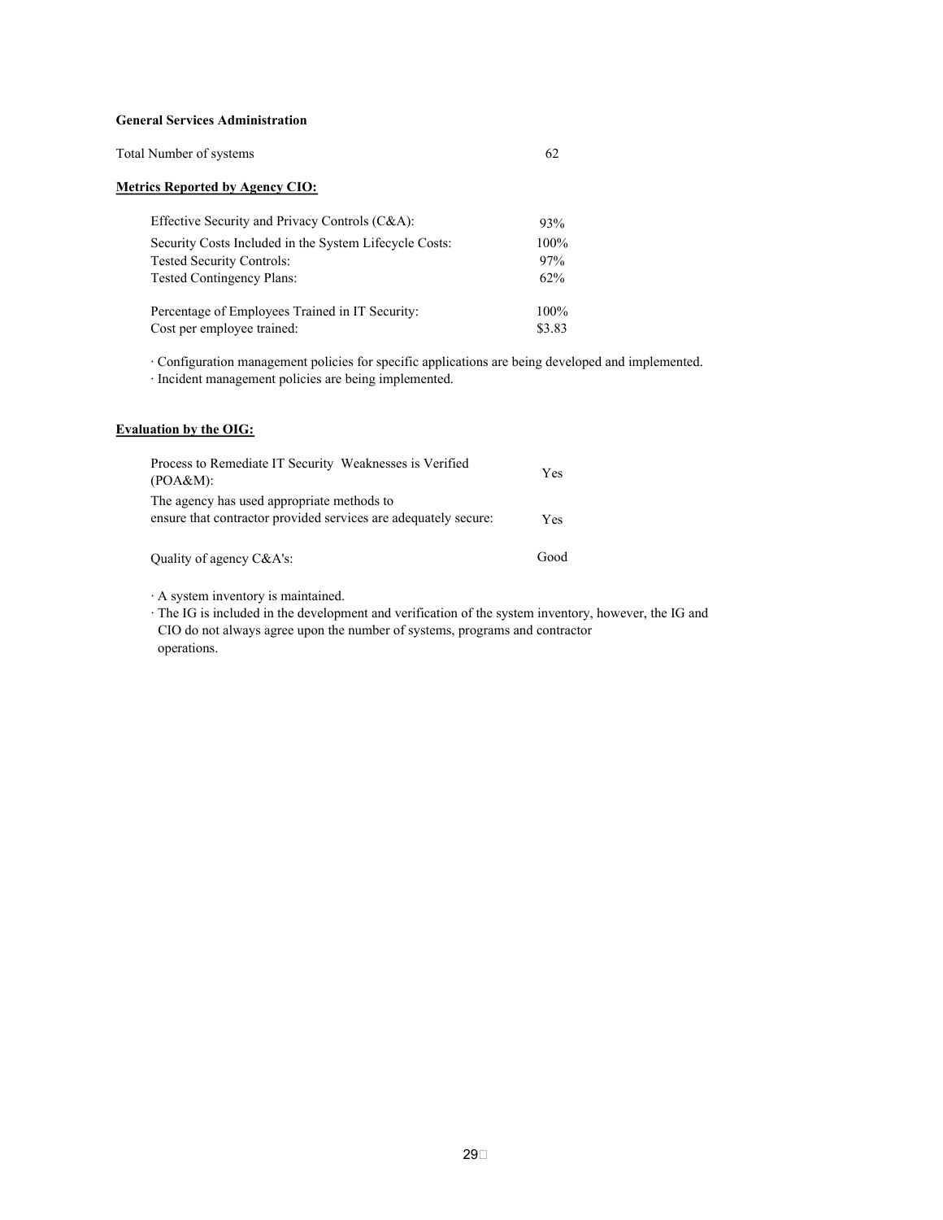**General Services Administration**

Total Number of systems 62

**Metrics Reported by Agency CIO:**

| | |
|---|---|
| Effective Security and Privacy Controls (C&A): | 93% |
| Security Costs Included in the System Lifecycle Costs: | 100% |
| Tested Security Controls: | 97% |
| Tested Contingency Plans: | 62% |
| Percentage of Employees Trained in IT Security: | 100% |
| Cost per employee trained: | $3.83 |

· Configuration management policies for specific applications are being developed and implemented.
· Incident management policies are being implemented.

**Evaluation by the OIG:**

| | |
|---|---|
| Process to Remediate IT Security Weaknesses is Verified (POA&M): | Yes |
| The agency has used appropriate methods to ensure that contractor provided services are adequately secure: | Yes |
| Quality of agency C&A's: | Good |

· A system inventory is maintained.
· The IG is included in the development and verification of the system inventory, however, the IG and CIO do not always agree upon the number of systems, programs and contractor operations.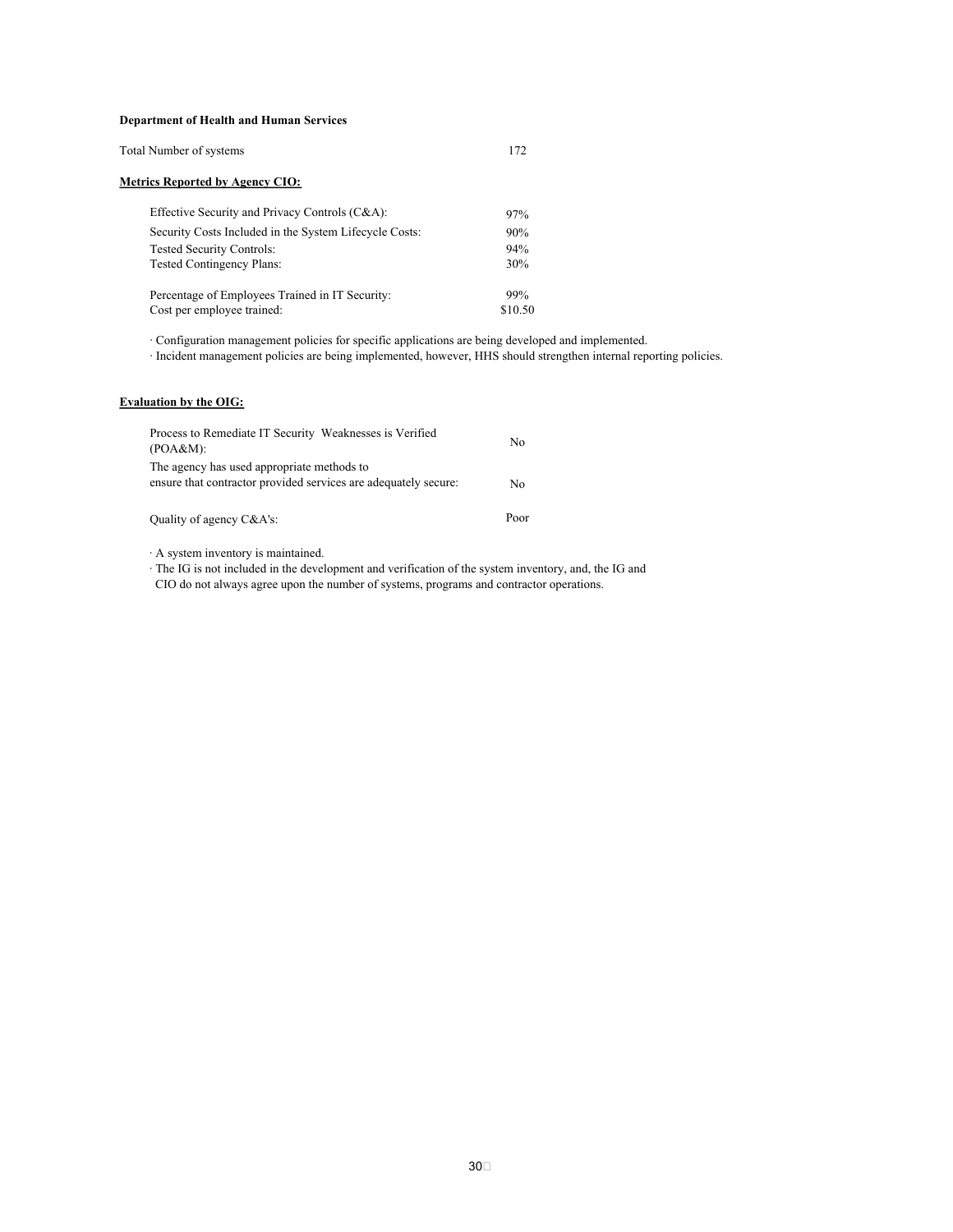**Department of Health and Human Services**

| Total Number of systems | 172 |
|---|---|

**Metrics Reported by Agency CIO:**

| | |
|---|---|
| Effective Security and Privacy Controls (C&A): | 97% |
| Security Costs Included in the System Lifecycle Costs: | 90% |
| Tested Security Controls: | 94% |
| Tested Contingency Plans: | 30% |
| Percentage of Employees Trained in IT Security: | 99% |
| Cost per employee trained: | $10.50 |

· Configuration management policies for specific applications are being developed and implemented.
· Incident management policies are being implemented, however, HHS should strengthen internal reporting policies.

**Evaluation by the OIG:**

| | |
|---|---|
| Process to Remediate IT Security Weaknesses is Verified (POA&M): | No |
| The agency has used appropriate methods to ensure that contractor provided services are adequately secure: | No |
| Quality of agency C&A's: | Poor |

· A system inventory is maintained.
· The IG is not included in the development and verification of the system inventory, and, the IG and CIO do not always agree upon the number of systems, programs and contractor operations.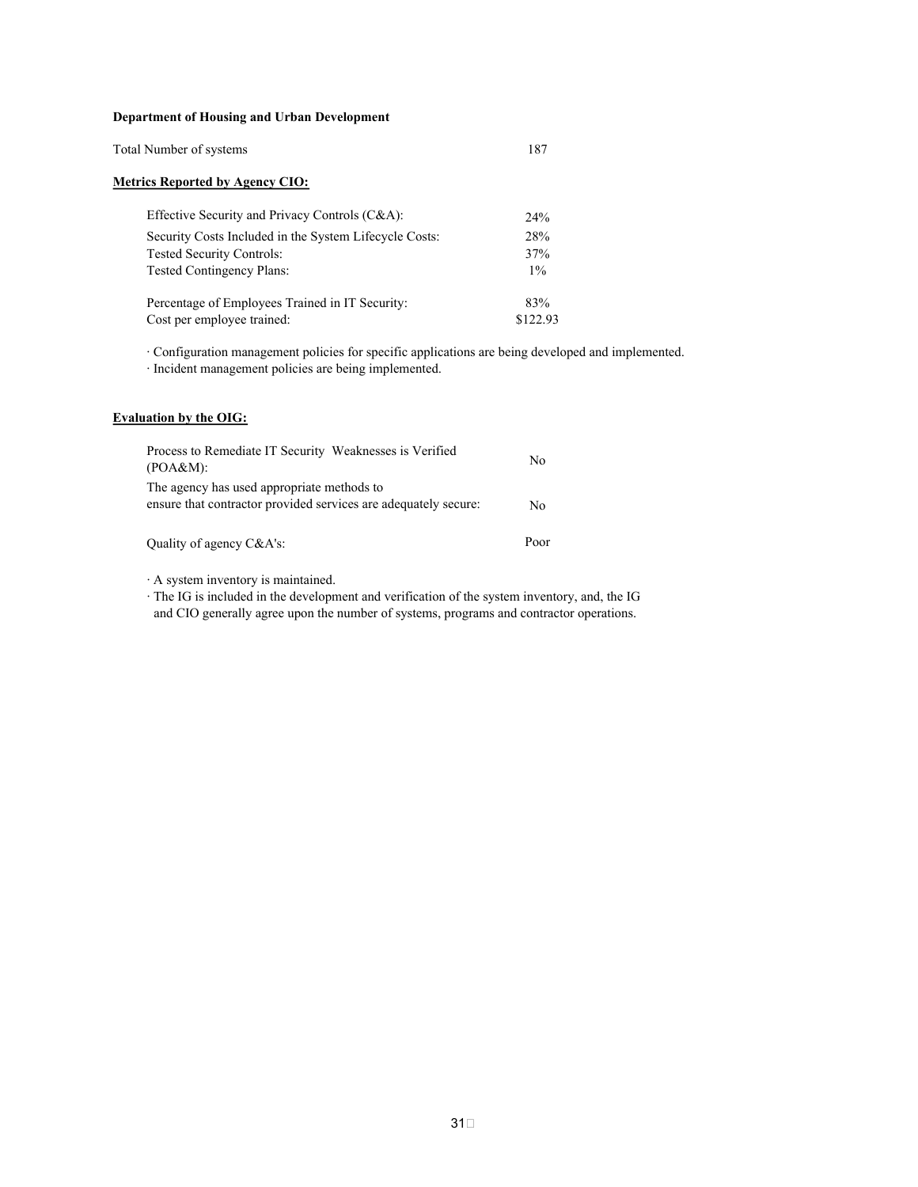**Department of Housing and Urban Development**

| Total Number of systems | 187 |
|---|---|

**Metrics Reported by Agency CIO:**

| Metric | Value |
|---|---|
| Effective Security and Privacy Controls (C&A): | 24% |
| Security Costs Included in the System Lifecycle Costs: | 28% |
| Tested Security Controls: | 37% |
| Tested Contingency Plans: | 1% |
| Percentage of Employees Trained in IT Security: | 83% |
| Cost per employee trained: | $122.93 |

· Configuration management policies for specific applications are being developed and implemented.
· Incident management policies are being implemented.

**Evaluation by the OIG:**

| Evaluation | Result |
|---|---|
| Process to Remediate IT Security Weaknesses is Verified (POA&M): | No |
| The agency has used appropriate methods to ensure that contractor provided services are adequately secure: | No |
| Quality of agency C&A's: | Poor |

· A system inventory is maintained.
· The IG is included in the development and verification of the system inventory, and, the IG and CIO generally agree upon the number of systems, programs and contractor operations.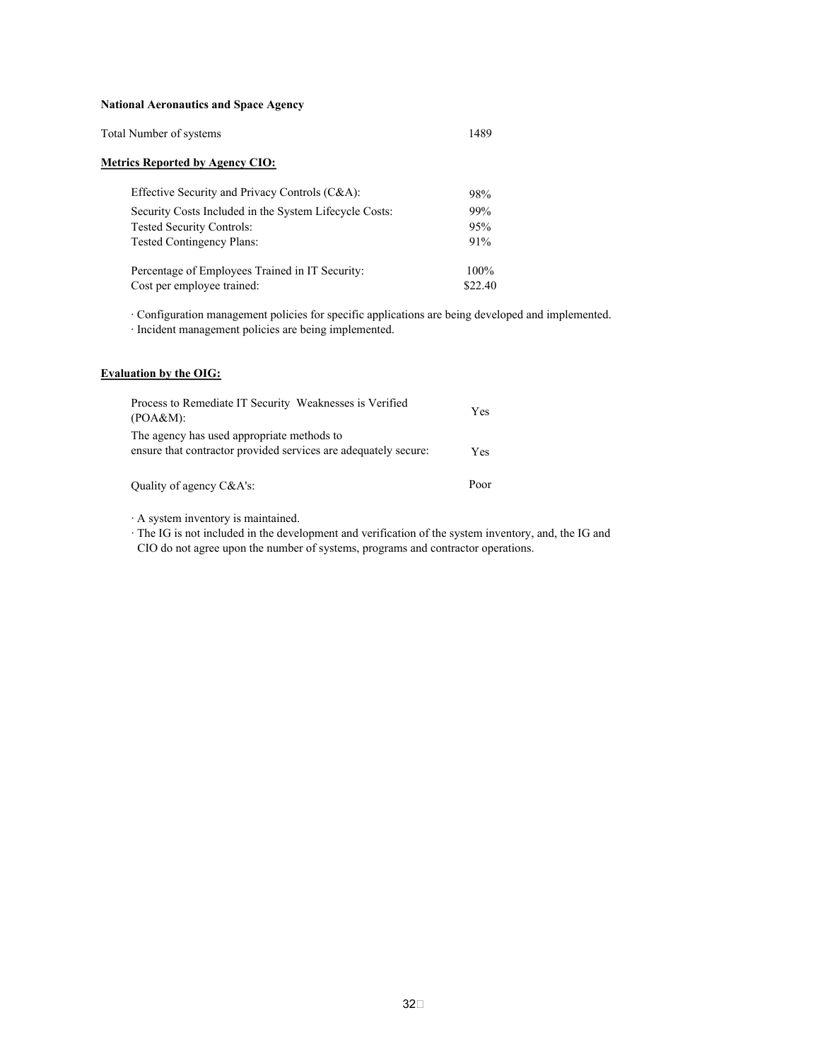**National Aeronautics and Space Agency**

| Total Number of systems | 1489 |
|---|---|

**Metrics Reported by Agency CIO:**

| Metric | Value |
|---|---|
| Effective Security and Privacy Controls (C&A): | 98% |
| Security Costs Included in the System Lifecycle Costs: | 99% |
| Tested Security Controls: | 95% |
| Tested Contingency Plans: | 91% |
| Percentage of Employees Trained in IT Security: | 100% |
| Cost per employee trained: | $22.40 |

· Configuration management policies for specific applications are being developed and implemented.
· Incident management policies are being implemented.

**Evaluation by the OIG:**

| Evaluation | Result |
|---|---|
| Process to Remediate IT Security Weaknesses is Verified (POA&M): | Yes |
| The agency has used appropriate methods to ensure that contractor provided services are adequately secure: | Yes |
| Quality of agency C&A's: | Poor |

· A system inventory is maintained.
· The IG is not included in the development and verification of the system inventory, and, the IG and CIO do not agree upon the number of systems, programs and contractor operations.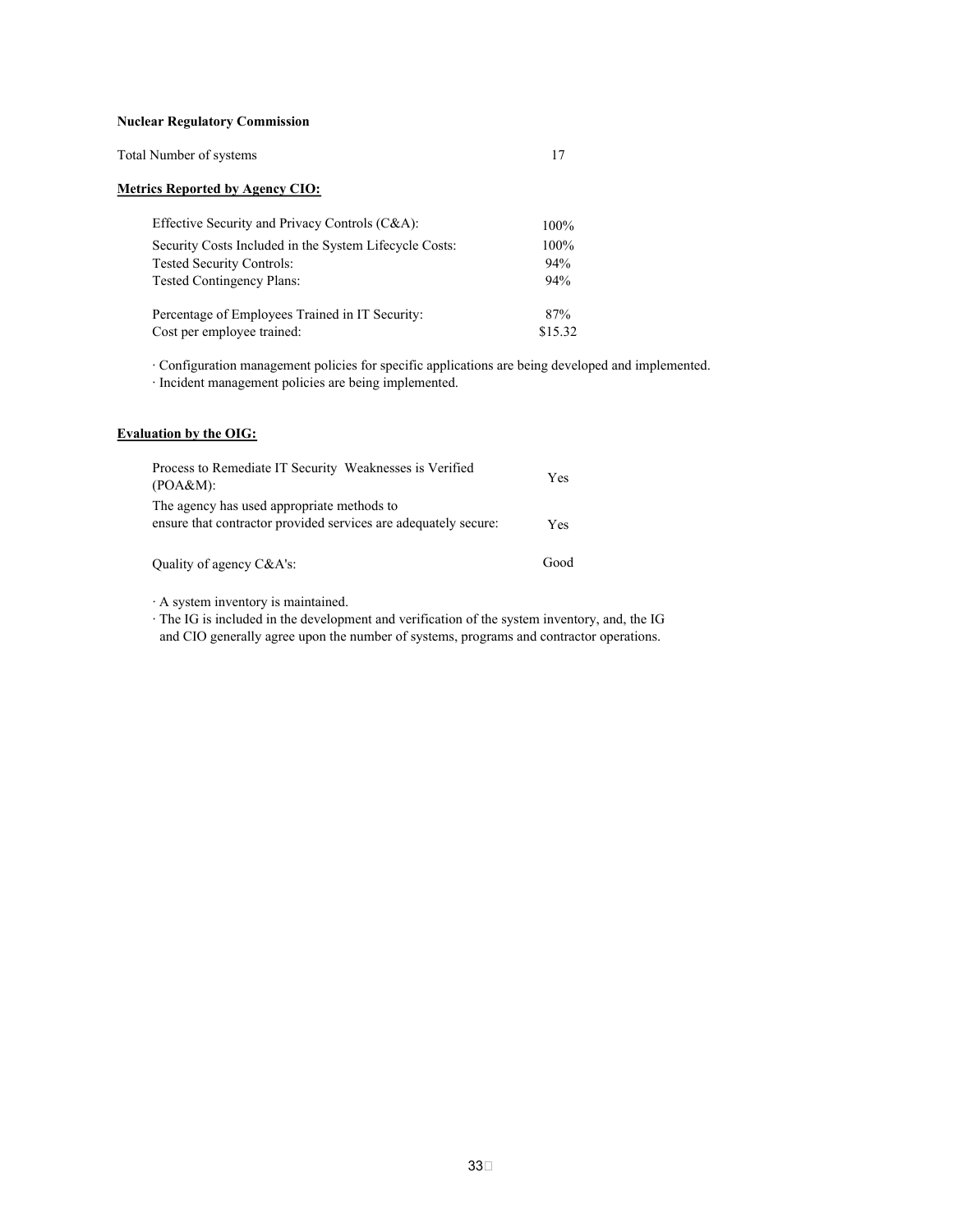**Nuclear Regulatory Commission**

| Total Number of systems | 17 |
|---|---|

**Metrics Reported by Agency CIO:**

| Metric | Value |
|---|---|
| Effective Security and Privacy Controls (C&A): | 100% |
| Security Costs Included in the System Lifecycle Costs: | 100% |
| Tested Security Controls: | 94% |
| Tested Contingency Plans: | 94% |
| Percentage of Employees Trained in IT Security: | 87% |
| Cost per employee trained: | $15.32 |

· Configuration management policies for specific applications are being developed and implemented.
· Incident management policies are being implemented.

**Evaluation by the OIG:**

| Evaluation | Result |
|---|---|
| Process to Remediate IT Security Weaknesses is Verified (POA&M): | Yes |
| The agency has used appropriate methods to ensure that contractor provided services are adequately secure: | Yes |
| Quality of agency C&A's: | Good |

· A system inventory is maintained.
· The IG is included in the development and verification of the system inventory, and, the IG and CIO generally agree upon the number of systems, programs and contractor operations.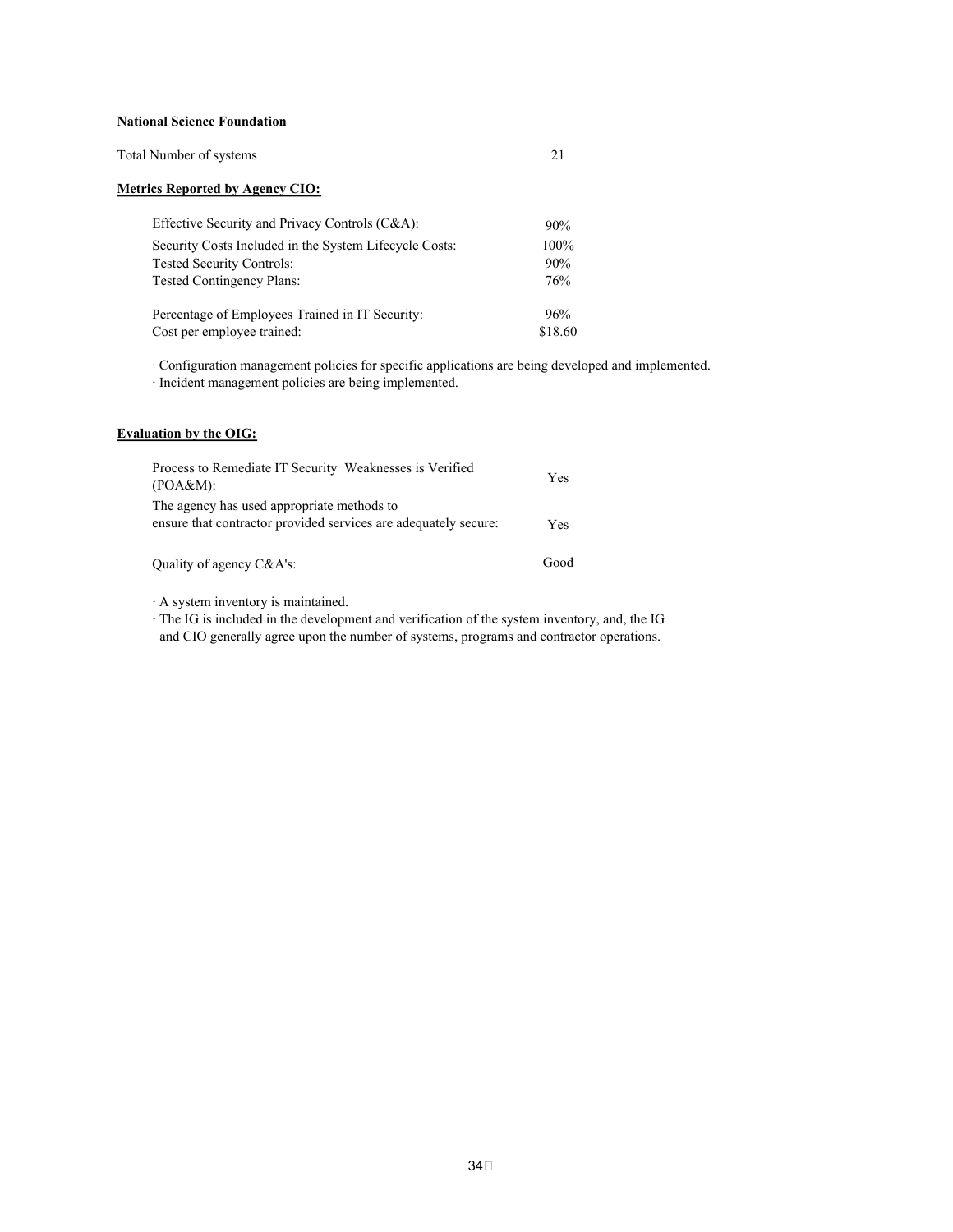**National Science Foundation**

| Total Number of systems | 21 |
|---|---|

**Metrics Reported by Agency CIO:**

| Metric | Value |
|---|---|
| Effective Security and Privacy Controls (C&A): | 90% |
| Security Costs Included in the System Lifecycle Costs: | 100% |
| Tested Security Controls: | 90% |
| Tested Contingency Plans: | 76% |
| Percentage of Employees Trained in IT Security: | 96% |
| Cost per employee trained: | $18.60 |

· Configuration management policies for specific applications are being developed and implemented.
· Incident management policies are being implemented.

**Evaluation by the OIG:**

| Evaluation | Result |
|---|---|
| Process to Remediate IT Security Weaknesses is Verified (POA&M): | Yes |
| The agency has used appropriate methods to ensure that contractor provided services are adequately secure: | Yes |
| Quality of agency C&A's: | Good |

· A system inventory is maintained.
· The IG is included in the development and verification of the system inventory, and, the IG and CIO generally agree upon the number of systems, programs and contractor operations.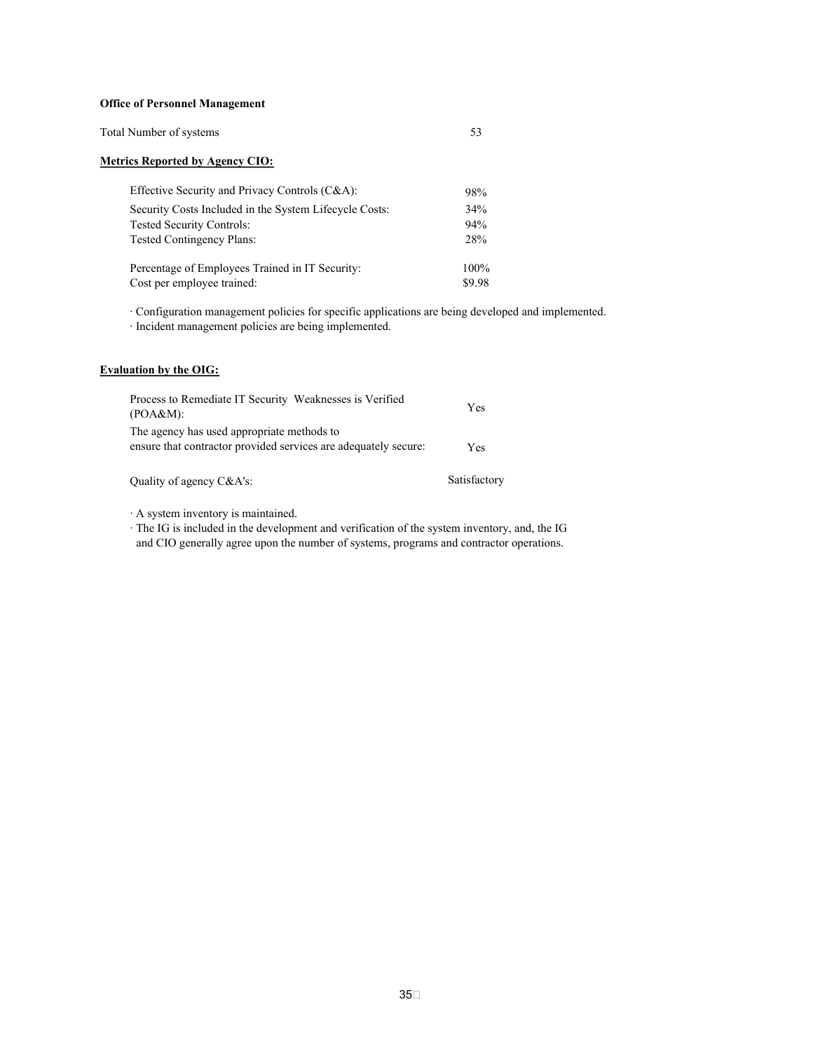**Office of Personnel Management**

| Total Number of systems | 53 |
|---|---|

**Metrics Reported by Agency CIO:**

| | |
|---|---|
| Effective Security and Privacy Controls (C&A): | 98% |
| Security Costs Included in the System Lifecycle Costs: | 34% |
| Tested Security Controls: | 94% |
| Tested Contingency Plans: | 28% |
| Percentage of Employees Trained in IT Security: | 100% |
| Cost per employee trained: | $9.98 |

· Configuration management policies for specific applications are being developed and implemented.
· Incident management policies are being implemented.

**Evaluation by the OIG:**

| | |
|---|---|
| Process to Remediate IT Security Weaknesses is Verified (POA&M): | Yes |
| The agency has used appropriate methods to ensure that contractor provided services are adequately secure: | Yes |
| Quality of agency C&A's: | Satisfactory |

· A system inventory is maintained.
· The IG is included in the development and verification of the system inventory, and, the IG and CIO generally agree upon the number of systems, programs and contractor operations.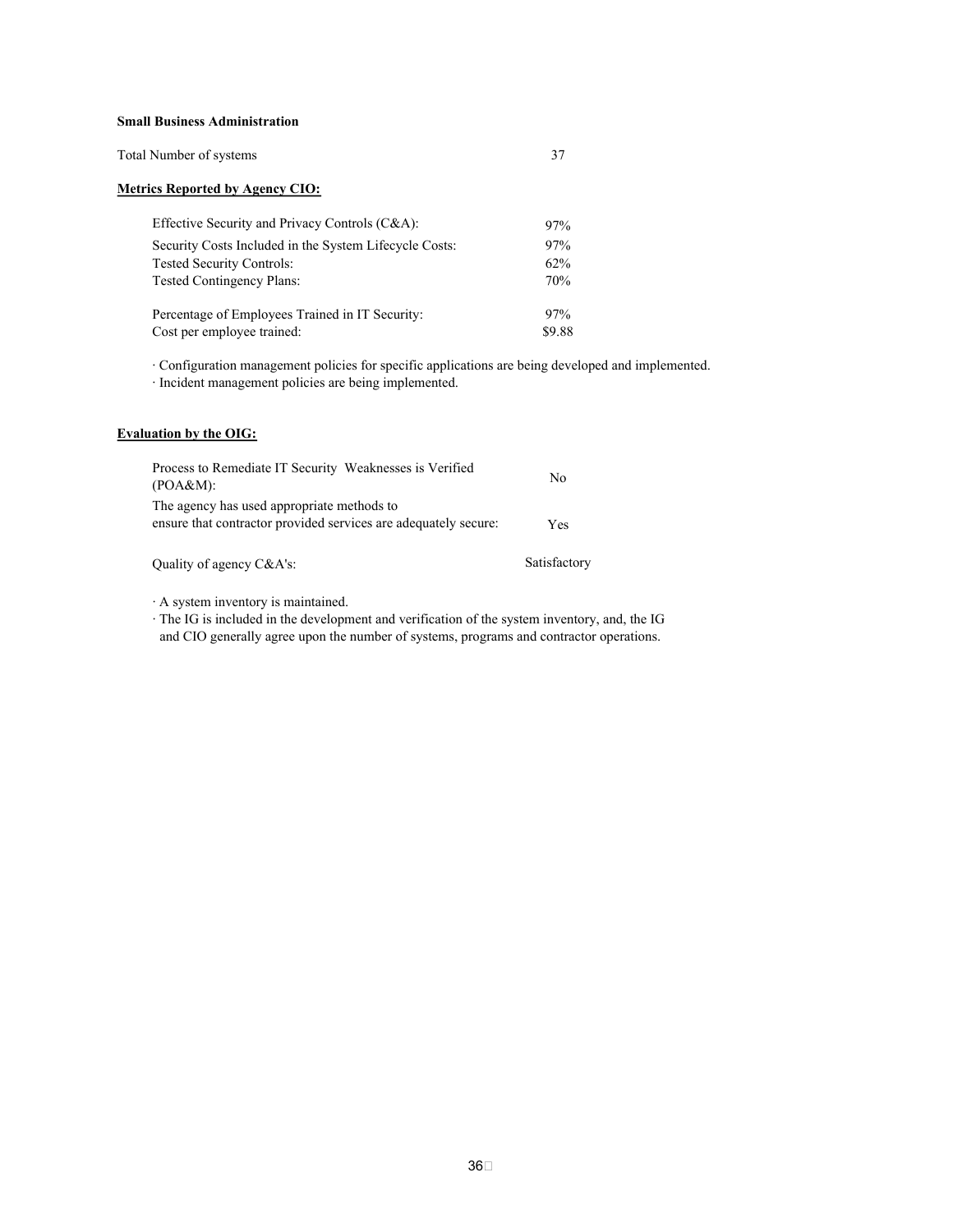**Small Business Administration**

Total Number of systems 37

**Metrics Reported by Agency CIO:**

| | |
|---|---|
| Effective Security and Privacy Controls (C&A): | 97% |
| Security Costs Included in the System Lifecycle Costs: | 97% |
| Tested Security Controls: | 62% |
| Tested Contingency Plans: | 70% |
| Percentage of Employees Trained in IT Security: | 97% |
| Cost per employee trained: | $9.88 |

· Configuration management policies for specific applications are being developed and implemented.
· Incident management policies are being implemented.

**Evaluation by the OIG:**

| | |
|---|---|
| Process to Remediate IT Security Weaknesses is Verified (POA&M): | No |
| The agency has used appropriate methods to ensure that contractor provided services are adequately secure: | Yes |
| Quality of agency C&A's: | Satisfactory |

· A system inventory is maintained.
· The IG is included in the development and verification of the system inventory, and, the IG and CIO generally agree upon the number of systems, programs and contractor operations.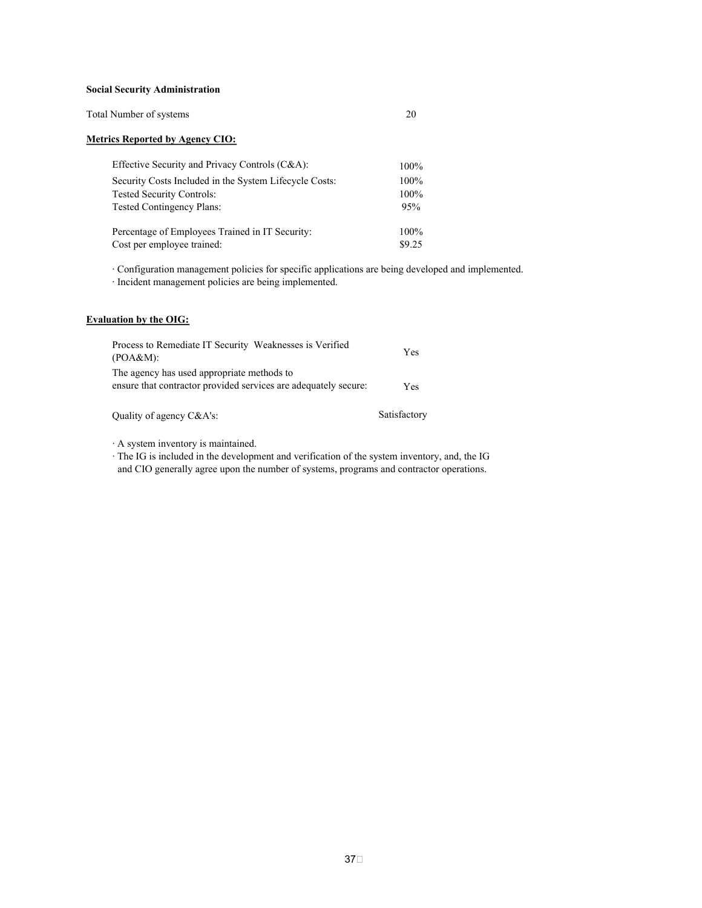**Social Security Administration**

Total Number of systems 20

**Metrics Reported by Agency CIO:**

| | |
|---|---|
| Effective Security and Privacy Controls (C&A): | 100% |
| Security Costs Included in the System Lifecycle Costs: | 100% |
| Tested Security Controls: | 100% |
| Tested Contingency Plans: | 95% |
| Percentage of Employees Trained in IT Security: | 100% |
| Cost per employee trained: | $9.25 |

· Configuration management policies for specific applications are being developed and implemented.
· Incident management policies are being implemented.

**Evaluation by the OIG:**

| | |
|---|---|
| Process to Remediate IT Security Weaknesses is Verified (POA&M): | Yes |
| The agency has used appropriate methods to ensure that contractor provided services are adequately secure: | Yes |
| Quality of agency C&A's: | Satisfactory |

· A system inventory is maintained.
· The IG is included in the development and verification of the system inventory, and, the IG and CIO generally agree upon the number of systems, programs and contractor operations.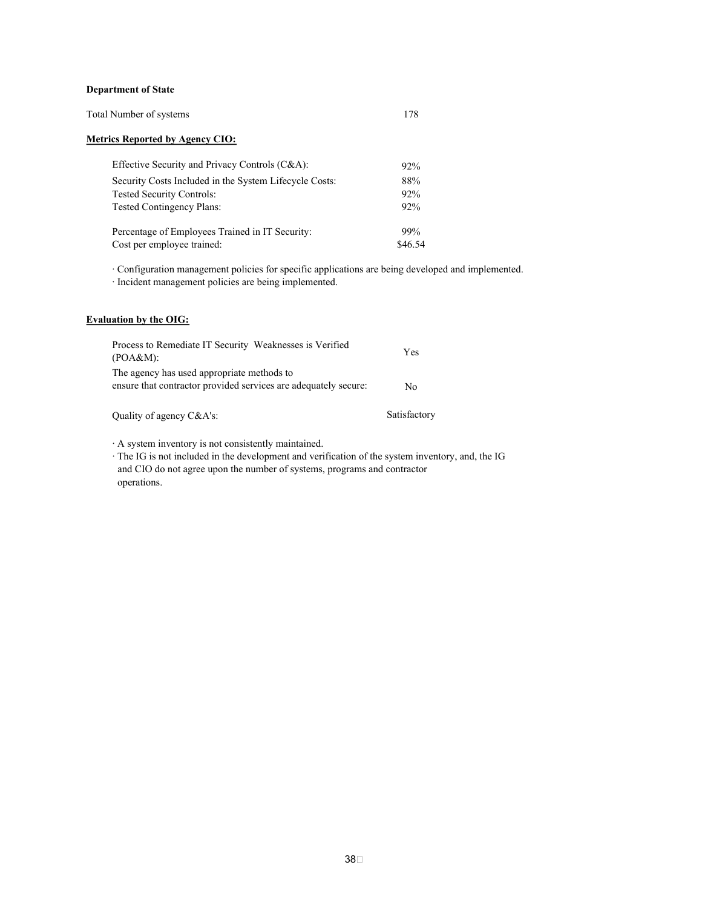**Department of State**

| Total Number of systems | 178 |
|---|---|

**Metrics Reported by Agency CIO:**

| Metric | Value |
|---|---|
| Effective Security and Privacy Controls (C&A): | 92% |
| Security Costs Included in the System Lifecycle Costs: | 88% |
| Tested Security Controls: | 92% |
| Tested Contingency Plans: | 92% |
| Percentage of Employees Trained in IT Security: | 99% |
| Cost per employee trained: | $46.54 |

· Configuration management policies for specific applications are being developed and implemented.
· Incident management policies are being implemented.

**Evaluation by the OIG:**

| Evaluation | Result |
|---|---|
| Process to Remediate IT Security Weaknesses is Verified (POA&M): | Yes |
| The agency has used appropriate methods to ensure that contractor provided services are adequately secure: | No |
| Quality of agency C&A's: | Satisfactory |

· A system inventory is not consistently maintained.
· The IG is not included in the development and verification of the system inventory, and, the IG and CIO do not agree upon the number of systems, programs and contractor operations.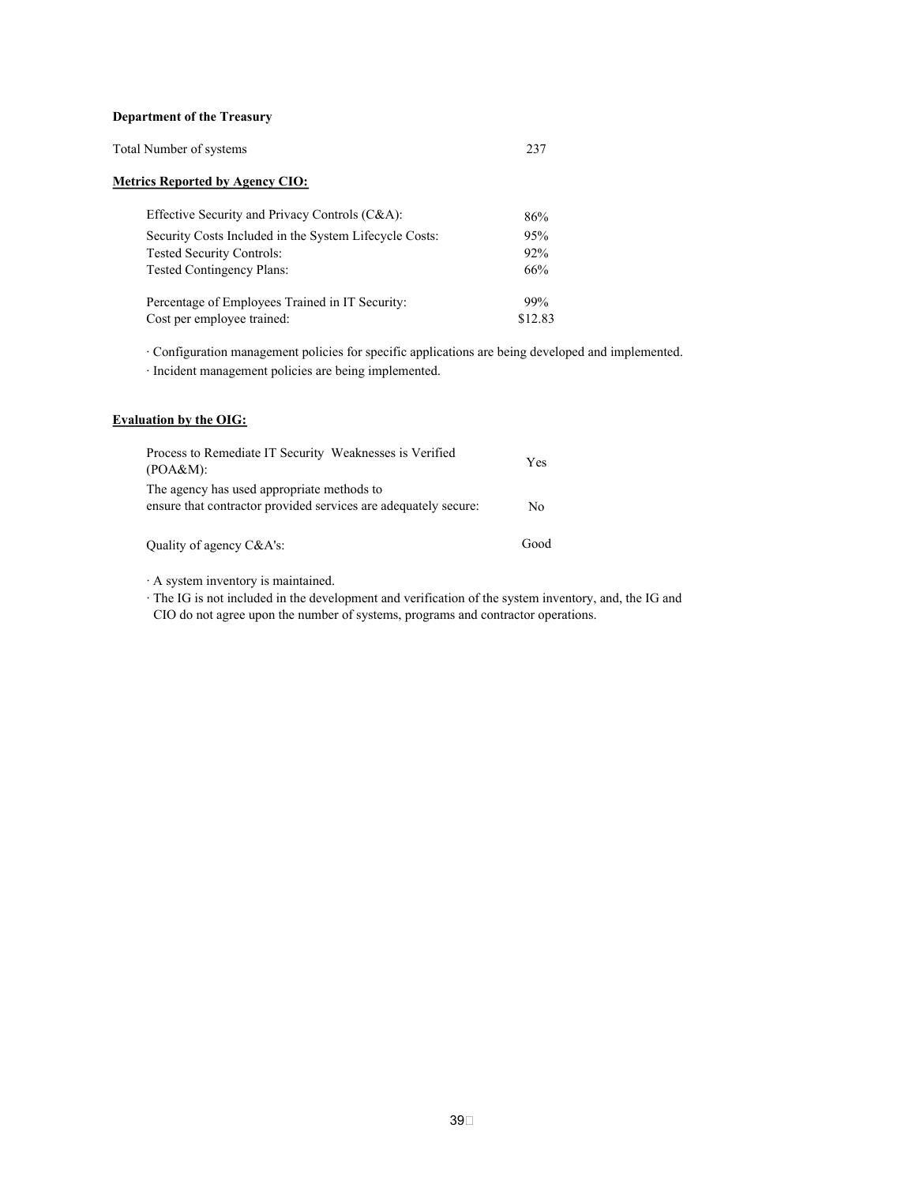**Department of the Treasury**

| Total Number of systems | 237 |
|---|---|

**Metrics Reported by Agency CIO:**

| | |
|---|---|
| Effective Security and Privacy Controls (C&A): | 86% |
| Security Costs Included in the System Lifecycle Costs: | 95% |
| Tested Security Controls: | 92% |
| Tested Contingency Plans: | 66% |
| Percentage of Employees Trained in IT Security: | 99% |
| Cost per employee trained: | $12.83 |

· Configuration management policies for specific applications are being developed and implemented.

· Incident management policies are being implemented.

**Evaluation by the OIG:**

| | |
|---|---|
| Process to Remediate IT Security Weaknesses is Verified (POA&M): | Yes |
| The agency has used appropriate methods to ensure that contractor provided services are adequately secure: | No |
| Quality of agency C&A's: | Good |

· A system inventory is maintained.

· The IG is not included in the development and verification of the system inventory, and, the IG and CIO do not agree upon the number of systems, programs and contractor operations.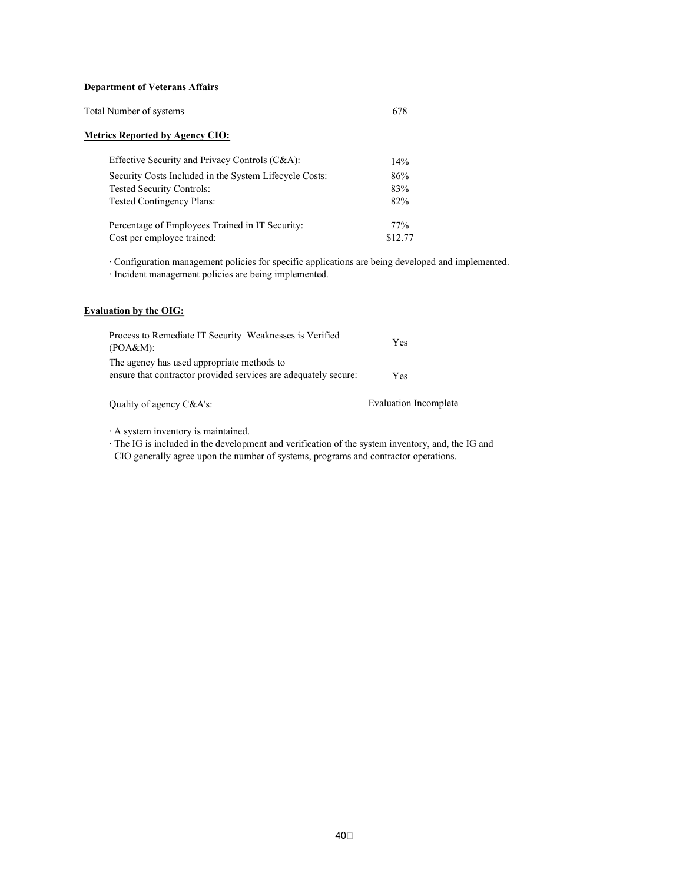**Department of Veterans Affairs**

| Total Number of systems | 678 |
|---|---|

**Metrics Reported by Agency CIO:**

| Metric | Value |
|---|---|
| Effective Security and Privacy Controls (C&A): | 14% |
| Security Costs Included in the System Lifecycle Costs: | 86% |
| Tested Security Controls: | 83% |
| Tested Contingency Plans: | 82% |
| Percentage of Employees Trained in IT Security: | 77% |
| Cost per employee trained: | $12.77 |

· Configuration management policies for specific applications are being developed and implemented.
· Incident management policies are being implemented.

**Evaluation by the OIG:**

| Evaluation | Result |
|---|---|
| Process to Remediate IT Security Weaknesses is Verified (POA&M): | Yes |
| The agency has used appropriate methods to ensure that contractor provided services are adequately secure: | Yes |
| Quality of agency C&A's: | Evaluation Incomplete |

· A system inventory is maintained.
· The IG is included in the development and verification of the system inventory, and, the IG and CIO generally agree upon the number of systems, programs and contractor operations.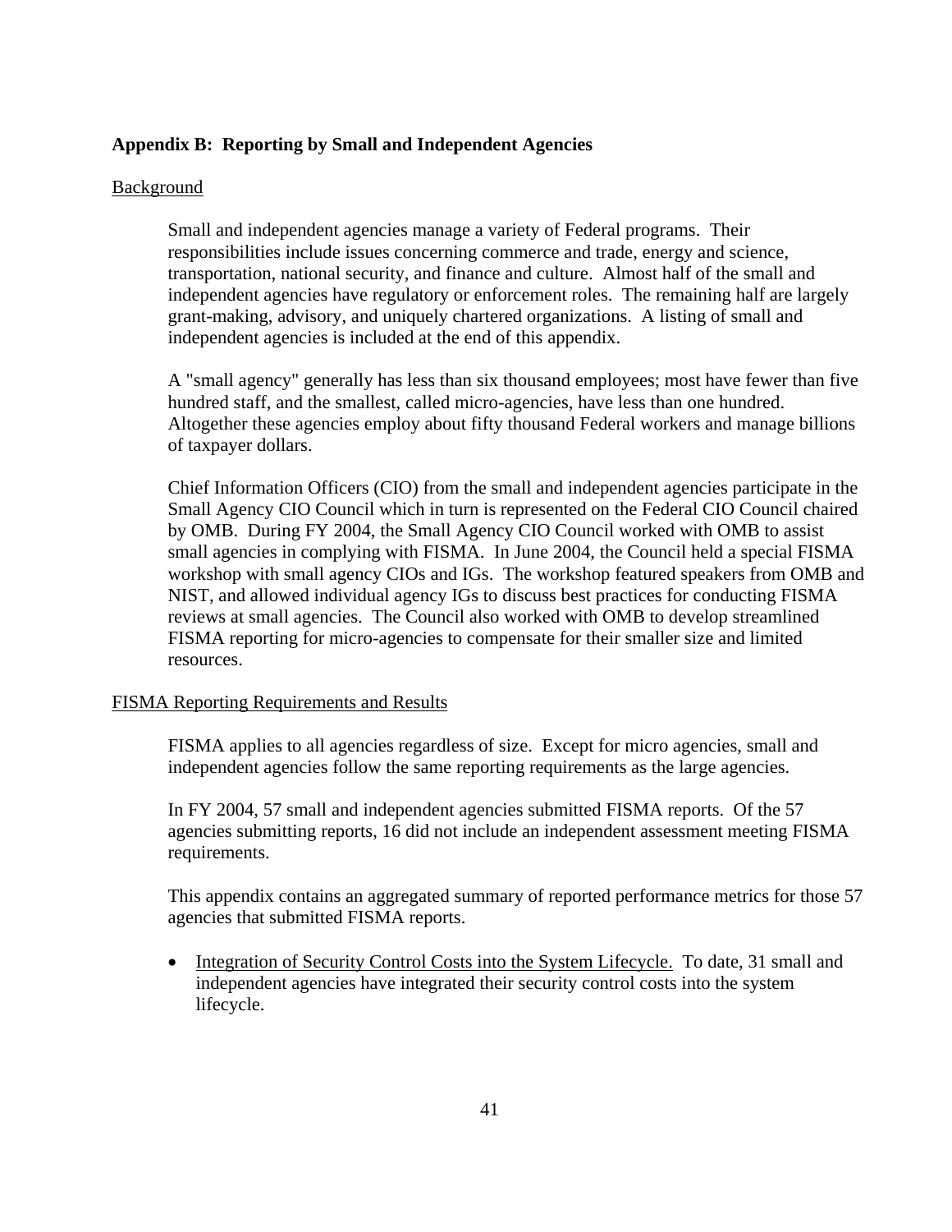## Appendix B: Reporting by Small and Independent Agencies

Background

Small and independent agencies manage a variety of Federal programs. Their responsibilities include issues concerning commerce and trade, energy and science, transportation, national security, and finance and culture. Almost half of the small and independent agencies have regulatory or enforcement roles. The remaining half are largely grant-making, advisory, and uniquely chartered organizations. A listing of small and independent agencies is included at the end of this appendix.

A "small agency" generally has less than six thousand employees; most have fewer than five hundred staff, and the smallest, called micro-agencies, have less than one hundred. Altogether these agencies employ about fifty thousand Federal workers and manage billions of taxpayer dollars.

Chief Information Officers (CIO) from the small and independent agencies participate in the Small Agency CIO Council which in turn is represented on the Federal CIO Council chaired by OMB. During FY 2004, the Small Agency CIO Council worked with OMB to assist small agencies in complying with FISMA. In June 2004, the Council held a special FISMA workshop with small agency CIOs and IGs. The workshop featured speakers from OMB and NIST, and allowed individual agency IGs to discuss best practices for conducting FISMA reviews at small agencies. The Council also worked with OMB to develop streamlined FISMA reporting for micro-agencies to compensate for their smaller size and limited resources.

FISMA Reporting Requirements and Results

FISMA applies to all agencies regardless of size. Except for micro agencies, small and independent agencies follow the same reporting requirements as the large agencies.

In FY 2004, 57 small and independent agencies submitted FISMA reports. Of the 57 agencies submitting reports, 16 did not include an independent assessment meeting FISMA requirements.

This appendix contains an aggregated summary of reported performance metrics for those 57 agencies that submitted FISMA reports.

- Integration of Security Control Costs into the System Lifecycle. To date, 31 small and independent agencies have integrated their security control costs into the system lifecycle.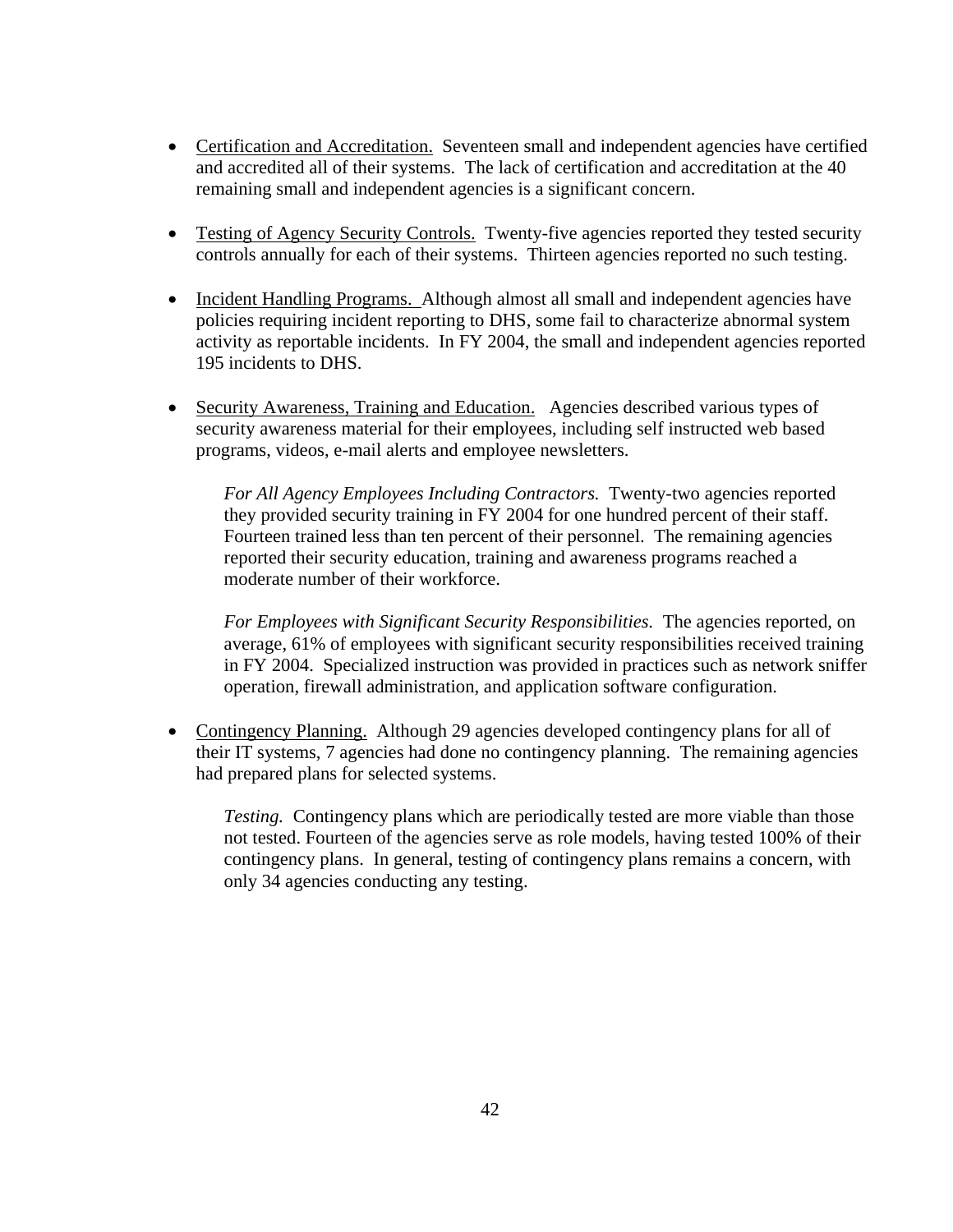- Certification and Accreditation. Seventeen small and independent agencies have certified and accredited all of their systems. The lack of certification and accreditation at the 40 remaining small and independent agencies is a significant concern.

- Testing of Agency Security Controls. Twenty-five agencies reported they tested security controls annually for each of their systems. Thirteen agencies reported no such testing.

- Incident Handling Programs. Although almost all small and independent agencies have policies requiring incident reporting to DHS, some fail to characterize abnormal system activity as reportable incidents. In FY 2004, the small and independent agencies reported 195 incidents to DHS.

- Security Awareness, Training and Education. Agencies described various types of security awareness material for their employees, including self instructed web based programs, videos, e-mail alerts and employee newsletters.

  *For All Agency Employees Including Contractors.* Twenty-two agencies reported they provided security training in FY 2004 for one hundred percent of their staff. Fourteen trained less than ten percent of their personnel. The remaining agencies reported their security education, training and awareness programs reached a moderate number of their workforce.

  *For Employees with Significant Security Responsibilities.* The agencies reported, on average, 61% of employees with significant security responsibilities received training in FY 2004. Specialized instruction was provided in practices such as network sniffer operation, firewall administration, and application software configuration.

- Contingency Planning. Although 29 agencies developed contingency plans for all of their IT systems, 7 agencies had done no contingency planning. The remaining agencies had prepared plans for selected systems.

  *Testing.* Contingency plans which are periodically tested are more viable than those not tested. Fourteen of the agencies serve as role models, having tested 100% of their contingency plans. In general, testing of contingency plans remains a concern, with only 34 agencies conducting any testing.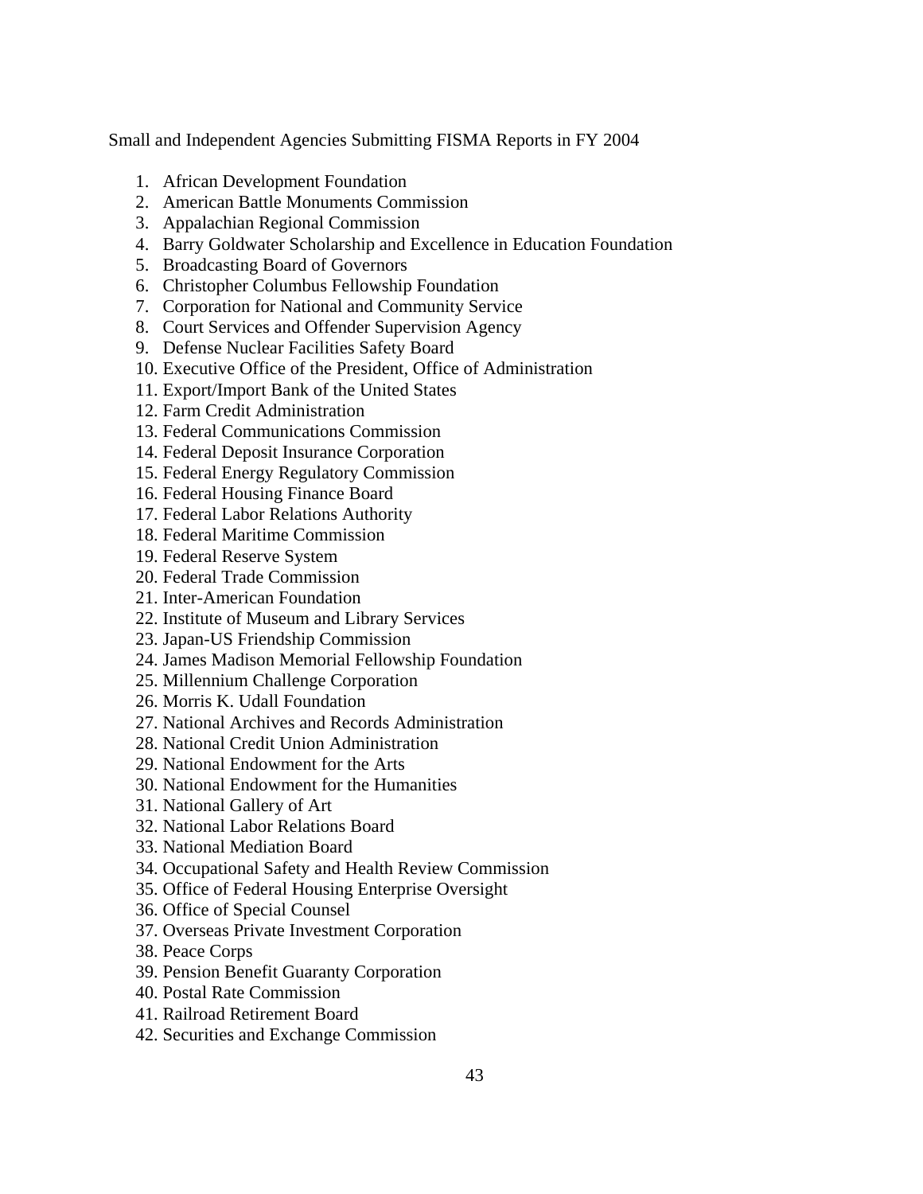Small and Independent Agencies Submitting FISMA Reports in FY 2004

1. African Development Foundation
2. American Battle Monuments Commission
3. Appalachian Regional Commission
4. Barry Goldwater Scholarship and Excellence in Education Foundation
5. Broadcasting Board of Governors
6. Christopher Columbus Fellowship Foundation
7. Corporation for National and Community Service
8. Court Services and Offender Supervision Agency
9. Defense Nuclear Facilities Safety Board
10. Executive Office of the President, Office of Administration
11. Export/Import Bank of the United States
12. Farm Credit Administration
13. Federal Communications Commission
14. Federal Deposit Insurance Corporation
15. Federal Energy Regulatory Commission
16. Federal Housing Finance Board
17. Federal Labor Relations Authority
18. Federal Maritime Commission
19. Federal Reserve System
20. Federal Trade Commission
21. Inter-American Foundation
22. Institute of Museum and Library Services
23. Japan-US Friendship Commission
24. James Madison Memorial Fellowship Foundation
25. Millennium Challenge Corporation
26. Morris K. Udall Foundation
27. National Archives and Records Administration
28. National Credit Union Administration
29. National Endowment for the Arts
30. National Endowment for the Humanities
31. National Gallery of Art
32. National Labor Relations Board
33. National Mediation Board
34. Occupational Safety and Health Review Commission
35. Office of Federal Housing Enterprise Oversight
36. Office of Special Counsel
37. Overseas Private Investment Corporation
38. Peace Corps
39. Pension Benefit Guaranty Corporation
40. Postal Rate Commission
41. Railroad Retirement Board
42. Securities and Exchange Commission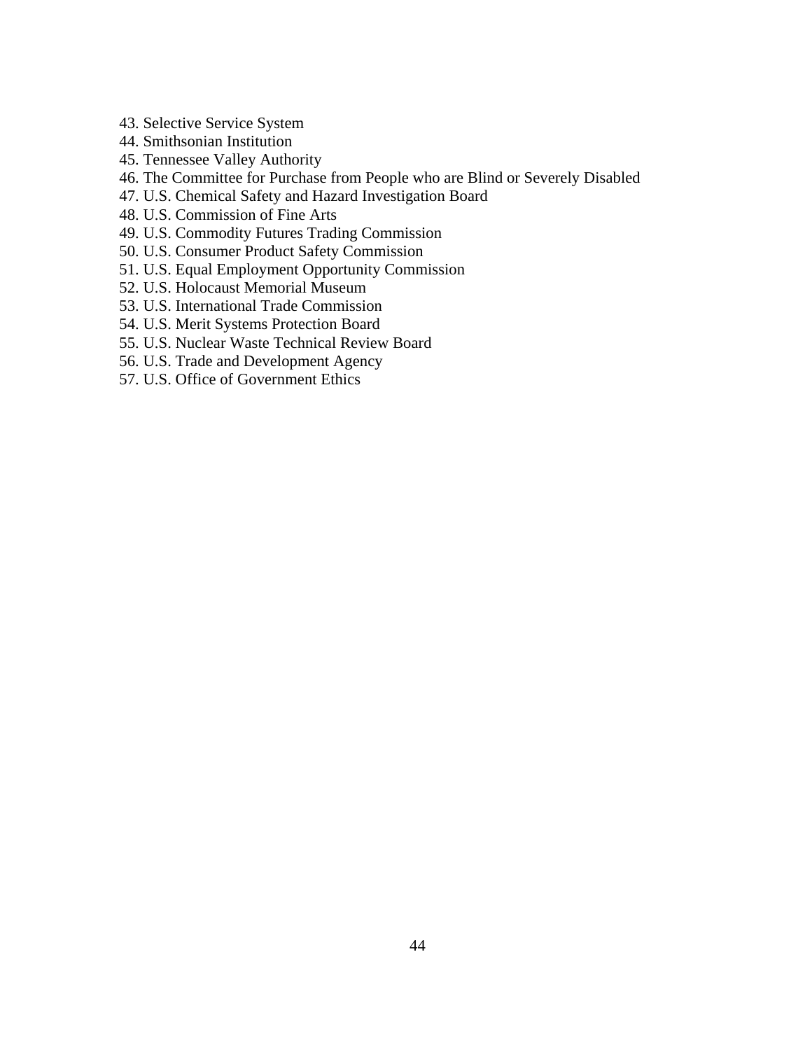43. Selective Service System
44. Smithsonian Institution
45. Tennessee Valley Authority
46. The Committee for Purchase from People who are Blind or Severely Disabled
47. U.S. Chemical Safety and Hazard Investigation Board
48. U.S. Commission of Fine Arts
49. U.S. Commodity Futures Trading Commission
50. U.S. Consumer Product Safety Commission
51. U.S. Equal Employment Opportunity Commission
52. U.S. Holocaust Memorial Museum
53. U.S. International Trade Commission
54. U.S. Merit Systems Protection Board
55. U.S. Nuclear Waste Technical Review Board
56. U.S. Trade and Development Agency
57. U.S. Office of Government Ethics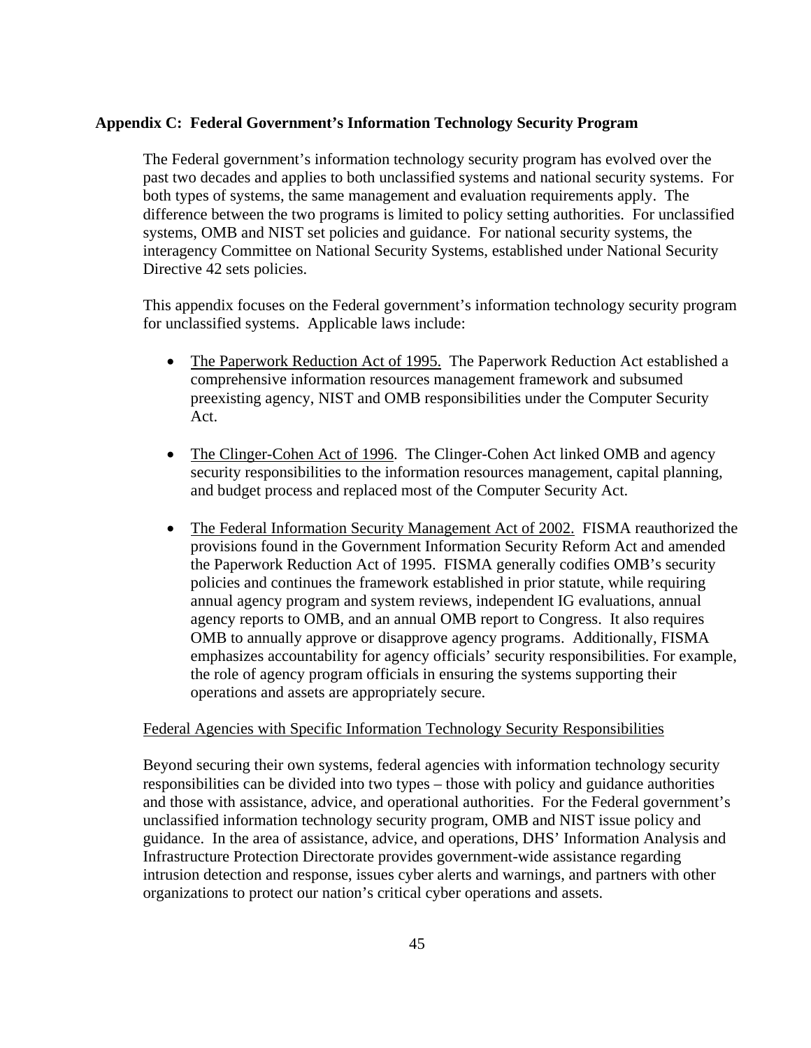## Appendix C: Federal Government's Information Technology Security Program

The Federal government's information technology security program has evolved over the past two decades and applies to both unclassified systems and national security systems. For both types of systems, the same management and evaluation requirements apply. The difference between the two programs is limited to policy setting authorities. For unclassified systems, OMB and NIST set policies and guidance. For national security systems, the interagency Committee on National Security Systems, established under National Security Directive 42 sets policies.

This appendix focuses on the Federal government's information technology security program for unclassified systems. Applicable laws include:

- The Paperwork Reduction Act of 1995. The Paperwork Reduction Act established a comprehensive information resources management framework and subsumed preexisting agency, NIST and OMB responsibilities under the Computer Security Act.

- The Clinger-Cohen Act of 1996. The Clinger-Cohen Act linked OMB and agency security responsibilities to the information resources management, capital planning, and budget process and replaced most of the Computer Security Act.

- The Federal Information Security Management Act of 2002. FISMA reauthorized the provisions found in the Government Information Security Reform Act and amended the Paperwork Reduction Act of 1995. FISMA generally codifies OMB's security policies and continues the framework established in prior statute, while requiring annual agency program and system reviews, independent IG evaluations, annual agency reports to OMB, and an annual OMB report to Congress. It also requires OMB to annually approve or disapprove agency programs. Additionally, FISMA emphasizes accountability for agency officials' security responsibilities. For example, the role of agency program officials in ensuring the systems supporting their operations and assets are appropriately secure.

### Federal Agencies with Specific Information Technology Security Responsibilities

Beyond securing their own systems, federal agencies with information technology security responsibilities can be divided into two types – those with policy and guidance authorities and those with assistance, advice, and operational authorities. For the Federal government's unclassified information technology security program, OMB and NIST issue policy and guidance. In the area of assistance, advice, and operations, DHS' Information Analysis and Infrastructure Protection Directorate provides government-wide assistance regarding intrusion detection and response, issues cyber alerts and warnings, and partners with other organizations to protect our nation's critical cyber operations and assets.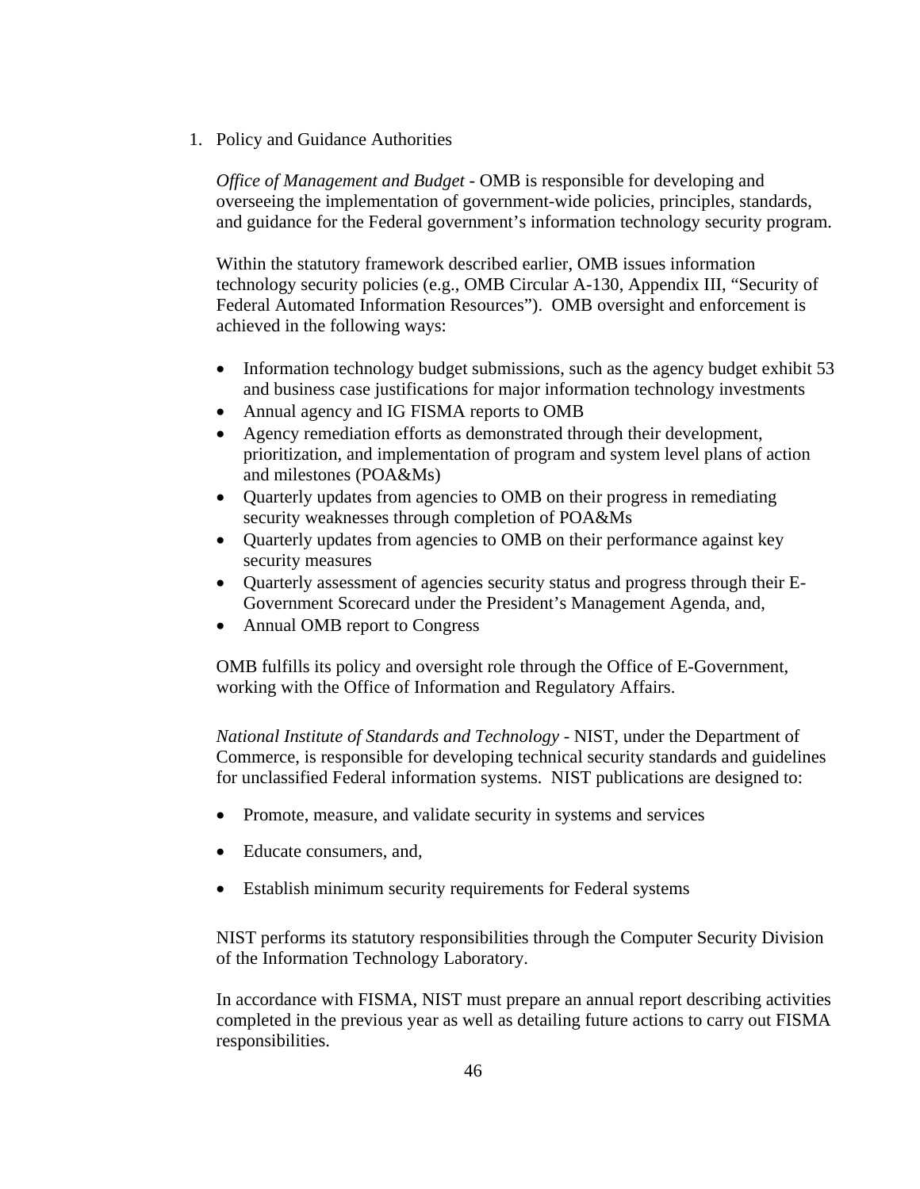1. Policy and Guidance Authorities

   *Office of Management and Budget* - OMB is responsible for developing and overseeing the implementation of government-wide policies, principles, standards, and guidance for the Federal government's information technology security program.

   Within the statutory framework described earlier, OMB issues information technology security policies (e.g., OMB Circular A-130, Appendix III, "Security of Federal Automated Information Resources"). OMB oversight and enforcement is achieved in the following ways:

   - Information technology budget submissions, such as the agency budget exhibit 53 and business case justifications for major information technology investments
   - Annual agency and IG FISMA reports to OMB
   - Agency remediation efforts as demonstrated through their development, prioritization, and implementation of program and system level plans of action and milestones (POA&Ms)
   - Quarterly updates from agencies to OMB on their progress in remediating security weaknesses through completion of POA&Ms
   - Quarterly updates from agencies to OMB on their performance against key security measures
   - Quarterly assessment of agencies security status and progress through their E-Government Scorecard under the President's Management Agenda, and,
   - Annual OMB report to Congress

   OMB fulfills its policy and oversight role through the Office of E-Government, working with the Office of Information and Regulatory Affairs.

   *National Institute of Standards and Technology* - NIST, under the Department of Commerce, is responsible for developing technical security standards and guidelines for unclassified Federal information systems. NIST publications are designed to:

   - Promote, measure, and validate security in systems and services
   - Educate consumers, and,
   - Establish minimum security requirements for Federal systems

   NIST performs its statutory responsibilities through the Computer Security Division of the Information Technology Laboratory.

   In accordance with FISMA, NIST must prepare an annual report describing activities completed in the previous year as well as detailing future actions to carry out FISMA responsibilities.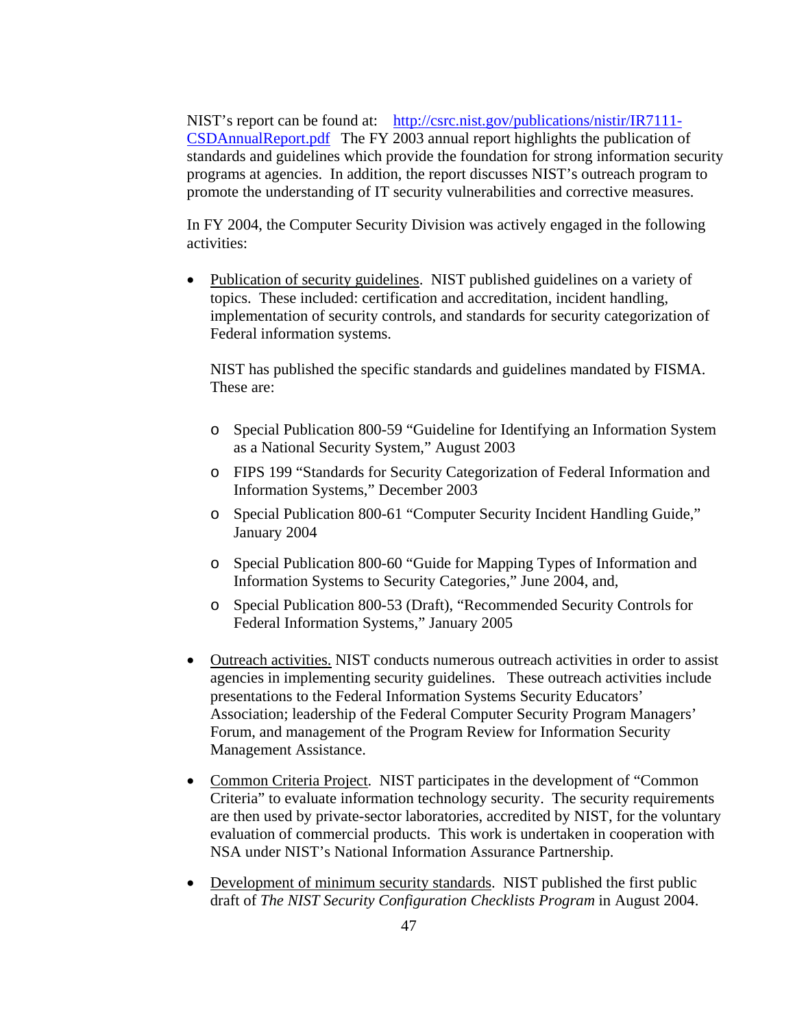NIST's report can be found at: [http://csrc.nist.gov/publications/nistir/IR7111-CSDAnnualReport.pdf](http://csrc.nist.gov/publications/nistir/IR7111-CSDAnnualReport.pdf) The FY 2003 annual report highlights the publication of standards and guidelines which provide the foundation for strong information security programs at agencies. In addition, the report discusses NIST's outreach program to promote the understanding of IT security vulnerabilities and corrective measures.

In FY 2004, the Computer Security Division was actively engaged in the following activities:

- <u>Publication of security guidelines</u>. NIST published guidelines on a variety of topics. These included: certification and accreditation, incident handling, implementation of security controls, and standards for security categorization of Federal information systems.

  NIST has published the specific standards and guidelines mandated by FISMA. These are:

  - Special Publication 800-59 "Guideline for Identifying an Information System as a National Security System," August 2003
  - FIPS 199 "Standards for Security Categorization of Federal Information and Information Systems," December 2003
  - Special Publication 800-61 "Computer Security Incident Handling Guide," January 2004
  - Special Publication 800-60 "Guide for Mapping Types of Information and Information Systems to Security Categories," June 2004, and,
  - Special Publication 800-53 (Draft), "Recommended Security Controls for Federal Information Systems," January 2005

- <u>Outreach activities.</u> NIST conducts numerous outreach activities in order to assist agencies in implementing security guidelines. These outreach activities include presentations to the Federal Information Systems Security Educators' Association; leadership of the Federal Computer Security Program Managers' Forum, and management of the Program Review for Information Security Management Assistance.

- <u>Common Criteria Project</u>. NIST participates in the development of "Common Criteria" to evaluate information technology security. The security requirements are then used by private-sector laboratories, accredited by NIST, for the voluntary evaluation of commercial products. This work is undertaken in cooperation with NSA under NIST's National Information Assurance Partnership.

- <u>Development of minimum security standards</u>. NIST published the first public draft of *The NIST Security Configuration Checklists Program* in August 2004.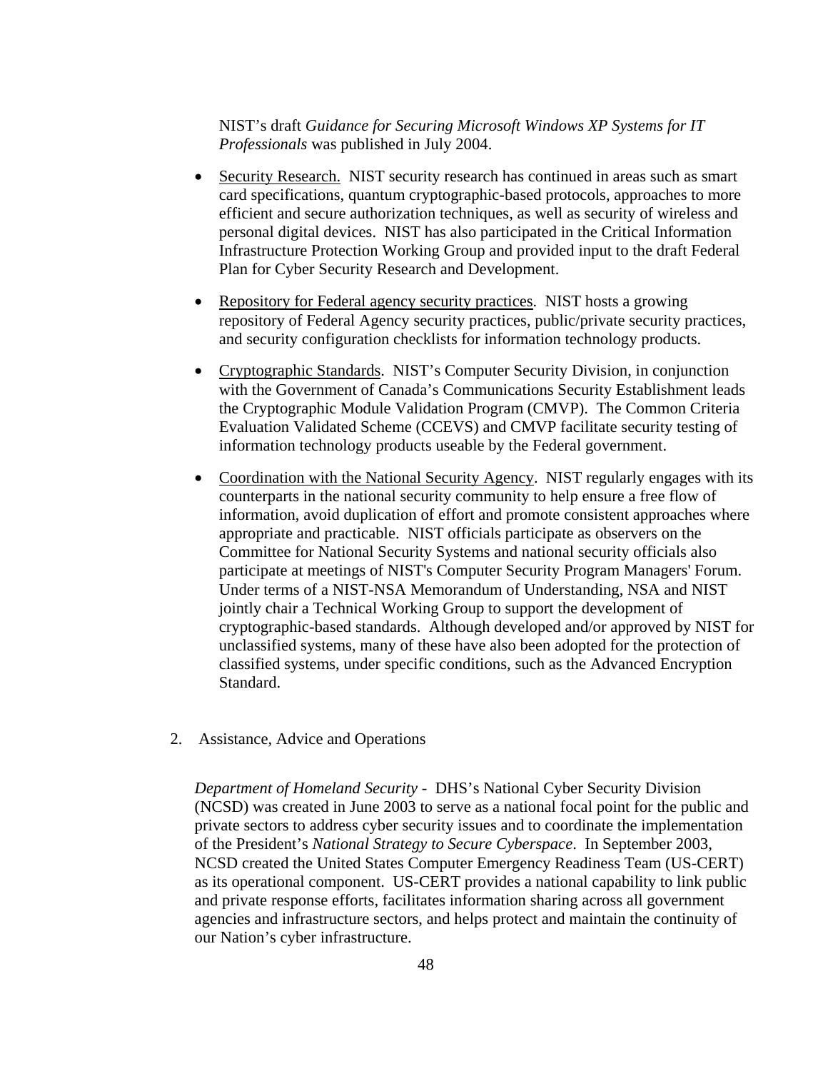NIST's draft *Guidance for Securing Microsoft Windows XP Systems for IT Professionals* was published in July 2004.

- <u>Security Research.</u> NIST security research has continued in areas such as smart card specifications, quantum cryptographic-based protocols, approaches to more efficient and secure authorization techniques, as well as security of wireless and personal digital devices. NIST has also participated in the Critical Information Infrastructure Protection Working Group and provided input to the draft Federal Plan for Cyber Security Research and Development.

- <u>Repository for Federal agency security practices</u>. NIST hosts a growing repository of Federal Agency security practices, public/private security practices, and security configuration checklists for information technology products.

- <u>Cryptographic Standards</u>. NIST's Computer Security Division, in conjunction with the Government of Canada's Communications Security Establishment leads the Cryptographic Module Validation Program (CMVP). The Common Criteria Evaluation Validated Scheme (CCEVS) and CMVP facilitate security testing of information technology products useable by the Federal government.

- <u>Coordination with the National Security Agency</u>. NIST regularly engages with its counterparts in the national security community to help ensure a free flow of information, avoid duplication of effort and promote consistent approaches where appropriate and practicable. NIST officials participate as observers on the Committee for National Security Systems and national security officials also participate at meetings of NIST's Computer Security Program Managers' Forum. Under terms of a NIST-NSA Memorandum of Understanding, NSA and NIST jointly chair a Technical Working Group to support the development of cryptographic-based standards. Although developed and/or approved by NIST for unclassified systems, many of these have also been adopted for the protection of classified systems, under specific conditions, such as the Advanced Encryption Standard.

2. Assistance, Advice and Operations

*Department of Homeland Security* - DHS's National Cyber Security Division (NCSD) was created in June 2003 to serve as a national focal point for the public and private sectors to address cyber security issues and to coordinate the implementation of the President's *National Strategy to Secure Cyberspace*. In September 2003, NCSD created the United States Computer Emergency Readiness Team (US-CERT) as its operational component. US-CERT provides a national capability to link public and private response efforts, facilitates information sharing across all government agencies and infrastructure sectors, and helps protect and maintain the continuity of our Nation's cyber infrastructure.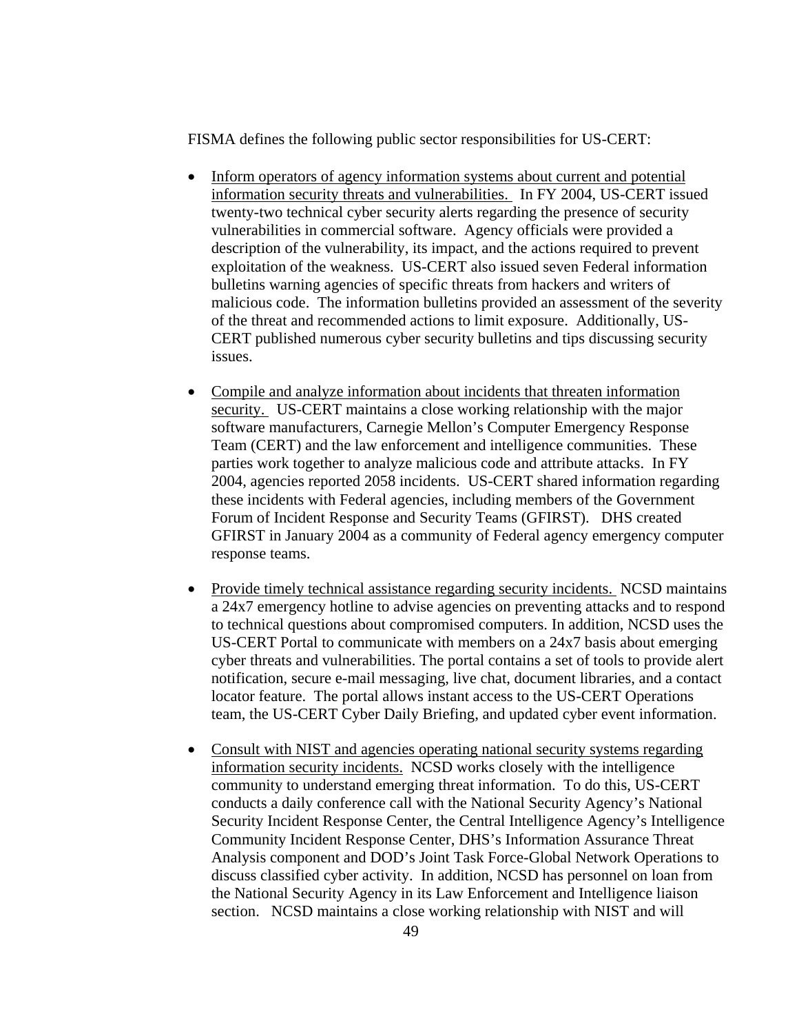FISMA defines the following public sector responsibilities for US-CERT:

- <u>Inform operators of agency information systems about current and potential information security threats and vulnerabilities.</u> In FY 2004, US-CERT issued twenty-two technical cyber security alerts regarding the presence of security vulnerabilities in commercial software. Agency officials were provided a description of the vulnerability, its impact, and the actions required to prevent exploitation of the weakness. US-CERT also issued seven Federal information bulletins warning agencies of specific threats from hackers and writers of malicious code. The information bulletins provided an assessment of the severity of the threat and recommended actions to limit exposure. Additionally, US-CERT published numerous cyber security bulletins and tips discussing security issues.

- <u>Compile and analyze information about incidents that threaten information security.</u> US-CERT maintains a close working relationship with the major software manufacturers, Carnegie Mellon's Computer Emergency Response Team (CERT) and the law enforcement and intelligence communities. These parties work together to analyze malicious code and attribute attacks. In FY 2004, agencies reported 2058 incidents. US-CERT shared information regarding these incidents with Federal agencies, including members of the Government Forum of Incident Response and Security Teams (GFIRST). DHS created GFIRST in January 2004 as a community of Federal agency emergency computer response teams.

- <u>Provide timely technical assistance regarding security incidents.</u> NCSD maintains a 24x7 emergency hotline to advise agencies on preventing attacks and to respond to technical questions about compromised computers. In addition, NCSD uses the US-CERT Portal to communicate with members on a 24x7 basis about emerging cyber threats and vulnerabilities. The portal contains a set of tools to provide alert notification, secure e-mail messaging, live chat, document libraries, and a contact locator feature. The portal allows instant access to the US-CERT Operations team, the US-CERT Cyber Daily Briefing, and updated cyber event information.

- <u>Consult with NIST and agencies operating national security systems regarding information security incidents.</u> NCSD works closely with the intelligence community to understand emerging threat information. To do this, US-CERT conducts a daily conference call with the National Security Agency's National Security Incident Response Center, the Central Intelligence Agency's Intelligence Community Incident Response Center, DHS's Information Assurance Threat Analysis component and DOD's Joint Task Force-Global Network Operations to discuss classified cyber activity. In addition, NCSD has personnel on loan from the National Security Agency in its Law Enforcement and Intelligence liaison section. NCSD maintains a close working relationship with NIST and will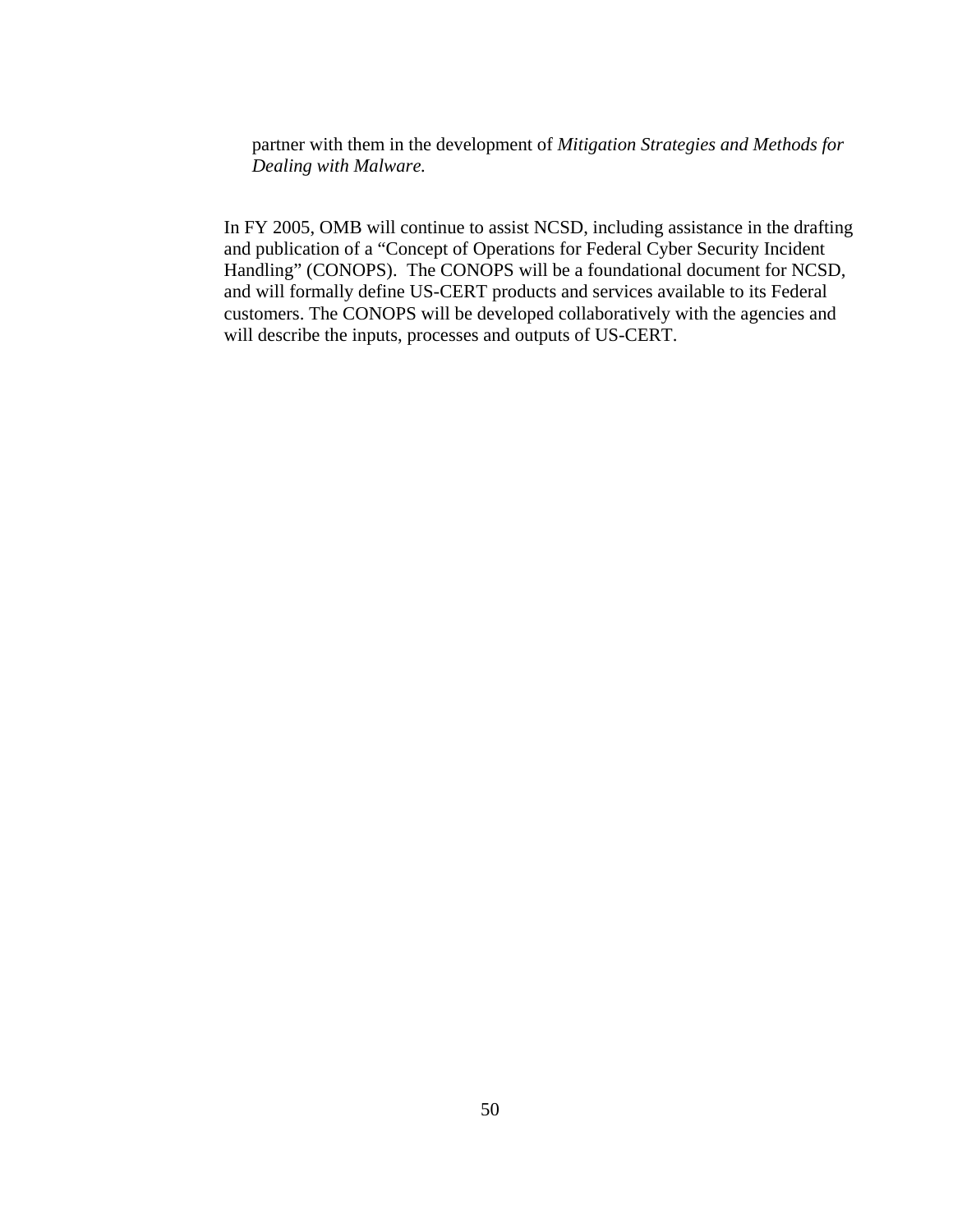partner with them in the development of *Mitigation Strategies and Methods for Dealing with Malware.*

In FY 2005, OMB will continue to assist NCSD, including assistance in the drafting and publication of a "Concept of Operations for Federal Cyber Security Incident Handling" (CONOPS). The CONOPS will be a foundational document for NCSD, and will formally define US-CERT products and services available to its Federal customers. The CONOPS will be developed collaboratively with the agencies and will describe the inputs, processes and outputs of US-CERT.